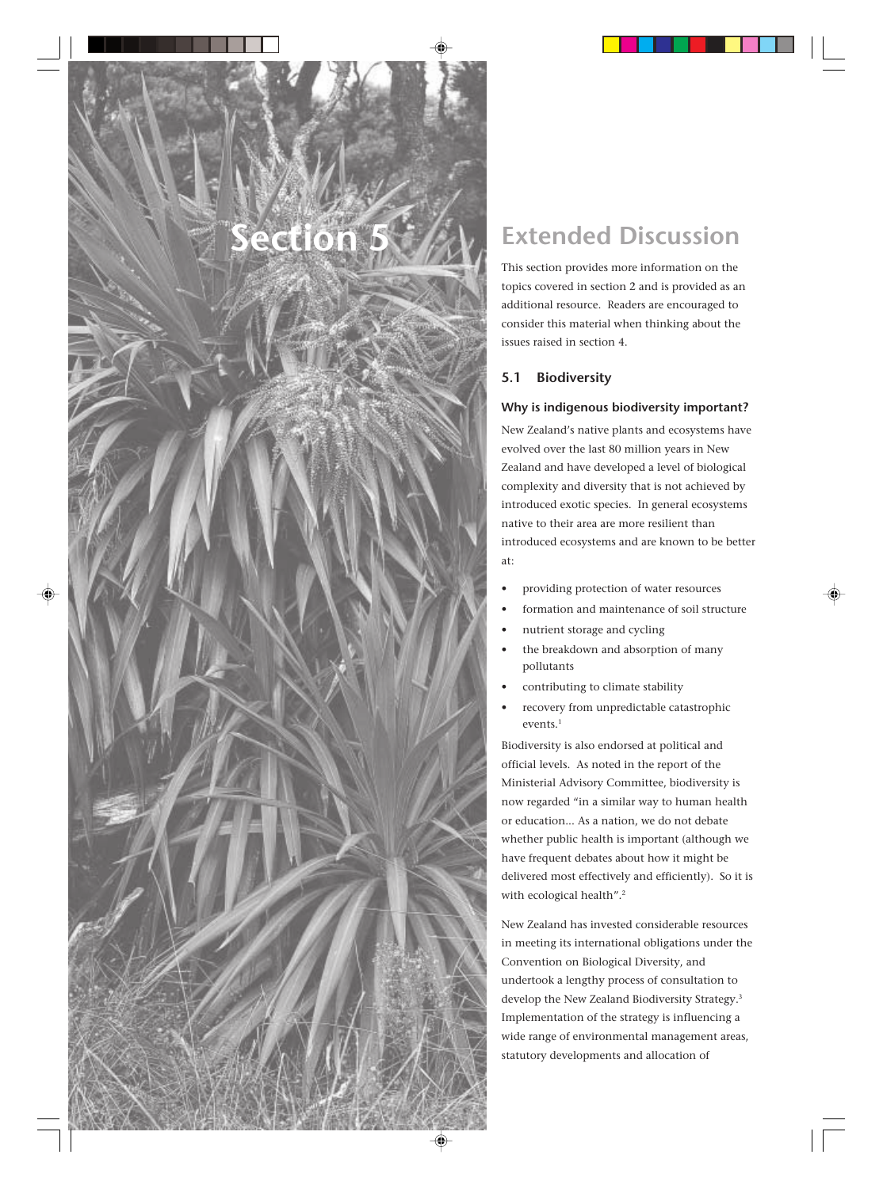# Section 5

## Extended Discussion

This section provides more information on the topics covered in section 2 and is provided as an additional resource. Readers are encouraged to consider this material when thinking about the issues raised in section 4.

### 5.1 Biodiversity

#### Why is indigenous biodiversity important?

New Zealand's native plants and ecosystems have evolved over the last 80 million years in New Zealand and have developed a level of biological complexity and diversity that is not achieved by introduced exotic species. In general ecosystems native to their area are more resilient than introduced ecosystems and are known to be better at:

- providing protection of water resources
- formation and maintenance of soil structure
- nutrient storage and cycling
- the breakdown and absorption of many pollutants
- contributing to climate stability
- recovery from unpredictable catastrophic events.[1]

Biodiversity is also endorsed at political and official levels. As noted in the report of the Ministerial Advisory Committee, biodiversity is now regarded "in a similar way to human health or education... As a nation, we do not debate whether public health is important (although we have frequent debates about how it might be delivered most effectively and efficiently). So it is with ecological health".[2]

New Zealand has invested considerable resources in meeting its international obligations under the Convention on Biological Diversity, and undertook a lengthy process of consultation to develop the New Zealand Biodiversity Strategy.[3] Implementation of the strategy is influencing a wide range of environmental management areas, statutory developments and allocation of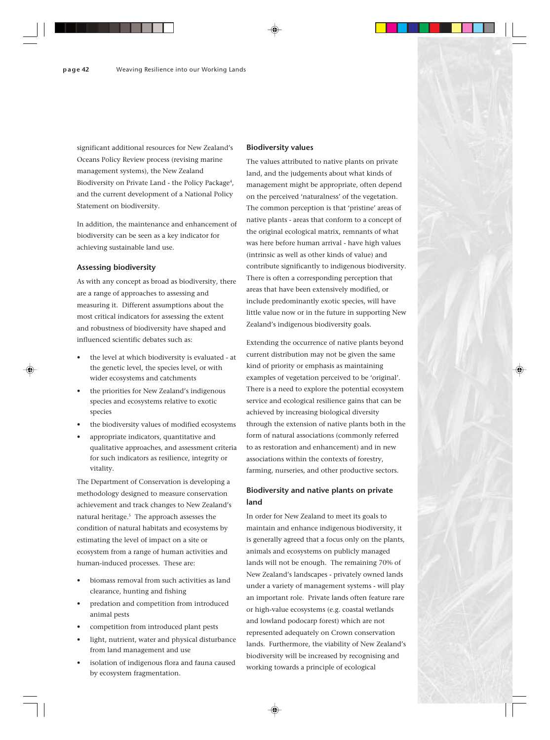significant additional resources for New Zealand's Oceans Policy Review process (revising marine management systems), the New Zealand Biodiversity on Private Land - the Policy Package[4], and the current development of a National Policy Statement on biodiversity.

In addition, the maintenance and enhancement of biodiversity can be seen as a key indicator for achieving sustainable land use.

### Assessing biodiversity

As with any concept as broad as biodiversity, there are a range of approaches to assessing and measuring it. Different assumptions about the most critical indicators for assessing the extent and robustness of biodiversity have shaped and influenced scientific debates such as:

- the level at which biodiversity is evaluated - at the genetic level, the species level, or with wider ecosystems and catchments
- the priorities for New Zealand's indigenous species and ecosystems relative to exotic species
- the biodiversity values of modified ecosystems
- appropriate indicators, quantitative and qualitative approaches, and assessment criteria for such indicators as resilience, integrity or vitality.

The Department of Conservation is developing a methodology designed to measure conservation achievement and track changes to New Zealand's natural heritage.[5] The approach assesses the condition of natural habitats and ecosystems by estimating the level of impact on a site or ecosystem from a range of human activities and human-induced processes. These are:

- biomass removal from such activities as land clearance, hunting and fishing
- predation and competition from introduced animal pests
- competition from introduced plant pests
- light, nutrient, water and physical disturbance from land management and use
- isolation of indigenous flora and fauna caused by ecosystem fragmentation.

### Biodiversity values

The values attributed to native plants on private land, and the judgements about what kinds of management might be appropriate, often depend on the perceived 'naturalness' of the vegetation. The common perception is that 'pristine' areas of native plants - areas that conform to a concept of the original ecological matrix, remnants of what was here before human arrival - have high values (intrinsic as well as other kinds of value) and contribute significantly to indigenous biodiversity. There is often a corresponding perception that areas that have been extensively modified, or include predominantly exotic species, will have little value now or in the future in supporting New Zealand's indigenous biodiversity goals.

Extending the occurrence of native plants beyond current distribution may not be given the same kind of priority or emphasis as maintaining examples of vegetation perceived to be 'original'. There is a need to explore the potential ecosystem service and ecological resilience gains that can be achieved by increasing biological diversity through the extension of native plants both in the form of natural associations (commonly referred to as restoration and enhancement) and in new associations within the contexts of forestry, farming, nurseries, and other productive sectors.

### Biodiversity and native plants on private land

In order for New Zealand to meet its goals to maintain and enhance indigenous biodiversity, it is generally agreed that a focus only on the plants, animals and ecosystems on publicly managed lands will not be enough. The remaining 70% of New Zealand's landscapes - privately owned lands under a variety of management systems - will play an important role. Private lands often feature rare or high-value ecosystems (e.g. coastal wetlands and lowland podocarp forest) which are not represented adequately on Crown conservation lands. Furthermore, the viability of New Zealand's biodiversity will be increased by recognising and working towards a principle of ecological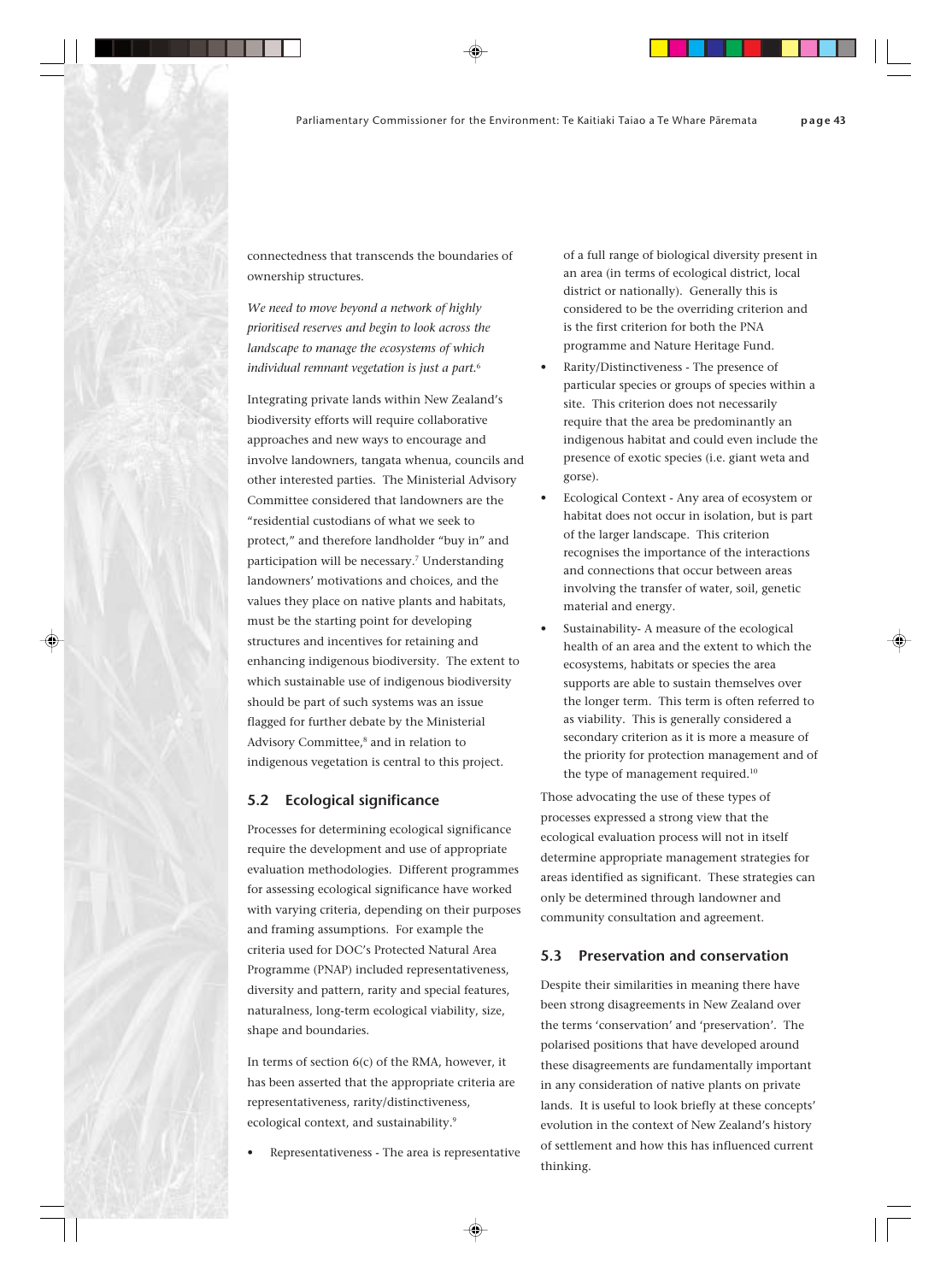connectedness that transcends the boundaries of ownership structures.

*We need to move beyond a network of highly prioritised reserves and begin to look across the landscape to manage the ecosystems of which individual remnant vegetation is just a part.*[6]

Integrating private lands within New Zealand's biodiversity efforts will require collaborative approaches and new ways to encourage and involve landowners, tangata whenua, councils and other interested parties. The Ministerial Advisory Committee considered that landowners are the "residential custodians of what we seek to protect," and therefore landholder "buy in" and participation will be necessary.[7] Understanding landowners' motivations and choices, and the values they place on native plants and habitats, must be the starting point for developing structures and incentives for retaining and enhancing indigenous biodiversity. The extent to which sustainable use of indigenous biodiversity should be part of such systems was an issue flagged for further debate by the Ministerial Advisory Committee,[8] and in relation to indigenous vegetation is central to this project.

## 5.2 Ecological significance

Processes for determining ecological significance require the development and use of appropriate evaluation methodologies. Different programmes for assessing ecological significance have worked with varying criteria, depending on their purposes and framing assumptions. For example the criteria used for DOC's Protected Natural Area Programme (PNAP) included representativeness, diversity and pattern, rarity and special features, naturalness, long-term ecological viability, size, shape and boundaries.

In terms of section 6(c) of the RMA, however, it has been asserted that the appropriate criteria are representativeness, rarity/distinctiveness, ecological context, and sustainability.[9]

- Representativeness - The area is representative of a full range of biological diversity present in an area (in terms of ecological district, local district or nationally). Generally this is considered to be the overriding criterion and is the first criterion for both the PNA programme and Nature Heritage Fund.
- Rarity/Distinctiveness - The presence of particular species or groups of species within a site. This criterion does not necessarily require that the area be predominantly an indigenous habitat and could even include the presence of exotic species (i.e. giant weta and gorse).
- Ecological Context - Any area of ecosystem or habitat does not occur in isolation, but is part of the larger landscape. This criterion recognises the importance of the interactions and connections that occur between areas involving the transfer of water, soil, genetic material and energy.
- Sustainability- A measure of the ecological health of an area and the extent to which the ecosystems, habitats or species the area supports are able to sustain themselves over the longer term. This term is often referred to as viability. This is generally considered a secondary criterion as it is more a measure of the priority for protection management and of the type of management required.[10]

Those advocating the use of these types of processes expressed a strong view that the ecological evaluation process will not in itself determine appropriate management strategies for areas identified as significant. These strategies can only be determined through landowner and community consultation and agreement.

## 5.3 Preservation and conservation

Despite their similarities in meaning there have been strong disagreements in New Zealand over the terms 'conservation' and 'preservation'. The polarised positions that have developed around these disagreements are fundamentally important in any consideration of native plants on private lands. It is useful to look briefly at these concepts' evolution in the context of New Zealand's history of settlement and how this has influenced current thinking.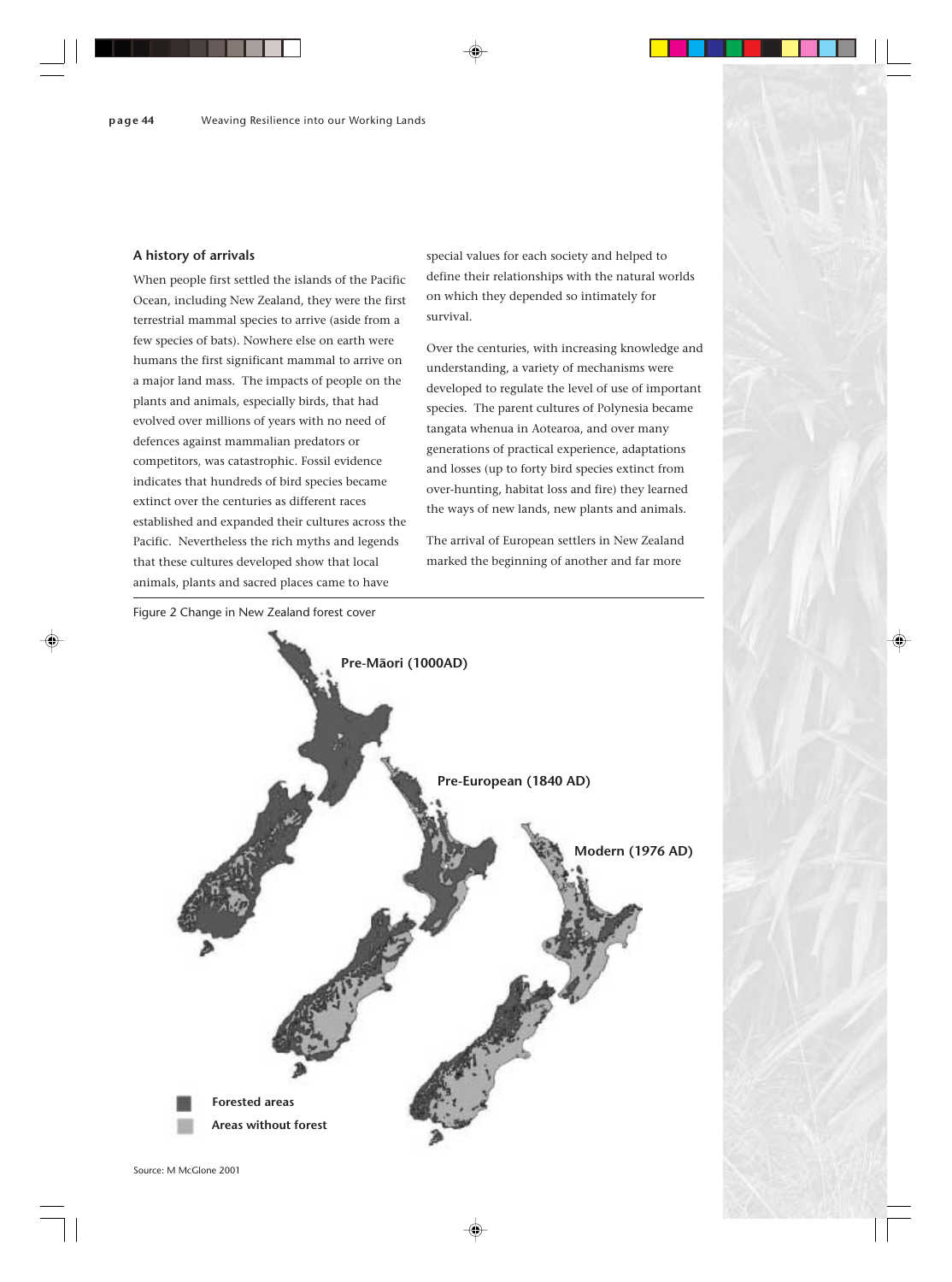### A history of arrivals

When people first settled the islands of the Pacific Ocean, including New Zealand, they were the first terrestrial mammal species to arrive (aside from a few species of bats). Nowhere else on earth were humans the first significant mammal to arrive on a major land mass. The impacts of people on the plants and animals, especially birds, that had evolved over millions of years with no need of defences against mammalian predators or competitors, was catastrophic. Fossil evidence indicates that hundreds of bird species became extinct over the centuries as different races established and expanded their cultures across the Pacific. Nevertheless the rich myths and legends that these cultures developed show that local animals, plants and sacred places came to have special values for each society and helped to define their relationships with the natural worlds on which they depended so intimately for survival.

Over the centuries, with increasing knowledge and understanding, a variety of mechanisms were developed to regulate the level of use of important species. The parent cultures of Polynesia became tangata whenua in Aotearoa, and over many generations of practical experience, adaptations and losses (up to forty bird species extinct from over-hunting, habitat loss and fire) they learned the ways of new lands, new plants and animals.

The arrival of European settlers in New Zealand marked the beginning of another and far more

Figure 2 Change in New Zealand forest cover

Pre-Māori (1000AD)

Pre-European (1840 AD)

Modern (1976 AD)

Forested areas

Areas without forest

Source: M McGlone 2001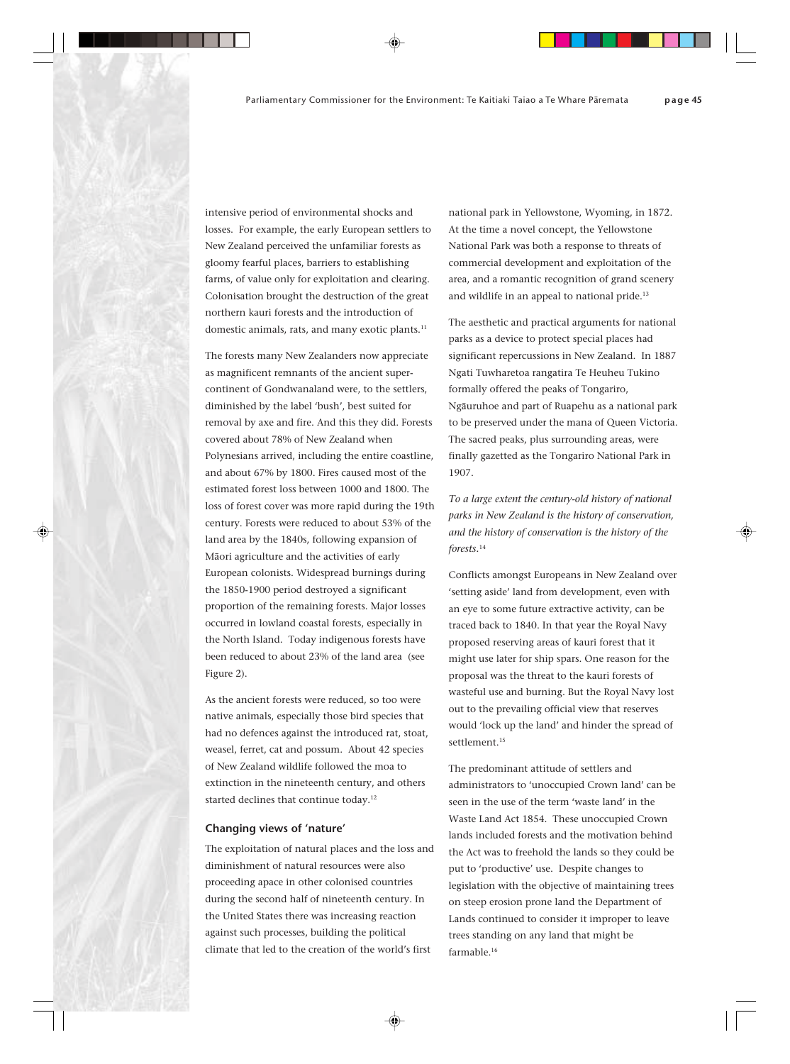intensive period of environmental shocks and losses. For example, the early European settlers to New Zealand perceived the unfamiliar forests as gloomy fearful places, barriers to establishing farms, of value only for exploitation and clearing. Colonisation brought the destruction of the great northern kauri forests and the introduction of domestic animals, rats, and many exotic plants.[11]

The forests many New Zealanders now appreciate as magnificent remnants of the ancient super-continent of Gondwanaland were, to the settlers, diminished by the label 'bush', best suited for removal by axe and fire. And this they did. Forests covered about 78% of New Zealand when Polynesians arrived, including the entire coastline, and about 67% by 1800. Fires caused most of the estimated forest loss between 1000 and 1800. The loss of forest cover was more rapid during the 19th century. Forests were reduced to about 53% of the land area by the 1840s, following expansion of Māori agriculture and the activities of early European colonists. Widespread burnings during the 1850-1900 period destroyed a significant proportion of the remaining forests. Major losses occurred in lowland coastal forests, especially in the North Island. Today indigenous forests have been reduced to about 23% of the land area (see Figure 2).

As the ancient forests were reduced, so too were native animals, especially those bird species that had no defences against the introduced rat, stoat, weasel, ferret, cat and possum. About 42 species of New Zealand wildlife followed the moa to extinction in the nineteenth century, and others started declines that continue today.[12]

### Changing views of 'nature'

The exploitation of natural places and the loss and diminishment of natural resources were also proceeding apace in other colonised countries during the second half of nineteenth century. In the United States there was increasing reaction against such processes, building the political climate that led to the creation of the world's first national park in Yellowstone, Wyoming, in 1872. At the time a novel concept, the Yellowstone National Park was both a response to threats of commercial development and exploitation of the area, and a romantic recognition of grand scenery and wildlife in an appeal to national pride.[13]

The aesthetic and practical arguments for national parks as a device to protect special places had significant repercussions in New Zealand. In 1887 Ngati Tuwharetoa rangatira Te Heuheu Tukino formally offered the peaks of Tongariro, Ngāuruhoe and part of Ruapehu as a national park to be preserved under the mana of Queen Victoria. The sacred peaks, plus surrounding areas, were finally gazetted as the Tongariro National Park in 1907.

*To a large extent the century-old history of national parks in New Zealand is the history of conservation, and the history of conservation is the history of the forests.*[14]

Conflicts amongst Europeans in New Zealand over 'setting aside' land from development, even with an eye to some future extractive activity, can be traced back to 1840. In that year the Royal Navy proposed reserving areas of kauri forest that it might use later for ship spars. One reason for the proposal was the threat to the kauri forests of wasteful use and burning. But the Royal Navy lost out to the prevailing official view that reserves would 'lock up the land' and hinder the spread of settlement.[15]

The predominant attitude of settlers and administrators to 'unoccupied Crown land' can be seen in the use of the term 'waste land' in the Waste Land Act 1854. These unoccupied Crown lands included forests and the motivation behind the Act was to freehold the lands so they could be put to 'productive' use. Despite changes to legislation with the objective of maintaining trees on steep erosion prone land the Department of Lands continued to consider it improper to leave trees standing on any land that might be farmable.[16]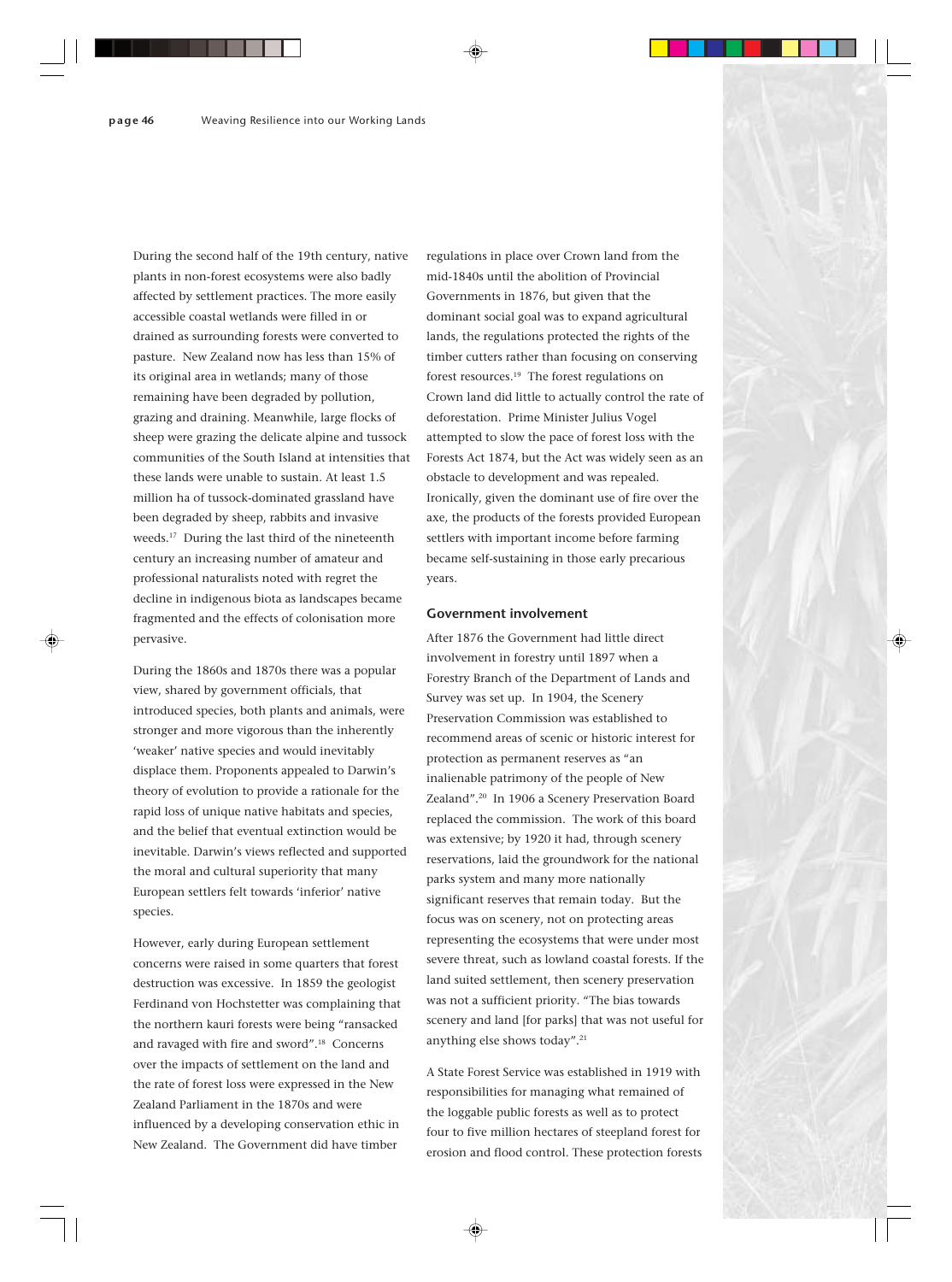During the second half of the 19th century, native plants in non-forest ecosystems were also badly affected by settlement practices. The more easily accessible coastal wetlands were filled in or drained as surrounding forests were converted to pasture. New Zealand now has less than 15% of its original area in wetlands; many of those remaining have been degraded by pollution, grazing and draining. Meanwhile, large flocks of sheep were grazing the delicate alpine and tussock communities of the South Island at intensities that these lands were unable to sustain. At least 1.5 million ha of tussock-dominated grassland have been degraded by sheep, rabbits and invasive weeds.[17] During the last third of the nineteenth century an increasing number of amateur and professional naturalists noted with regret the decline in indigenous biota as landscapes became fragmented and the effects of colonisation more pervasive.

During the 1860s and 1870s there was a popular view, shared by government officials, that introduced species, both plants and animals, were stronger and more vigorous than the inherently 'weaker' native species and would inevitably displace them. Proponents appealed to Darwin's theory of evolution to provide a rationale for the rapid loss of unique native habitats and species, and the belief that eventual extinction would be inevitable. Darwin's views reflected and supported the moral and cultural superiority that many European settlers felt towards 'inferior' native species.

However, early during European settlement concerns were raised in some quarters that forest destruction was excessive. In 1859 the geologist Ferdinand von Hochstetter was complaining that the northern kauri forests were being "ransacked and ravaged with fire and sword".[18] Concerns over the impacts of settlement on the land and the rate of forest loss were expressed in the New Zealand Parliament in the 1870s and were influenced by a developing conservation ethic in New Zealand. The Government did have timber regulations in place over Crown land from the mid-1840s until the abolition of Provincial Governments in 1876, but given that the dominant social goal was to expand agricultural lands, the regulations protected the rights of the timber cutters rather than focusing on conserving forest resources.[19] The forest regulations on Crown land did little to actually control the rate of deforestation. Prime Minister Julius Vogel attempted to slow the pace of forest loss with the Forests Act 1874, but the Act was widely seen as an obstacle to development and was repealed. Ironically, given the dominant use of fire over the axe, the products of the forests provided European settlers with important income before farming became self-sustaining in those early precarious years.

### Government involvement

After 1876 the Government had little direct involvement in forestry until 1897 when a Forestry Branch of the Department of Lands and Survey was set up. In 1904, the Scenery Preservation Commission was established to recommend areas of scenic or historic interest for protection as permanent reserves as "an inalienable patrimony of the people of New Zealand".[20] In 1906 a Scenery Preservation Board replaced the commission. The work of this board was extensive; by 1920 it had, through scenery reservations, laid the groundwork for the national parks system and many more nationally significant reserves that remain today. But the focus was on scenery, not on protecting areas representing the ecosystems that were under most severe threat, such as lowland coastal forests. If the land suited settlement, then scenery preservation was not a sufficient priority. "The bias towards scenery and land [for parks] that was not useful for anything else shows today".[21]

A State Forest Service was established in 1919 with responsibilities for managing what remained of the loggable public forests as well as to protect four to five million hectares of steepland forest for erosion and flood control. These protection forests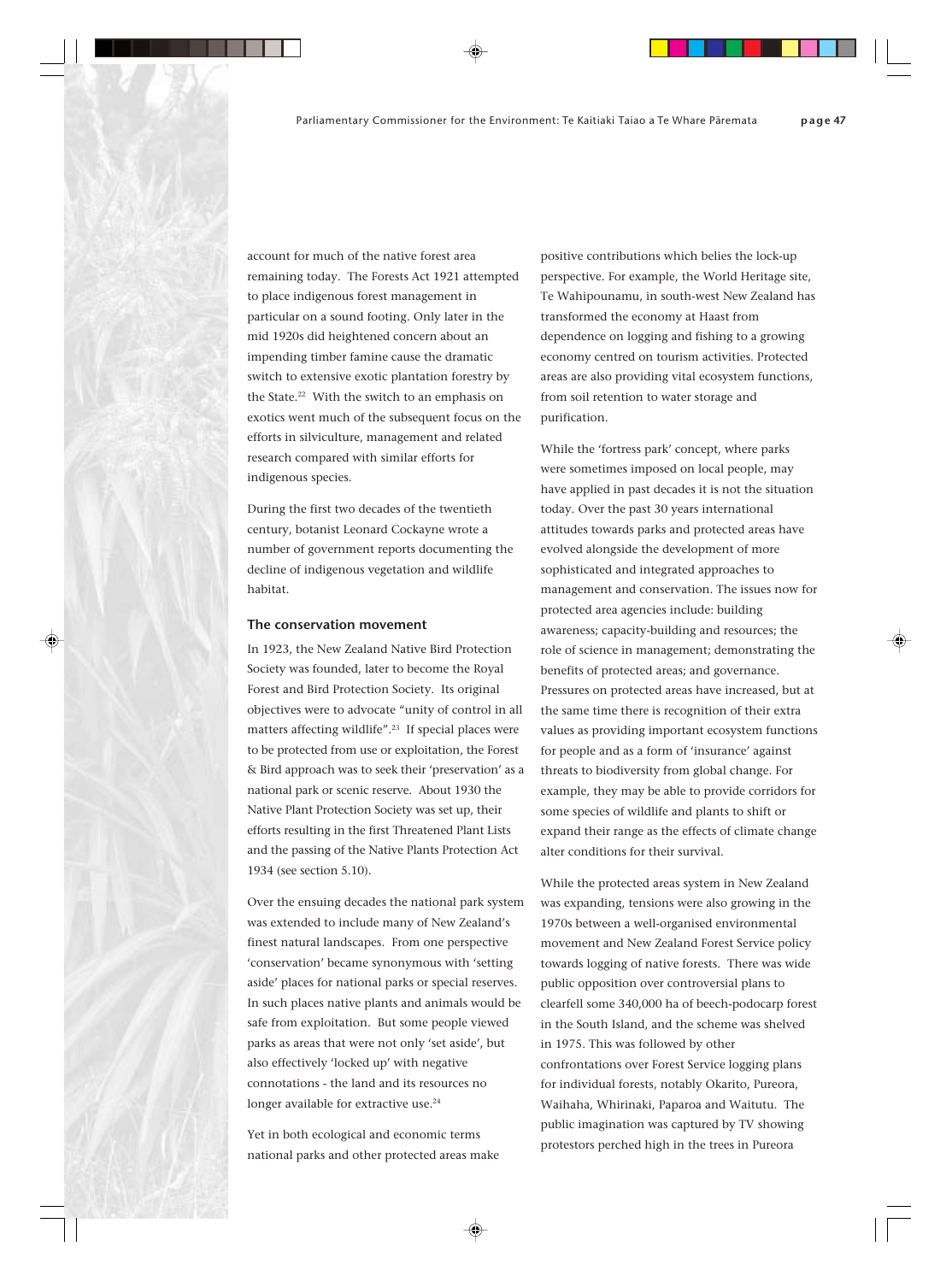account for much of the native forest area remaining today. The Forests Act 1921 attempted to place indigenous forest management in particular on a sound footing. Only later in the mid 1920s did heightened concern about an impending timber famine cause the dramatic switch to extensive exotic plantation forestry by the State.[22] With the switch to an emphasis on exotics went much of the subsequent focus on the efforts in silviculture, management and related research compared with similar efforts for indigenous species.

During the first two decades of the twentieth century, botanist Leonard Cockayne wrote a number of government reports documenting the decline of indigenous vegetation and wildlife habitat.

### The conservation movement

In 1923, the New Zealand Native Bird Protection Society was founded, later to become the Royal Forest and Bird Protection Society. Its original objectives were to advocate "unity of control in all matters affecting wildlife".[23] If special places were to be protected from use or exploitation, the Forest & Bird approach was to seek their 'preservation' as a national park or scenic reserve. About 1930 the Native Plant Protection Society was set up, their efforts resulting in the first Threatened Plant Lists and the passing of the Native Plants Protection Act 1934 (see section 5.10).

Over the ensuing decades the national park system was extended to include many of New Zealand's finest natural landscapes. From one perspective 'conservation' became synonymous with 'setting aside' places for national parks or special reserves. In such places native plants and animals would be safe from exploitation. But some people viewed parks as areas that were not only 'set aside', but also effectively 'locked up' with negative connotations - the land and its resources no longer available for extractive use.[24]

Yet in both ecological and economic terms national parks and other protected areas make positive contributions which belies the lock-up perspective. For example, the World Heritage site, Te Wahipounamu, in south-west New Zealand has transformed the economy at Haast from dependence on logging and fishing to a growing economy centred on tourism activities. Protected areas are also providing vital ecosystem functions, from soil retention to water storage and purification.

While the 'fortress park' concept, where parks were sometimes imposed on local people, may have applied in past decades it is not the situation today. Over the past 30 years international attitudes towards parks and protected areas have evolved alongside the development of more sophisticated and integrated approaches to management and conservation. The issues now for protected area agencies include: building awareness; capacity-building and resources; the role of science in management; demonstrating the benefits of protected areas; and governance. Pressures on protected areas have increased, but at the same time there is recognition of their extra values as providing important ecosystem functions for people and as a form of 'insurance' against threats to biodiversity from global change. For example, they may be able to provide corridors for some species of wildlife and plants to shift or expand their range as the effects of climate change alter conditions for their survival.

While the protected areas system in New Zealand was expanding, tensions were also growing in the 1970s between a well-organised environmental movement and New Zealand Forest Service policy towards logging of native forests. There was wide public opposition over controversial plans to clearfell some 340,000 ha of beech-podocarp forest in the South Island, and the scheme was shelved in 1975. This was followed by other confrontations over Forest Service logging plans for individual forests, notably Okarito, Pureora, Waihaha, Whirinaki, Paparoa and Waitutu. The public imagination was captured by TV showing protestors perched high in the trees in Pureora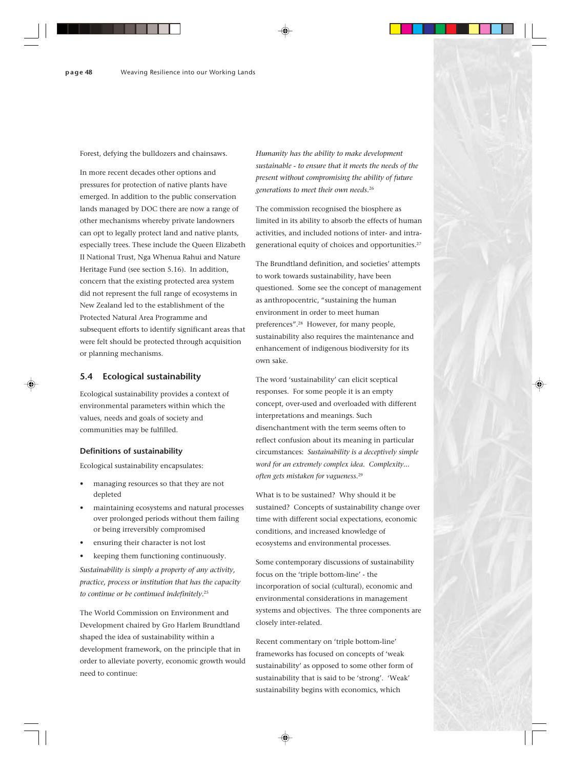Forest, defying the bulldozers and chainsaws.

In more recent decades other options and pressures for protection of native plants have emerged. In addition to the public conservation lands managed by DOC there are now a range of other mechanisms whereby private landowners can opt to legally protect land and native plants, especially trees. These include the Queen Elizabeth II National Trust, Nga Whenua Rahui and Nature Heritage Fund (see section 5.16). In addition, concern that the existing protected area system did not represent the full range of ecosystems in New Zealand led to the establishment of the Protected Natural Area Programme and subsequent efforts to identify significant areas that were felt should be protected through acquisition or planning mechanisms.

## 5.4 Ecological sustainability

Ecological sustainability provides a context of environmental parameters within which the values, needs and goals of society and communities may be fulfilled.

### Definitions of sustainability

Ecological sustainability encapsulates:

- managing resources so that they are not depleted
- maintaining ecosystems and natural processes over prolonged periods without them failing or being irreversibly compromised
- ensuring their character is not lost
- keeping them functioning continuously.

*Sustainability is simply a property of any activity, practice, process or institution that has the capacity to continue or be continued indefinitely.*[25]

The World Commission on Environment and Development chaired by Gro Harlem Brundtland shaped the idea of sustainability within a development framework, on the principle that in order to alleviate poverty, economic growth would need to continue:

*Humanity has the ability to make development sustainable - to ensure that it meets the needs of the present without compromising the ability of future generations to meet their own needs.*[26]

The commission recognised the biosphere as limited in its ability to absorb the effects of human activities, and included notions of inter- and intra-generational equity of choices and opportunities.[27]

The Brundtland definition, and societies' attempts to work towards sustainability, have been questioned. Some see the concept of management as anthropocentric, "sustaining the human environment in order to meet human preferences".[28] However, for many people, sustainability also requires the maintenance and enhancement of indigenous biodiversity for its own sake.

The word 'sustainability' can elicit sceptical responses. For some people it is an empty concept, over-used and overloaded with different interpretations and meanings. Such disenchantment with the term seems often to reflect confusion about its meaning in particular circumstances: *Sustainability is a deceptively simple word for an extremely complex idea. Complexity... often gets mistaken for vagueness.*[29]

What is to be sustained? Why should it be sustained? Concepts of sustainability change over time with different social expectations, economic conditions, and increased knowledge of ecosystems and environmental processes.

Some contemporary discussions of sustainability focus on the 'triple bottom-line' - the incorporation of social (cultural), economic and environmental considerations in management systems and objectives. The three components are closely inter-related.

Recent commentary on 'triple bottom-line' frameworks has focused on concepts of 'weak sustainability' as opposed to some other form of sustainability that is said to be 'strong'. 'Weak' sustainability begins with economics, which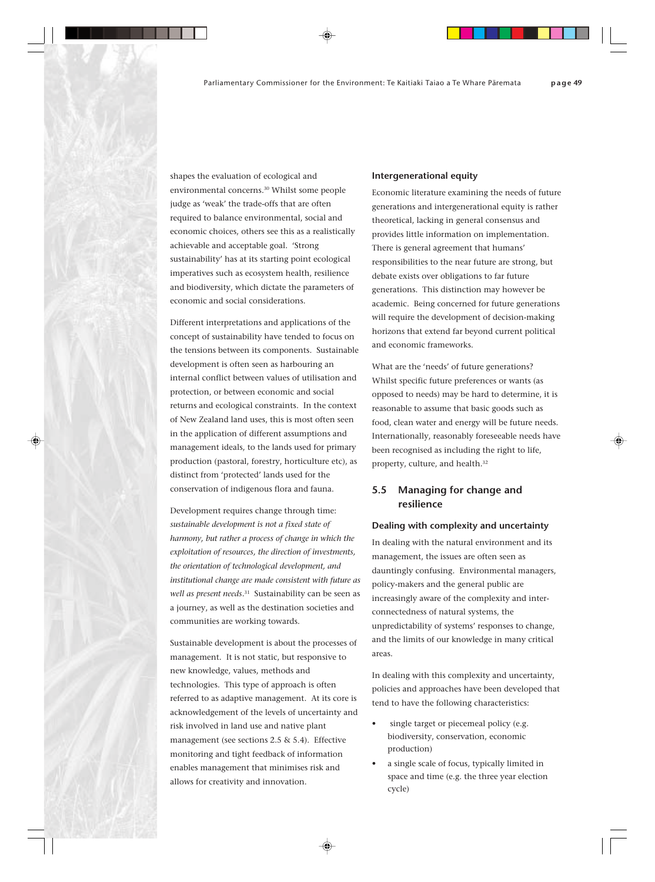shapes the evaluation of ecological and environmental concerns.[30] Whilst some people judge as 'weak' the trade-offs that are often required to balance environmental, social and economic choices, others see this as a realistically achievable and acceptable goal. 'Strong sustainability' has at its starting point ecological imperatives such as ecosystem health, resilience and biodiversity, which dictate the parameters of economic and social considerations.

Different interpretations and applications of the concept of sustainability have tended to focus on the tensions between its components. Sustainable development is often seen as harbouring an internal conflict between values of utilisation and protection, or between economic and social returns and ecological constraints. In the context of New Zealand land uses, this is most often seen in the application of different assumptions and management ideals, to the lands used for primary production (pastoral, forestry, horticulture etc), as distinct from 'protected' lands used for the conservation of indigenous flora and fauna.

Development requires change through time: *sustainable development is not a fixed state of harmony, but rather a process of change in which the exploitation of resources, the direction of investments, the orientation of technological development, and institutional change are made consistent with future as well as present needs*.[31] Sustainability can be seen as a journey, as well as the destination societies and communities are working towards.

Sustainable development is about the processes of management. It is not static, but responsive to new knowledge, values, methods and technologies. This type of approach is often referred to as adaptive management. At its core is acknowledgement of the levels of uncertainty and risk involved in land use and native plant management (see sections 2.5 & 5.4). Effective monitoring and tight feedback of information enables management that minimises risk and allows for creativity and innovation.

### Intergenerational equity

Economic literature examining the needs of future generations and intergenerational equity is rather theoretical, lacking in general consensus and provides little information on implementation. There is general agreement that humans' responsibilities to the near future are strong, but debate exists over obligations to far future generations. This distinction may however be academic. Being concerned for future generations will require the development of decision-making horizons that extend far beyond current political and economic frameworks.

What are the 'needs' of future generations? Whilst specific future preferences or wants (as opposed to needs) may be hard to determine, it is reasonable to assume that basic goods such as food, clean water and energy will be future needs. Internationally, reasonably foreseeable needs have been recognised as including the right to life, property, culture, and health.[32]

## 5.5 Managing for change and resilience

### Dealing with complexity and uncertainty

In dealing with the natural environment and its management, the issues are often seen as dauntingly confusing. Environmental managers, policy-makers and the general public are increasingly aware of the complexity and inter-connectedness of natural systems, the unpredictability of systems' responses to change, and the limits of our knowledge in many critical areas.

In dealing with this complexity and uncertainty, policies and approaches have been developed that tend to have the following characteristics:

- single target or piecemeal policy (e.g. biodiversity, conservation, economic production)
- a single scale of focus, typically limited in space and time (e.g. the three year election cycle)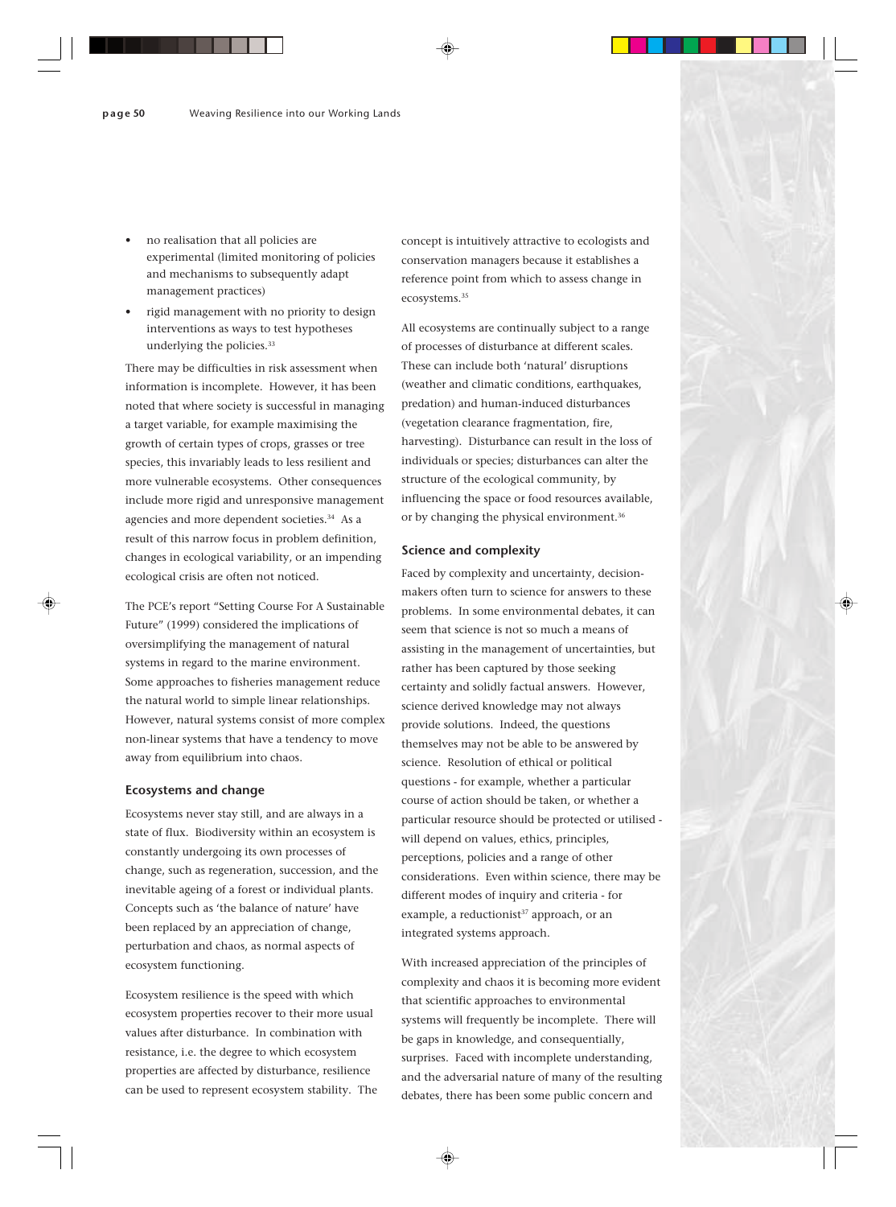- no realisation that all policies are experimental (limited monitoring of policies and mechanisms to subsequently adapt management practices)
- rigid management with no priority to design interventions as ways to test hypotheses underlying the policies.[33]

There may be difficulties in risk assessment when information is incomplete. However, it has been noted that where society is successful in managing a target variable, for example maximising the growth of certain types of crops, grasses or tree species, this invariably leads to less resilient and more vulnerable ecosystems. Other consequences include more rigid and unresponsive management agencies and more dependent societies.[34] As a result of this narrow focus in problem definition, changes in ecological variability, or an impending ecological crisis are often not noticed.

The PCE's report "Setting Course For A Sustainable Future" (1999) considered the implications of oversimplifying the management of natural systems in regard to the marine environment. Some approaches to fisheries management reduce the natural world to simple linear relationships. However, natural systems consist of more complex non-linear systems that have a tendency to move away from equilibrium into chaos.

### Ecosystems and change

Ecosystems never stay still, and are always in a state of flux. Biodiversity within an ecosystem is constantly undergoing its own processes of change, such as regeneration, succession, and the inevitable ageing of a forest or individual plants. Concepts such as 'the balance of nature' have been replaced by an appreciation of change, perturbation and chaos, as normal aspects of ecosystem functioning.

Ecosystem resilience is the speed with which ecosystem properties recover to their more usual values after disturbance. In combination with resistance, i.e. the degree to which ecosystem properties are affected by disturbance, resilience can be used to represent ecosystem stability. The concept is intuitively attractive to ecologists and conservation managers because it establishes a reference point from which to assess change in ecosystems.[35]

All ecosystems are continually subject to a range of processes of disturbance at different scales. These can include both 'natural' disruptions (weather and climatic conditions, earthquakes, predation) and human-induced disturbances (vegetation clearance fragmentation, fire, harvesting). Disturbance can result in the loss of individuals or species; disturbances can alter the structure of the ecological community, by influencing the space or food resources available, or by changing the physical environment.[36]

### Science and complexity

Faced by complexity and uncertainty, decision-makers often turn to science for answers to these problems. In some environmental debates, it can seem that science is not so much a means of assisting in the management of uncertainties, but rather has been captured by those seeking certainty and solidly factual answers. However, science derived knowledge may not always provide solutions. Indeed, the questions themselves may not be able to be answered by science. Resolution of ethical or political questions - for example, whether a particular course of action should be taken, or whether a particular resource should be protected or utilised - will depend on values, ethics, principles, perceptions, policies and a range of other considerations. Even within science, there may be different modes of inquiry and criteria - for example, a reductionist[37] approach, or an integrated systems approach.

With increased appreciation of the principles of complexity and chaos it is becoming more evident that scientific approaches to environmental systems will frequently be incomplete. There will be gaps in knowledge, and consequentially, surprises. Faced with incomplete understanding, and the adversarial nature of many of the resulting debates, there has been some public concern and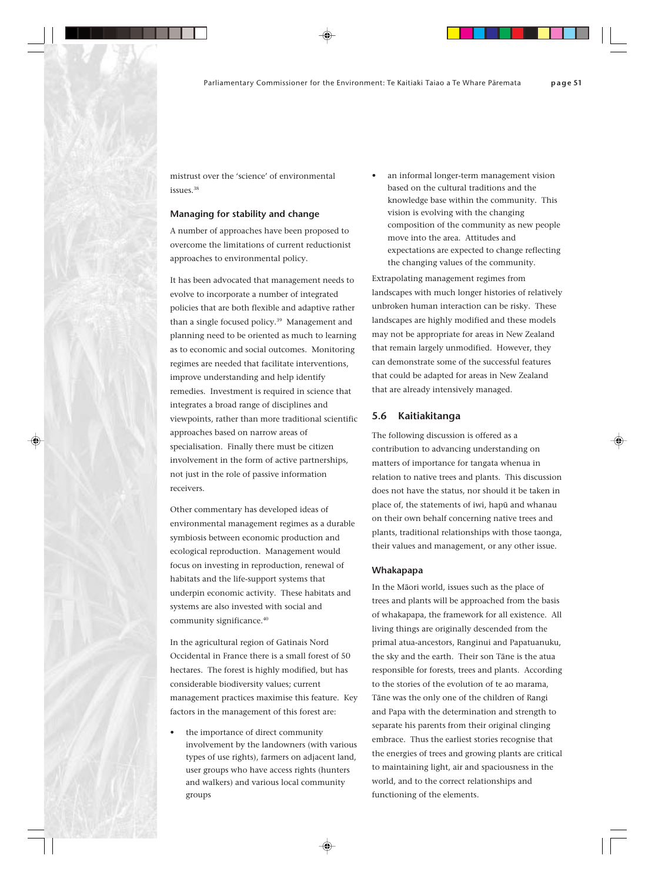mistrust over the 'science' of environmental issues.[38]

### Managing for stability and change

A number of approaches have been proposed to overcome the limitations of current reductionist approaches to environmental policy.

It has been advocated that management needs to evolve to incorporate a number of integrated policies that are both flexible and adaptive rather than a single focused policy.[39] Management and planning need to be oriented as much to learning as to economic and social outcomes. Monitoring regimes are needed that facilitate interventions, improve understanding and help identify remedies. Investment is required in science that integrates a broad range of disciplines and viewpoints, rather than more traditional scientific approaches based on narrow areas of specialisation. Finally there must be citizen involvement in the form of active partnerships, not just in the role of passive information receivers.

Other commentary has developed ideas of environmental management regimes as a durable symbiosis between economic production and ecological reproduction. Management would focus on investing in reproduction, renewal of habitats and the life-support systems that underpin economic activity. These habitats and systems are also invested with social and community significance.[40]

In the agricultural region of Gatinais Nord Occidental in France there is a small forest of 50 hectares. The forest is highly modified, but has considerable biodiversity values; current management practices maximise this feature. Key factors in the management of this forest are:

- the importance of direct community involvement by the landowners (with various types of use rights), farmers on adjacent land, user groups who have access rights (hunters and walkers) and various local community groups
- an informal longer-term management vision based on the cultural traditions and the knowledge base within the community. This vision is evolving with the changing composition of the community as new people move into the area. Attitudes and expectations are expected to change reflecting the changing values of the community.

Extrapolating management regimes from landscapes with much longer histories of relatively unbroken human interaction can be risky. These landscapes are highly modified and these models may not be appropriate for areas in New Zealand that remain largely unmodified. However, they can demonstrate some of the successful features that could be adapted for areas in New Zealand that are already intensively managed.

## 5.6 Kaitiakitanga

The following discussion is offered as a contribution to advancing understanding on matters of importance for tangata whenua in relation to native trees and plants. This discussion does not have the status, nor should it be taken in place of, the statements of iwi, hapū and whanau on their own behalf concerning native trees and plants, traditional relationships with those taonga, their values and management, or any other issue.

### Whakapapa

In the Māori world, issues such as the place of trees and plants will be approached from the basis of whakapapa, the framework for all existence. All living things are originally descended from the primal atua-ancestors, Ranginui and Papatuanuku, the sky and the earth. Their son Tāne is the atua responsible for forests, trees and plants. According to the stories of the evolution of te ao marama, Tāne was the only one of the children of Rangi and Papa with the determination and strength to separate his parents from their original clinging embrace. Thus the earliest stories recognise that the energies of trees and growing plants are critical to maintaining light, air and spaciousness in the world, and to the correct relationships and functioning of the elements.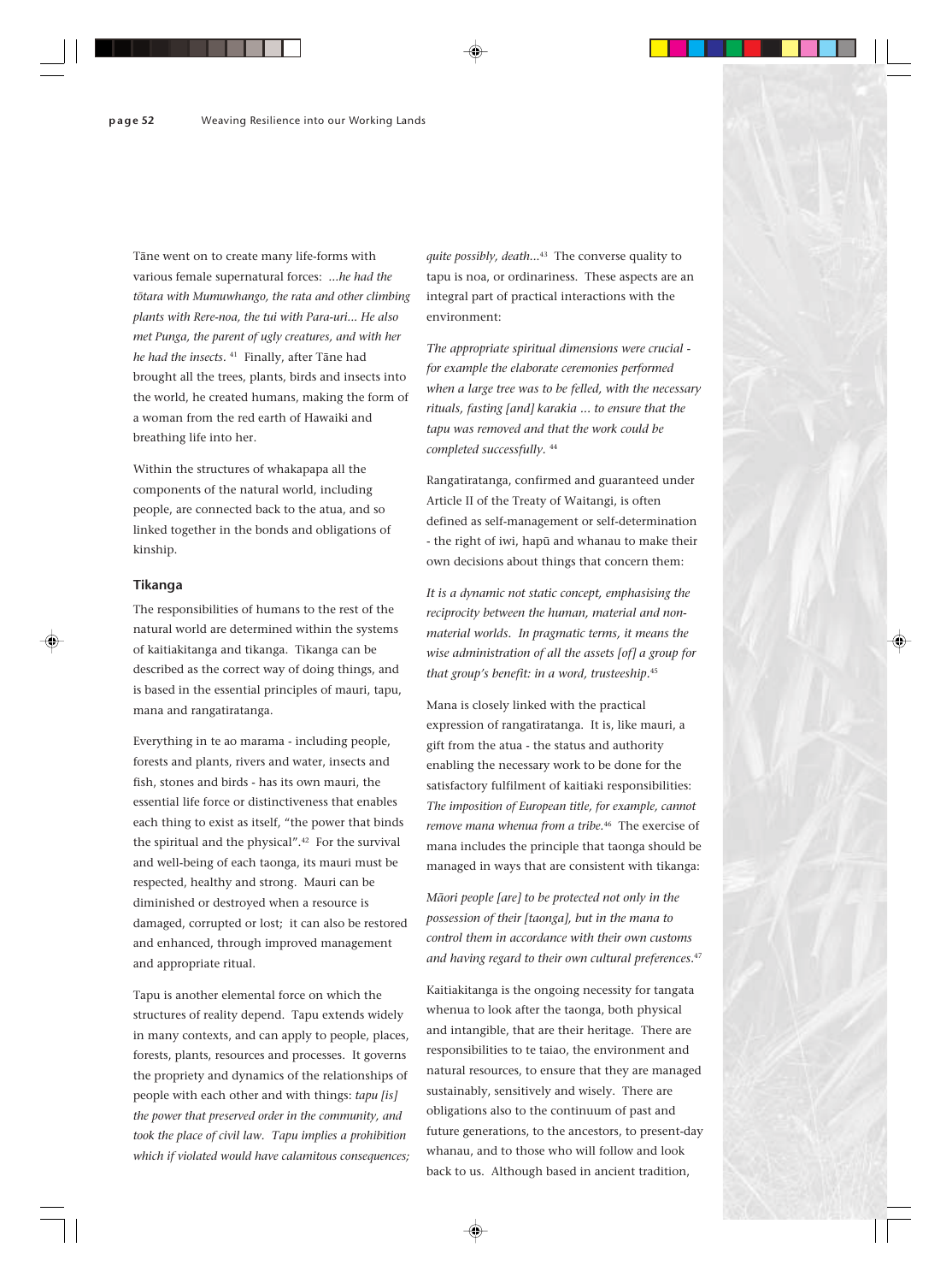Tāne went on to create many life-forms with various female supernatural forces: *...he had the tōtara with Mumuwhango, the rata and other climbing plants with Rere-noa, the tui with Para-uri... He also met Punga, the parent of ugly creatures, and with her he had the insects.* [41] Finally, after Tāne had brought all the trees, plants, birds and insects into the world, he created humans, making the form of a woman from the red earth of Hawaiki and breathing life into her.

Within the structures of whakapapa all the components of the natural world, including people, are connected back to the atua, and so linked together in the bonds and obligations of kinship.

### Tikanga

The responsibilities of humans to the rest of the natural world are determined within the systems of kaitiakitanga and tikanga. Tikanga can be described as the correct way of doing things, and is based in the essential principles of mauri, tapu, mana and rangatiratanga.

Everything in te ao marama - including people, forests and plants, rivers and water, insects and fish, stones and birds - has its own mauri, the essential life force or distinctiveness that enables each thing to exist as itself, "the power that binds the spiritual and the physical".[42] For the survival and well-being of each taonga, its mauri must be respected, healthy and strong. Mauri can be diminished or destroyed when a resource is damaged, corrupted or lost; it can also be restored and enhanced, through improved management and appropriate ritual.

Tapu is another elemental force on which the structures of reality depend. Tapu extends widely in many contexts, and can apply to people, places, forests, plants, resources and processes. It governs the propriety and dynamics of the relationships of people with each other and with things: *tapu [is] the power that preserved order in the community, and took the place of civil law. Tapu implies a prohibition which if violated would have calamitous consequences; quite possibly, death...*[43] The converse quality to tapu is noa, or ordinariness. These aspects are an integral part of practical interactions with the environment:

*The appropriate spiritual dimensions were crucial - for example the elaborate ceremonies performed when a large tree was to be felled, with the necessary rituals, fasting [and] karakia ... to ensure that the tapu was removed and that the work could be completed successfully.* [44]

Rangatiratanga, confirmed and guaranteed under Article II of the Treaty of Waitangi, is often defined as self-management or self-determination - the right of iwi, hapū and whanau to make their own decisions about things that concern them:

*It is a dynamic not static concept, emphasising the reciprocity between the human, material and non-material worlds. In pragmatic terms, it means the wise administration of all the assets [of] a group for that group's benefit: in a word, trusteeship.*[45]

Mana is closely linked with the practical expression of rangatiratanga. It is, like mauri, a gift from the atua - the status and authority enabling the necessary work to be done for the satisfactory fulfilment of kaitiaki responsibilities: *The imposition of European title, for example, cannot remove mana whenua from a tribe.*[46] The exercise of mana includes the principle that taonga should be managed in ways that are consistent with tikanga:

*Māori people [are] to be protected not only in the possession of their [taonga], but in the mana to control them in accordance with their own customs and having regard to their own cultural preferences.*[47]

Kaitiakitanga is the ongoing necessity for tangata whenua to look after the taonga, both physical and intangible, that are their heritage. There are responsibilities to te taiao, the environment and natural resources, to ensure that they are managed sustainably, sensitively and wisely. There are obligations also to the continuum of past and future generations, to the ancestors, to present-day whanau, and to those who will follow and look back to us. Although based in ancient tradition,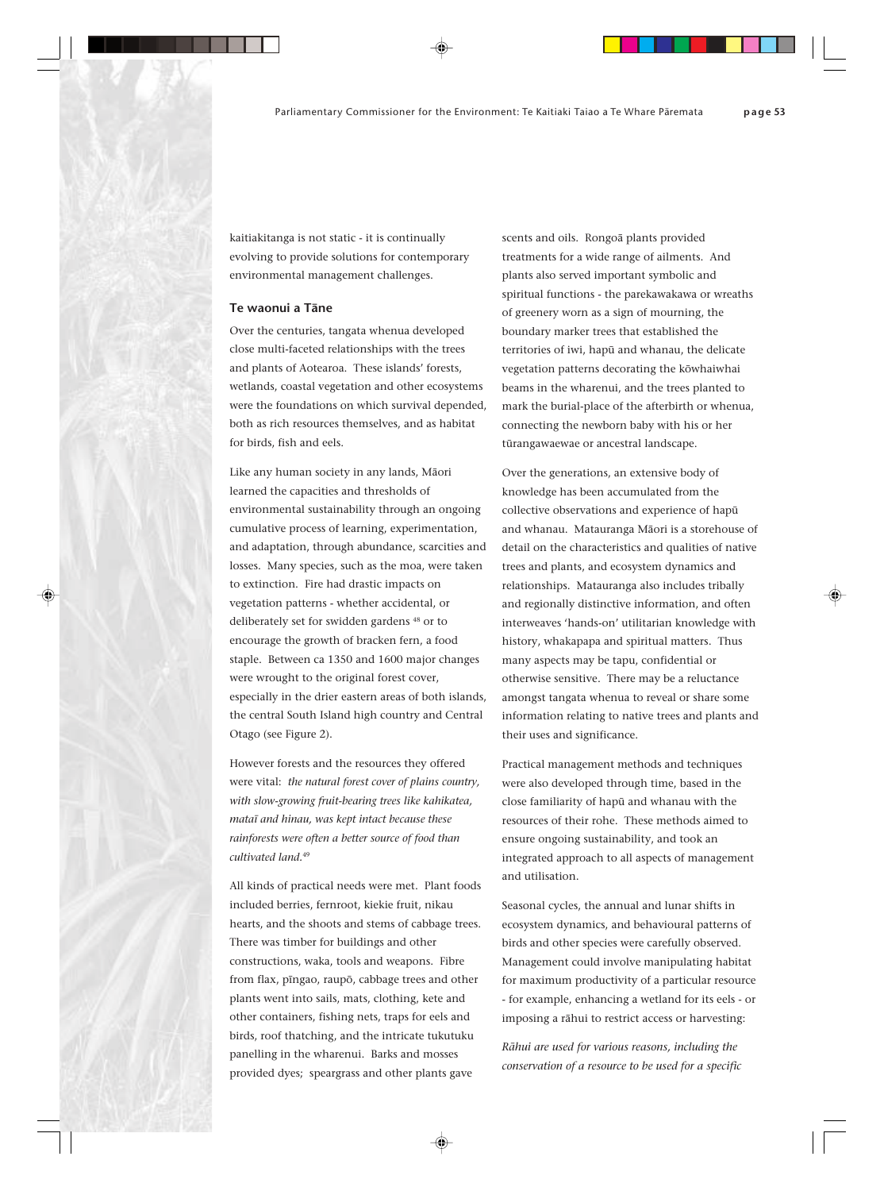kaitiakitanga is not static - it is continually evolving to provide solutions for contemporary environmental management challenges.

### Te waonui a Tāne

Over the centuries, tangata whenua developed close multi-faceted relationships with the trees and plants of Aotearoa. These islands' forests, wetlands, coastal vegetation and other ecosystems were the foundations on which survival depended, both as rich resources themselves, and as habitat for birds, fish and eels.

Like any human society in any lands, Māori learned the capacities and thresholds of environmental sustainability through an ongoing cumulative process of learning, experimentation, and adaptation, through abundance, scarcities and losses. Many species, such as the moa, were taken to extinction. Fire had drastic impacts on vegetation patterns - whether accidental, or deliberately set for swidden gardens [48] or to encourage the growth of bracken fern, a food staple. Between ca 1350 and 1600 major changes were wrought to the original forest cover, especially in the drier eastern areas of both islands, the central South Island high country and Central Otago (see Figure 2).

However forests and the resources they offered were vital: *the natural forest cover of plains country, with slow-growing fruit-bearing trees like kahikatea, mataī and hinau, was kept intact because these rainforests were often a better source of food than cultivated land.*[49]

All kinds of practical needs were met. Plant foods included berries, fernroot, kiekie fruit, nikau hearts, and the shoots and stems of cabbage trees. There was timber for buildings and other constructions, waka, tools and weapons. Fibre from flax, pīngao, raupō, cabbage trees and other plants went into sails, mats, clothing, kete and other containers, fishing nets, traps for eels and birds, roof thatching, and the intricate tukutuku panelling in the wharenui. Barks and mosses provided dyes; speargrass and other plants gave scents and oils. Rongoā plants provided treatments for a wide range of ailments. And plants also served important symbolic and spiritual functions - the parekawakawa or wreaths of greenery worn as a sign of mourning, the boundary marker trees that established the territories of iwi, hapū and whanau, the delicate vegetation patterns decorating the kōwhaiwhai beams in the wharenui, and the trees planted to mark the burial-place of the afterbirth or whenua, connecting the newborn baby with his or her tūrangawaewae or ancestral landscape.

Over the generations, an extensive body of knowledge has been accumulated from the collective observations and experience of hapū and whanau. Matauranga Māori is a storehouse of detail on the characteristics and qualities of native trees and plants, and ecosystem dynamics and relationships. Matauranga also includes tribally and regionally distinctive information, and often interweaves 'hands-on' utilitarian knowledge with history, whakapapa and spiritual matters. Thus many aspects may be tapu, confidential or otherwise sensitive. There may be a reluctance amongst tangata whenua to reveal or share some information relating to native trees and plants and their uses and significance.

Practical management methods and techniques were also developed through time, based in the close familiarity of hapū and whanau with the resources of their rohe. These methods aimed to ensure ongoing sustainability, and took an integrated approach to all aspects of management and utilisation.

Seasonal cycles, the annual and lunar shifts in ecosystem dynamics, and behavioural patterns of birds and other species were carefully observed. Management could involve manipulating habitat for maximum productivity of a particular resource - for example, enhancing a wetland for its eels - or imposing a rāhui to restrict access or harvesting:

*Rāhui are used for various reasons, including the conservation of a resource to be used for a specific*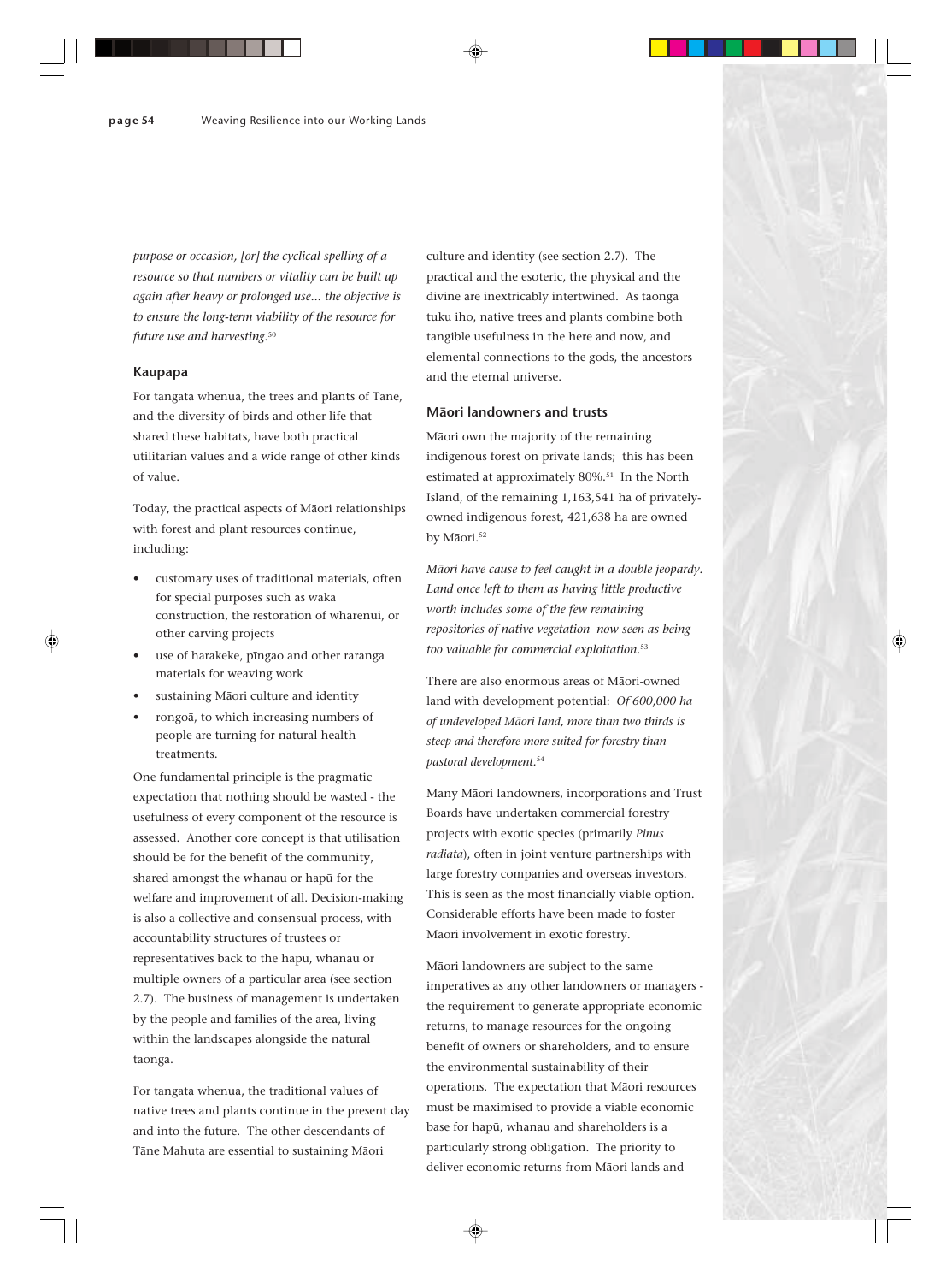*purpose or occasion, [or] the cyclical spelling of a resource so that numbers or vitality can be built up again after heavy or prolonged use... the objective is to ensure the long-term viability of the resource for future use and harvesting.*[50]

### Kaupapa

For tangata whenua, the trees and plants of Tāne, and the diversity of birds and other life that shared these habitats, have both practical utilitarian values and a wide range of other kinds of value.

Today, the practical aspects of Māori relationships with forest and plant resources continue, including:

- customary uses of traditional materials, often for special purposes such as waka construction, the restoration of wharenui, or other carving projects
- use of harakeke, pīngao and other raranga materials for weaving work
- sustaining Māori culture and identity
- rongoā, to which increasing numbers of people are turning for natural health treatments.

One fundamental principle is the pragmatic expectation that nothing should be wasted - the usefulness of every component of the resource is assessed. Another core concept is that utilisation should be for the benefit of the community, shared amongst the whanau or hapū for the welfare and improvement of all. Decision-making is also a collective and consensual process, with accountability structures of trustees or representatives back to the hapū, whanau or multiple owners of a particular area (see section 2.7). The business of management is undertaken by the people and families of the area, living within the landscapes alongside the natural taonga.

For tangata whenua, the traditional values of native trees and plants continue in the present day and into the future. The other descendants of Tāne Mahuta are essential to sustaining Māori culture and identity (see section 2.7). The practical and the esoteric, the physical and the divine are inextricably intertwined. As taonga tuku iho, native trees and plants combine both tangible usefulness in the here and now, and elemental connections to the gods, the ancestors and the eternal universe.

### Māori landowners and trusts

Māori own the majority of the remaining indigenous forest on private lands; this has been estimated at approximately 80%.[51] In the North Island, of the remaining 1,163,541 ha of privately-owned indigenous forest, 421,638 ha are owned by Māori.[52]

*Māori have cause to feel caught in a double jeopardy. Land once left to them as having little productive worth includes some of the few remaining repositories of native vegetation now seen as being too valuable for commercial exploitation.*[53]

There are also enormous areas of Māori-owned land with development potential: *Of 600,000 ha of undeveloped Māori land, more than two thirds is steep and therefore more suited for forestry than pastoral development.*[54]

Many Māori landowners, incorporations and Trust Boards have undertaken commercial forestry projects with exotic species (primarily *Pinus radiata*), often in joint venture partnerships with large forestry companies and overseas investors. This is seen as the most financially viable option. Considerable efforts have been made to foster Māori involvement in exotic forestry.

Māori landowners are subject to the same imperatives as any other landowners or managers - the requirement to generate appropriate economic returns, to manage resources for the ongoing benefit of owners or shareholders, and to ensure the environmental sustainability of their operations. The expectation that Māori resources must be maximised to provide a viable economic base for hapū, whanau and shareholders is a particularly strong obligation. The priority to deliver economic returns from Māori lands and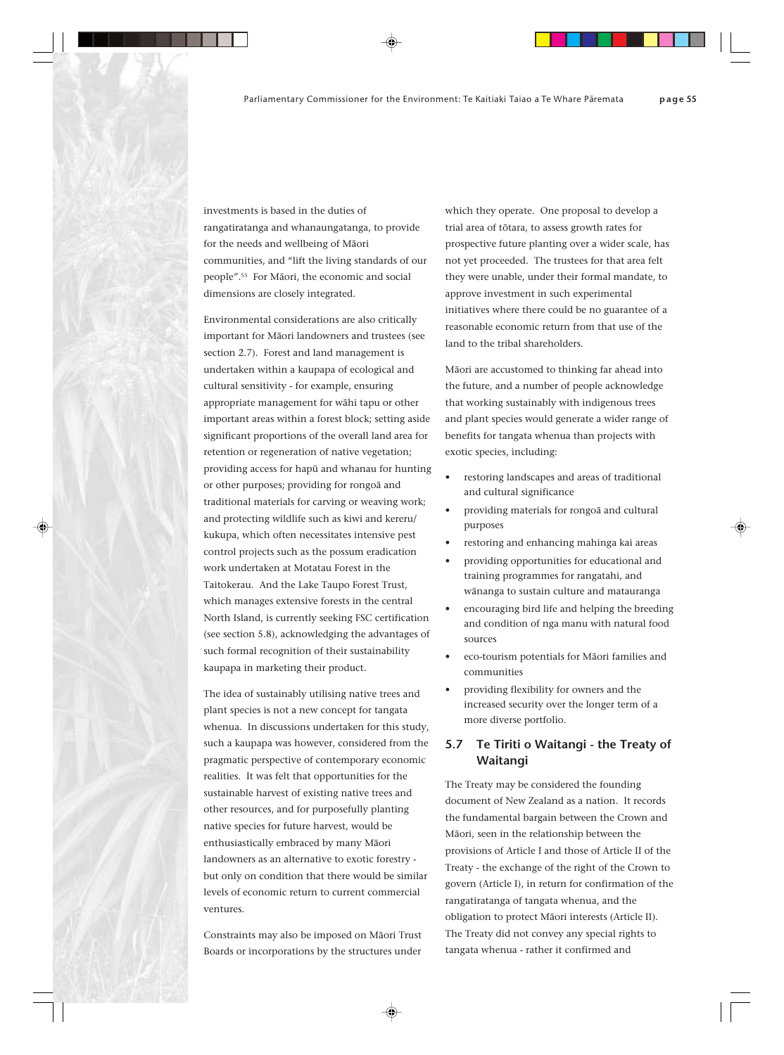investments is based in the duties of rangatiratanga and whanaungatanga, to provide for the needs and wellbeing of Māori communities, and "lift the living standards of our people".[55] For Māori, the economic and social dimensions are closely integrated.

Environmental considerations are also critically important for Māori landowners and trustees (see section 2.7). Forest and land management is undertaken within a kaupapa of ecological and cultural sensitivity - for example, ensuring appropriate management for wāhi tapu or other important areas within a forest block; setting aside significant proportions of the overall land area for retention or regeneration of native vegetation; providing access for hapū and whanau for hunting or other purposes; providing for rongoā and traditional materials for carving or weaving work; and protecting wildlife such as kiwi and kereru/kukupa, which often necessitates intensive pest control projects such as the possum eradication work undertaken at Motatau Forest in the Taitokerau. And the Lake Taupo Forest Trust, which manages extensive forests in the central North Island, is currently seeking FSC certification (see section 5.8), acknowledging the advantages of such formal recognition of their sustainability kaupapa in marketing their product.

The idea of sustainably utilising native trees and plant species is not a new concept for tangata whenua. In discussions undertaken for this study, such a kaupapa was however, considered from the pragmatic perspective of contemporary economic realities. It was felt that opportunities for the sustainable harvest of existing native trees and other resources, and for purposefully planting native species for future harvest, would be enthusiastically embraced by many Māori landowners as an alternative to exotic forestry - but only on condition that there would be similar levels of economic return to current commercial ventures.

Constraints may also be imposed on Māori Trust Boards or incorporations by the structures under which they operate. One proposal to develop a trial area of tōtara, to assess growth rates for prospective future planting over a wider scale, has not yet proceeded. The trustees for that area felt they were unable, under their formal mandate, to approve investment in such experimental initiatives where there could be no guarantee of a reasonable economic return from that use of the land to the tribal shareholders.

Māori are accustomed to thinking far ahead into the future, and a number of people acknowledge that working sustainably with indigenous trees and plant species would generate a wider range of benefits for tangata whenua than projects with exotic species, including:

- restoring landscapes and areas of traditional and cultural significance
- providing materials for rongoā and cultural purposes
- restoring and enhancing mahinga kai areas
- providing opportunities for educational and training programmes for rangatahi, and wānanga to sustain culture and matauranga
- encouraging bird life and helping the breeding and condition of nga manu with natural food sources
- eco-tourism potentials for Māori families and communities
- providing flexibility for owners and the increased security over the longer term of a more diverse portfolio.

## 5.7 Te Tiriti o Waitangi - the Treaty of Waitangi

The Treaty may be considered the founding document of New Zealand as a nation. It records the fundamental bargain between the Crown and Māori, seen in the relationship between the provisions of Article I and those of Article II of the Treaty - the exchange of the right of the Crown to govern (Article I), in return for confirmation of the rangatiratanga of tangata whenua, and the obligation to protect Māori interests (Article II). The Treaty did not convey any special rights to tangata whenua - rather it confirmed and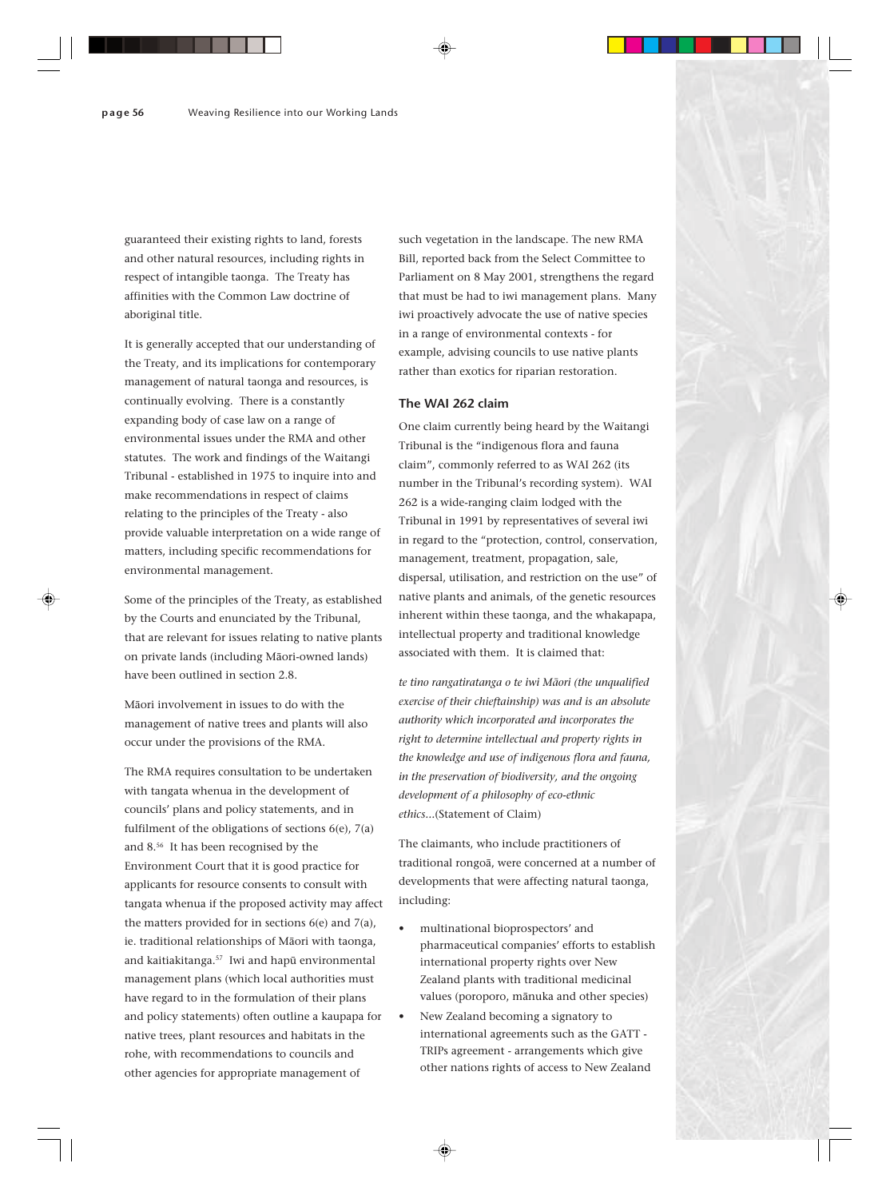guaranteed their existing rights to land, forests and other natural resources, including rights in respect of intangible taonga. The Treaty has affinities with the Common Law doctrine of aboriginal title.

It is generally accepted that our understanding of the Treaty, and its implications for contemporary management of natural taonga and resources, is continually evolving. There is a constantly expanding body of case law on a range of environmental issues under the RMA and other statutes. The work and findings of the Waitangi Tribunal - established in 1975 to inquire into and make recommendations in respect of claims relating to the principles of the Treaty - also provide valuable interpretation on a wide range of matters, including specific recommendations for environmental management.

Some of the principles of the Treaty, as established by the Courts and enunciated by the Tribunal, that are relevant for issues relating to native plants on private lands (including Māori-owned lands) have been outlined in section 2.8.

Māori involvement in issues to do with the management of native trees and plants will also occur under the provisions of the RMA.

The RMA requires consultation to be undertaken with tangata whenua in the development of councils' plans and policy statements, and in fulfilment of the obligations of sections 6(e), 7(a) and 8.[56] It has been recognised by the Environment Court that it is good practice for applicants for resource consents to consult with tangata whenua if the proposed activity may affect the matters provided for in sections 6(e) and 7(a), ie. traditional relationships of Māori with taonga, and kaitiakitanga.[57] Iwi and hapū environmental management plans (which local authorities must have regard to in the formulation of their plans and policy statements) often outline a kaupapa for native trees, plant resources and habitats in the rohe, with recommendations to councils and other agencies for appropriate management of such vegetation in the landscape. The new RMA Bill, reported back from the Select Committee to Parliament on 8 May 2001, strengthens the regard that must be had to iwi management plans. Many iwi proactively advocate the use of native species in a range of environmental contexts - for example, advising councils to use native plants rather than exotics for riparian restoration.

### The WAI 262 claim

One claim currently being heard by the Waitangi Tribunal is the "indigenous flora and fauna claim", commonly referred to as WAI 262 (its number in the Tribunal's recording system). WAI 262 is a wide-ranging claim lodged with the Tribunal in 1991 by representatives of several iwi in regard to the "protection, control, conservation, management, treatment, propagation, sale, dispersal, utilisation, and restriction on the use" of native plants and animals, of the genetic resources inherent within these taonga, and the whakapapa, intellectual property and traditional knowledge associated with them. It is claimed that:

*te tino rangatiratanga o te iwi Māori (the unqualified exercise of their chieftainship) was and is an absolute authority which incorporated and incorporates the right to determine intellectual and property rights in the knowledge and use of indigenous flora and fauna, in the preservation of biodiversity, and the ongoing development of a philosophy of eco-ethnic ethics...*(Statement of Claim)

The claimants, who include practitioners of traditional rongoā, were concerned at a number of developments that were affecting natural taonga, including:

- multinational bioprospectors' and pharmaceutical companies' efforts to establish international property rights over New Zealand plants with traditional medicinal values (poroporo, mānuka and other species)
- New Zealand becoming a signatory to international agreements such as the GATT - TRIPs agreement - arrangements which give other nations rights of access to New Zealand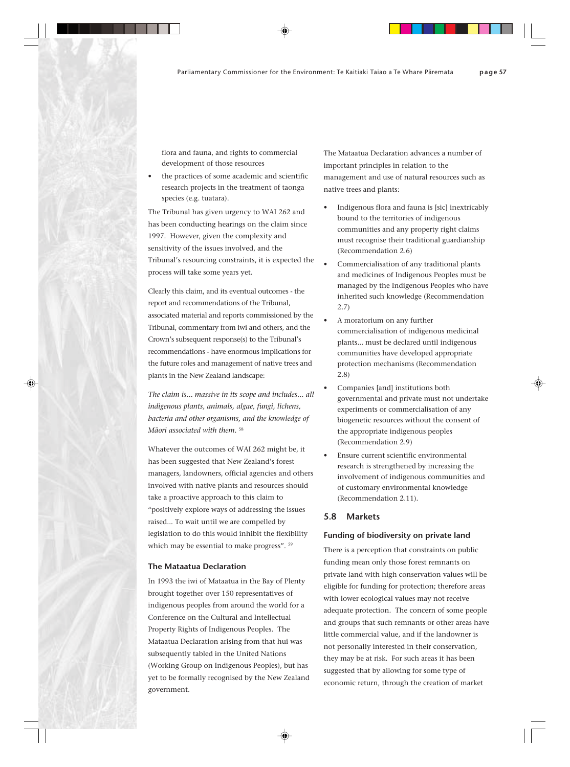flora and fauna, and rights to commercial development of those resources

- the practices of some academic and scientific research projects in the treatment of taonga species (e.g. tuatara).

The Tribunal has given urgency to WAI 262 and has been conducting hearings on the claim since 1997. However, given the complexity and sensitivity of the issues involved, and the Tribunal's resourcing constraints, it is expected the process will take some years yet.

Clearly this claim, and its eventual outcomes - the report and recommendations of the Tribunal, associated material and reports commissioned by the Tribunal, commentary from iwi and others, and the Crown's subsequent response(s) to the Tribunal's recommendations - have enormous implications for the future roles and management of native trees and plants in the New Zealand landscape:

*The claim is... massive in its scope and includes... all indigenous plants, animals, algae, fungi, lichens, bacteria and other organisms, and the knowledge of Māori associated with them.* [58]

Whatever the outcomes of WAI 262 might be, it has been suggested that New Zealand's forest managers, landowners, official agencies and others involved with native plants and resources should take a proactive approach to this claim to "positively explore ways of addressing the issues raised... To wait until we are compelled by legislation to do this would inhibit the flexibility which may be essential to make progress". [59]

### The Mataatua Declaration

In 1993 the iwi of Mataatua in the Bay of Plenty brought together over 150 representatives of indigenous peoples from around the world for a Conference on the Cultural and Intellectual Property Rights of Indigenous Peoples. The Mataatua Declaration arising from that hui was subsequently tabled in the United Nations (Working Group on Indigenous Peoples), but has yet to be formally recognised by the New Zealand government.

The Mataatua Declaration advances a number of important principles in relation to the management and use of natural resources such as native trees and plants:

- Indigenous flora and fauna is [sic] inextricably bound to the territories of indigenous communities and any property right claims must recognise their traditional guardianship (Recommendation 2.6)
- Commercialisation of any traditional plants and medicines of Indigenous Peoples must be managed by the Indigenous Peoples who have inherited such knowledge (Recommendation 2.7)
- A moratorium on any further commercialisation of indigenous medicinal plants... must be declared until indigenous communities have developed appropriate protection mechanisms (Recommendation 2.8)
- Companies [and] institutions both governmental and private must not undertake experiments or commercialisation of any biogenetic resources without the consent of the appropriate indigenous peoples (Recommendation 2.9)
- Ensure current scientific environmental research is strengthened by increasing the involvement of indigenous communities and of customary environmental knowledge (Recommendation 2.11).

## 5.8 Markets

### Funding of biodiversity on private land

There is a perception that constraints on public funding mean only those forest remnants on private land with high conservation values will be eligible for funding for protection; therefore areas with lower ecological values may not receive adequate protection. The concern of some people and groups that such remnants or other areas have little commercial value, and if the landowner is not personally interested in their conservation, they may be at risk. For such areas it has been suggested that by allowing for some type of economic return, through the creation of market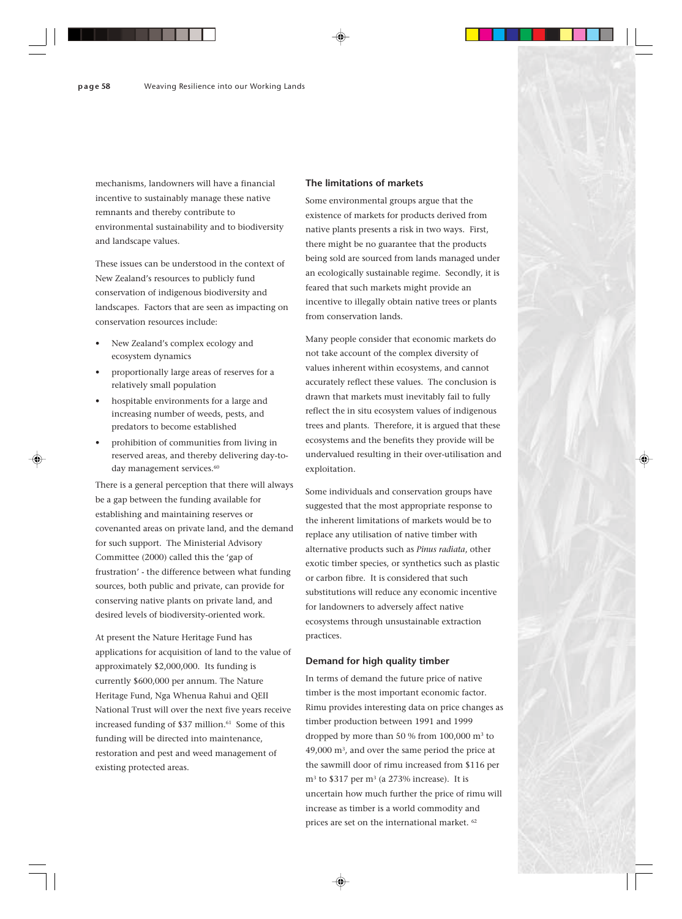mechanisms, landowners will have a financial incentive to sustainably manage these native remnants and thereby contribute to environmental sustainability and to biodiversity and landscape values.

These issues can be understood in the context of New Zealand's resources to publicly fund conservation of indigenous biodiversity and landscapes. Factors that are seen as impacting on conservation resources include:

- New Zealand's complex ecology and ecosystem dynamics
- proportionally large areas of reserves for a relatively small population
- hospitable environments for a large and increasing number of weeds, pests, and predators to become established
- prohibition of communities from living in reserved areas, and thereby delivering day-to-day management services.[60]

There is a general perception that there will always be a gap between the funding available for establishing and maintaining reserves or covenanted areas on private land, and the demand for such support. The Ministerial Advisory Committee (2000) called this the 'gap of frustration' - the difference between what funding sources, both public and private, can provide for conserving native plants on private land, and desired levels of biodiversity-oriented work.

At present the Nature Heritage Fund has applications for acquisition of land to the value of approximately $2,000,000. Its funding is currently $600,000 per annum. The Nature Heritage Fund, Nga Whenua Rahui and QEII National Trust will over the next five years receive increased funding of $37 million.[61] Some of this funding will be directed into maintenance, restoration and pest and weed management of existing protected areas.

### The limitations of markets

Some environmental groups argue that the existence of markets for products derived from native plants presents a risk in two ways. First, there might be no guarantee that the products being sold are sourced from lands managed under an ecologically sustainable regime. Secondly, it is feared that such markets might provide an incentive to illegally obtain native trees or plants from conservation lands.

Many people consider that economic markets do not take account of the complex diversity of values inherent within ecosystems, and cannot accurately reflect these values. The conclusion is drawn that markets must inevitably fail to fully reflect the in situ ecosystem values of indigenous trees and plants. Therefore, it is argued that these ecosystems and the benefits they provide will be undervalued resulting in their over-utilisation and exploitation.

Some individuals and conservation groups have suggested that the most appropriate response to the inherent limitations of markets would be to replace any utilisation of native timber with alternative products such as *Pinus radiata*, other exotic timber species, or synthetics such as plastic or carbon fibre. It is considered that such substitutions will reduce any economic incentive for landowners to adversely affect native ecosystems through unsustainable extraction practices.

### Demand for high quality timber

In terms of demand the future price of native timber is the most important economic factor. Rimu provides interesting data on price changes as timber production between 1991 and 1999 dropped by more than 50 % from 100,000 $m^3$ to 49,000 $m^3$, and over the same period the price at the sawmill door of rimu increased from $116 per $m^3$ to $317 per $m^3$ (a 273% increase). It is uncertain how much further the price of rimu will increase as timber is a world commodity and prices are set on the international market. [62]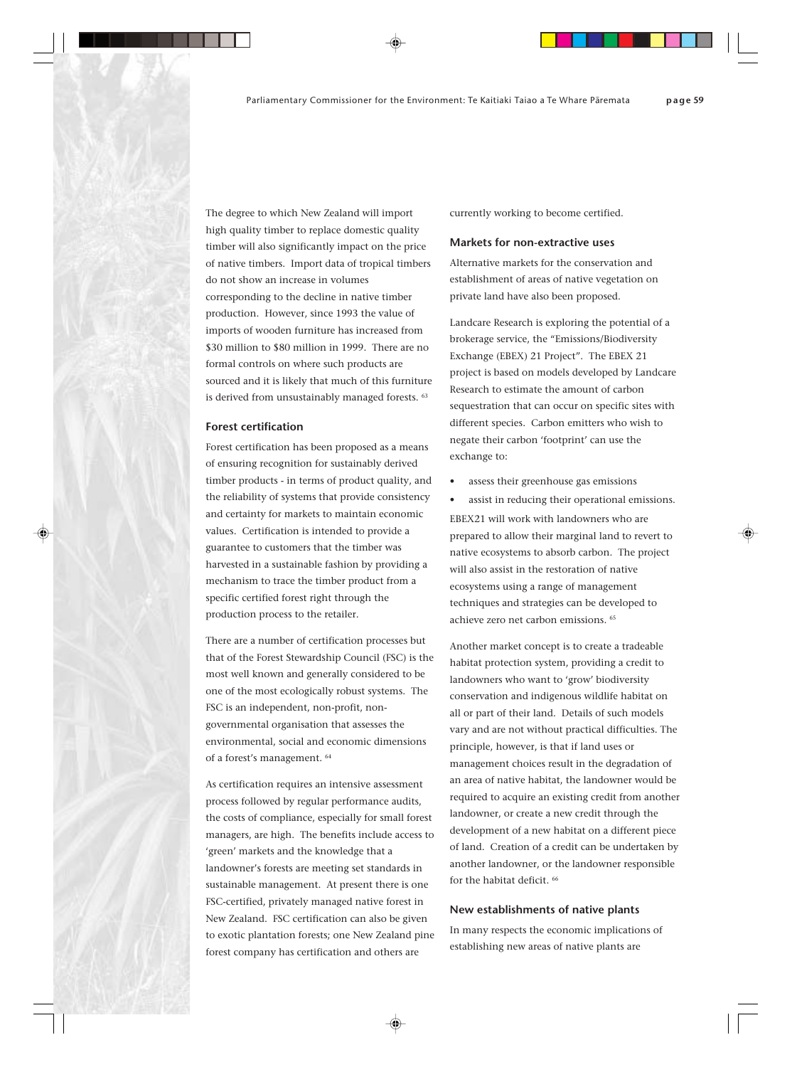The degree to which New Zealand will import high quality timber to replace domestic quality timber will also significantly impact on the price of native timbers. Import data of tropical timbers do not show an increase in volumes corresponding to the decline in native timber production. However, since 1993 the value of imports of wooden furniture has increased from $30 million to $80 million in 1999. There are no formal controls on where such products are sourced and it is likely that much of this furniture is derived from unsustainably managed forests. [63]

### Forest certification

Forest certification has been proposed as a means of ensuring recognition for sustainably derived timber products - in terms of product quality, and the reliability of systems that provide consistency and certainty for markets to maintain economic values. Certification is intended to provide a guarantee to customers that the timber was harvested in a sustainable fashion by providing a mechanism to trace the timber product from a specific certified forest right through the production process to the retailer.

There are a number of certification processes but that of the Forest Stewardship Council (FSC) is the most well known and generally considered to be one of the most ecologically robust systems. The FSC is an independent, non-profit, non-governmental organisation that assesses the environmental, social and economic dimensions of a forest's management. [64]

As certification requires an intensive assessment process followed by regular performance audits, the costs of compliance, especially for small forest managers, are high. The benefits include access to 'green' markets and the knowledge that a landowner's forests are meeting set standards in sustainable management. At present there is one FSC-certified, privately managed native forest in New Zealand. FSC certification can also be given to exotic plantation forests; one New Zealand pine forest company has certification and others are currently working to become certified.

### Markets for non-extractive uses

Alternative markets for the conservation and establishment of areas of native vegetation on private land have also been proposed.

Landcare Research is exploring the potential of a brokerage service, the "Emissions/Biodiversity Exchange (EBEX) 21 Project". The EBEX 21 project is based on models developed by Landcare Research to estimate the amount of carbon sequestration that can occur on specific sites with different species. Carbon emitters who wish to negate their carbon 'footprint' can use the exchange to:

- assess their greenhouse gas emissions
- assist in reducing their operational emissions.

EBEX21 will work with landowners who are prepared to allow their marginal land to revert to native ecosystems to absorb carbon. The project will also assist in the restoration of native ecosystems using a range of management techniques and strategies can be developed to achieve zero net carbon emissions. [65]

Another market concept is to create a tradeable habitat protection system, providing a credit to landowners who want to 'grow' biodiversity conservation and indigenous wildlife habitat on all or part of their land. Details of such models vary and are not without practical difficulties. The principle, however, is that if land uses or management choices result in the degradation of an area of native habitat, the landowner would be required to acquire an existing credit from another landowner, or create a new credit through the development of a new habitat on a different piece of land. Creation of a credit can be undertaken by another landowner, or the landowner responsible for the habitat deficit. [66]

### New establishments of native plants

In many respects the economic implications of establishing new areas of native plants are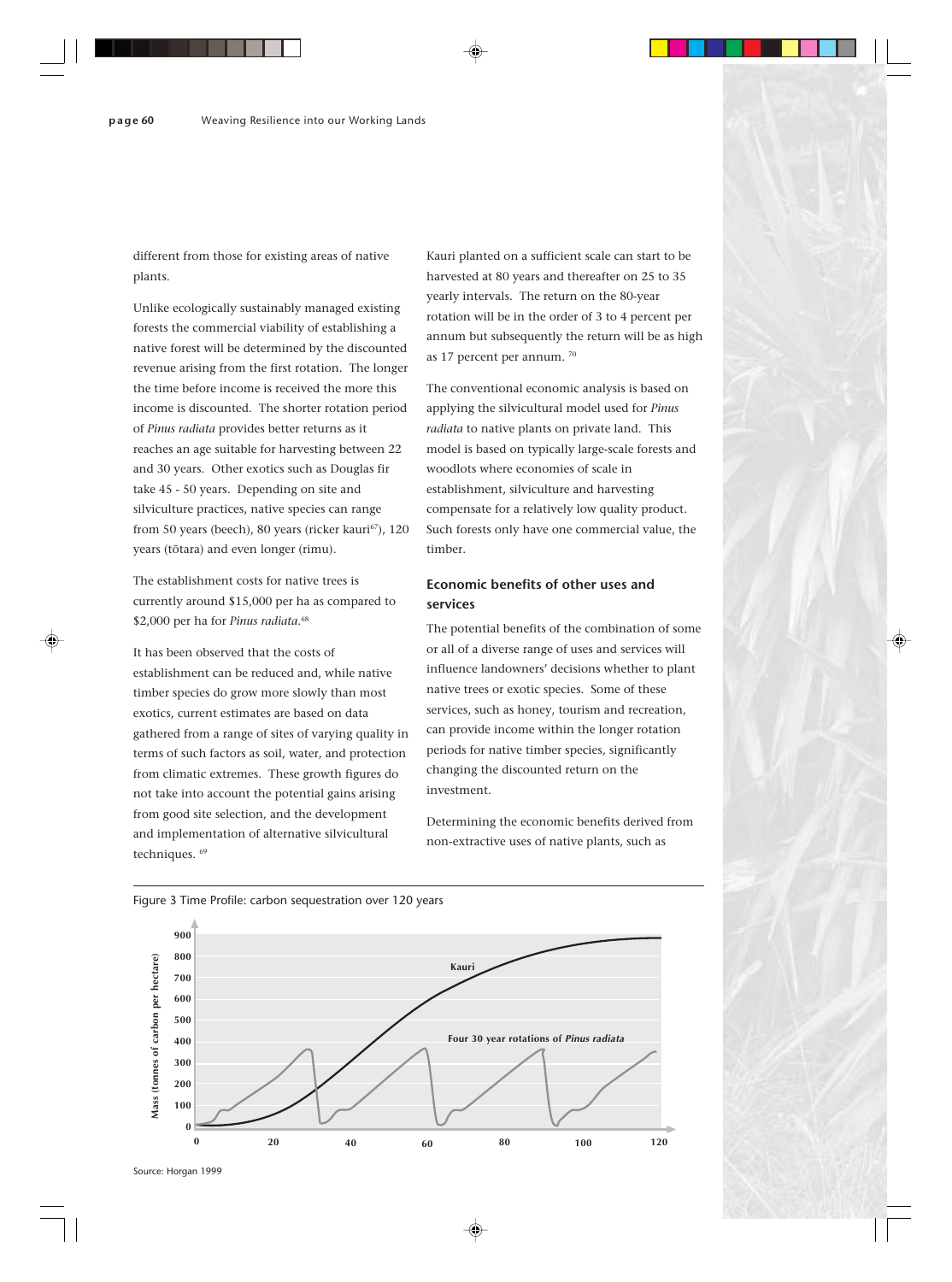different from those for existing areas of native plants.

Unlike ecologically sustainably managed existing forests the commercial viability of establishing a native forest will be determined by the discounted revenue arising from the first rotation. The longer the time before income is received the more this income is discounted. The shorter rotation period of *Pinus radiata* provides better returns as it reaches an age suitable for harvesting between 22 and 30 years. Other exotics such as Douglas fir take 45 - 50 years. Depending on site and silviculture practices, native species can range from 50 years (beech), 80 years (ricker kauri[67]), 120 years (tōtara) and even longer (rimu).

The establishment costs for native trees is currently around $15,000 per ha as compared to $2,000 per ha for *Pinus radiata*.[68]

It has been observed that the costs of establishment can be reduced and, while native timber species do grow more slowly than most exotics, current estimates are based on data gathered from a range of sites of varying quality in terms of such factors as soil, water, and protection from climatic extremes. These growth figures do not take into account the potential gains arising from good site selection, and the development and implementation of alternative silvicultural techniques. [69]

Kauri planted on a sufficient scale can start to be harvested at 80 years and thereafter on 25 to 35 yearly intervals. The return on the 80-year rotation will be in the order of 3 to 4 percent per annum but subsequently the return will be as high as 17 percent per annum. [70]

The conventional economic analysis is based on applying the silvicultural model used for *Pinus radiata* to native plants on private land. This model is based on typically large-scale forests and woodlots where economies of scale in establishment, silviculture and harvesting compensate for a relatively low quality product. Such forests only have one commercial value, the timber.

### Economic benefits of other uses and services

The potential benefits of the combination of some or all of a diverse range of uses and services will influence landowners' decisions whether to plant native trees or exotic species. Some of these services, such as honey, tourism and recreation, can provide income within the longer rotation periods for native timber species, significantly changing the discounted return on the investment.

Determining the economic benefits derived from non-extractive uses of native plants, such as

Figure 3 Time Profile: carbon sequestration over 120 years

Source: Horgan 1999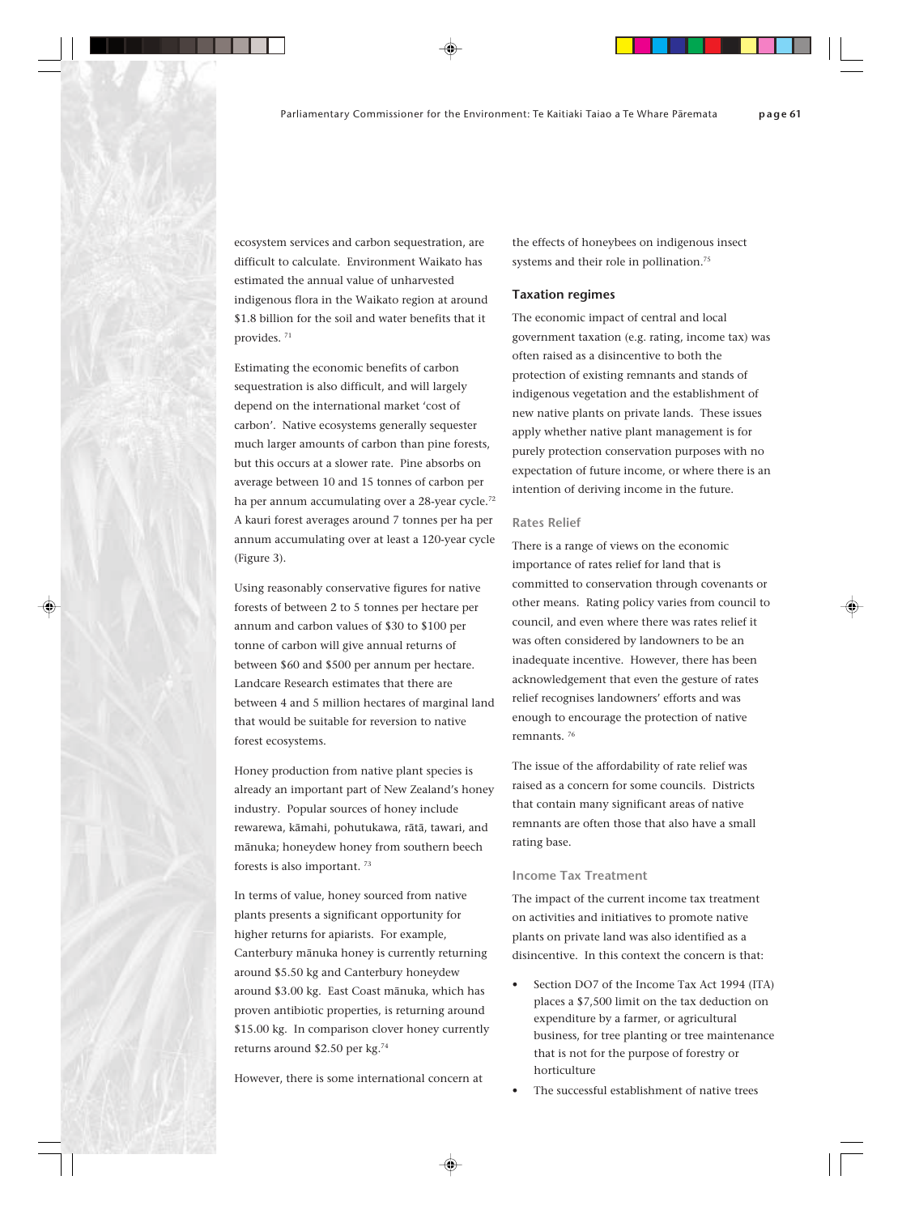ecosystem services and carbon sequestration, are difficult to calculate. Environment Waikato has estimated the annual value of unharvested indigenous flora in the Waikato region at around $1.8 billion for the soil and water benefits that it provides. [71]

Estimating the economic benefits of carbon sequestration is also difficult, and will largely depend on the international market 'cost of carbon'. Native ecosystems generally sequester much larger amounts of carbon than pine forests, but this occurs at a slower rate. Pine absorbs on average between 10 and 15 tonnes of carbon per ha per annum accumulating over a 28-year cycle.[72] A kauri forest averages around 7 tonnes per ha per annum accumulating over at least a 120-year cycle (Figure 3).

Using reasonably conservative figures for native forests of between 2 to 5 tonnes per hectare per annum and carbon values of $30 to $100 per tonne of carbon will give annual returns of between $60 and $500 per annum per hectare. Landcare Research estimates that there are between 4 and 5 million hectares of marginal land that would be suitable for reversion to native forest ecosystems.

Honey production from native plant species is already an important part of New Zealand's honey industry. Popular sources of honey include rewarewa, kāmahi, pohutukawa, rātā, tawari, and mānuka; honeydew honey from southern beech forests is also important. [73]

In terms of value, honey sourced from native plants presents a significant opportunity for higher returns for apiarists. For example, Canterbury mānuka honey is currently returning around $5.50 kg and Canterbury honeydew around $3.00 kg. East Coast mānuka, which has proven antibiotic properties, is returning around $15.00 kg. In comparison clover honey currently returns around $2.50 per kg.[74]

However, there is some international concern at the effects of honeybees on indigenous insect systems and their role in pollination.[75]

### Taxation regimes

The economic impact of central and local government taxation (e.g. rating, income tax) was often raised as a disincentive to both the protection of existing remnants and stands of indigenous vegetation and the establishment of new native plants on private lands. These issues apply whether native plant management is for purely protection conservation purposes with no expectation of future income, or where there is an intention of deriving income in the future.

#### Rates Relief

There is a range of views on the economic importance of rates relief for land that is committed to conservation through covenants or other means. Rating policy varies from council to council, and even where there was rates relief it was often considered by landowners to be an inadequate incentive. However, there has been acknowledgement that even the gesture of rates relief recognises landowners' efforts and was enough to encourage the protection of native remnants. [76]

The issue of the affordability of rate relief was raised as a concern for some councils. Districts that contain many significant areas of native remnants are often those that also have a small rating base.

#### Income Tax Treatment

The impact of the current income tax treatment on activities and initiatives to promote native plants on private land was also identified as a disincentive. In this context the concern is that:

- Section DO7 of the Income Tax Act 1994 (ITA) places a $7,500 limit on the tax deduction on expenditure by a farmer, or agricultural business, for tree planting or tree maintenance that is not for the purpose of forestry or horticulture
- The successful establishment of native trees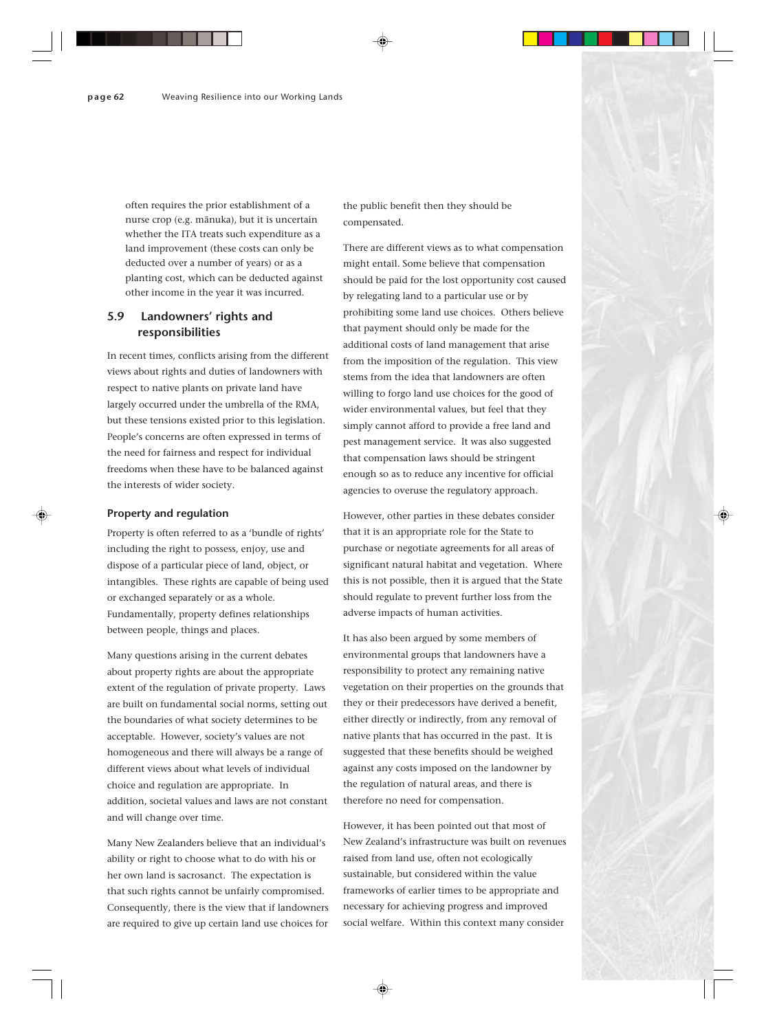often requires the prior establishment of a nurse crop (e.g. mānuka), but it is uncertain whether the ITA treats such expenditure as a land improvement (these costs can only be deducted over a number of years) or as a planting cost, which can be deducted against other income in the year it was incurred.

## 5.9 Landowners' rights and responsibilities

In recent times, conflicts arising from the different views about rights and duties of landowners with respect to native plants on private land have largely occurred under the umbrella of the RMA, but these tensions existed prior to this legislation. People's concerns are often expressed in terms of the need for fairness and respect for individual freedoms when these have to be balanced against the interests of wider society.

### Property and regulation

Property is often referred to as a 'bundle of rights' including the right to possess, enjoy, use and dispose of a particular piece of land, object, or intangibles. These rights are capable of being used or exchanged separately or as a whole. Fundamentally, property defines relationships between people, things and places.

Many questions arising in the current debates about property rights are about the appropriate extent of the regulation of private property. Laws are built on fundamental social norms, setting out the boundaries of what society determines to be acceptable. However, society's values are not homogeneous and there will always be a range of different views about what levels of individual choice and regulation are appropriate. In addition, societal values and laws are not constant and will change over time.

Many New Zealanders believe that an individual's ability or right to choose what to do with his or her own land is sacrosanct. The expectation is that such rights cannot be unfairly compromised. Consequently, there is the view that if landowners are required to give up certain land use choices for the public benefit then they should be compensated.

There are different views as to what compensation might entail. Some believe that compensation should be paid for the lost opportunity cost caused by relegating land to a particular use or by prohibiting some land use choices. Others believe that payment should only be made for the additional costs of land management that arise from the imposition of the regulation. This view stems from the idea that landowners are often willing to forgo land use choices for the good of wider environmental values, but feel that they simply cannot afford to provide a free land and pest management service. It was also suggested that compensation laws should be stringent enough so as to reduce any incentive for official agencies to overuse the regulatory approach.

However, other parties in these debates consider that it is an appropriate role for the State to purchase or negotiate agreements for all areas of significant natural habitat and vegetation. Where this is not possible, then it is argued that the State should regulate to prevent further loss from the adverse impacts of human activities.

It has also been argued by some members of environmental groups that landowners have a responsibility to protect any remaining native vegetation on their properties on the grounds that they or their predecessors have derived a benefit, either directly or indirectly, from any removal of native plants that has occurred in the past. It is suggested that these benefits should be weighed against any costs imposed on the landowner by the regulation of natural areas, and there is therefore no need for compensation.

However, it has been pointed out that most of New Zealand's infrastructure was built on revenues raised from land use, often not ecologically sustainable, but considered within the value frameworks of earlier times to be appropriate and necessary for achieving progress and improved social welfare. Within this context many consider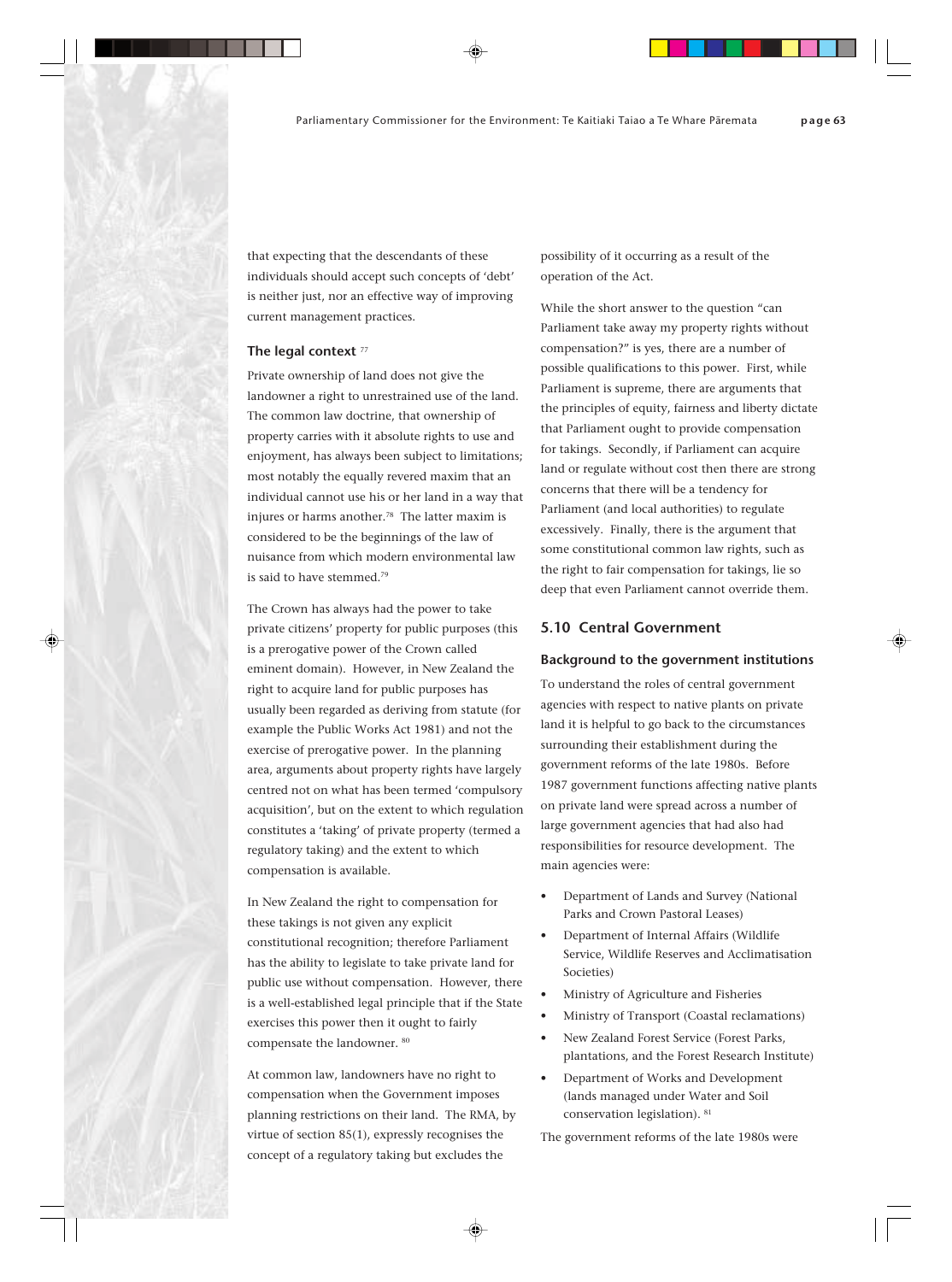that expecting that the descendants of these individuals should accept such concepts of 'debt' is neither just, nor an effective way of improving current management practices.

### The legal context [77]

Private ownership of land does not give the landowner a right to unrestrained use of the land. The common law doctrine, that ownership of property carries with it absolute rights to use and enjoyment, has always been subject to limitations; most notably the equally revered maxim that an individual cannot use his or her land in a way that injures or harms another.[78] The latter maxim is considered to be the beginnings of the law of nuisance from which modern environmental law is said to have stemmed.[79]

The Crown has always had the power to take private citizens' property for public purposes (this is a prerogative power of the Crown called eminent domain). However, in New Zealand the right to acquire land for public purposes has usually been regarded as deriving from statute (for example the Public Works Act 1981) and not the exercise of prerogative power. In the planning area, arguments about property rights have largely centred not on what has been termed 'compulsory acquisition', but on the extent to which regulation constitutes a 'taking' of private property (termed a regulatory taking) and the extent to which compensation is available.

In New Zealand the right to compensation for these takings is not given any explicit constitutional recognition; therefore Parliament has the ability to legislate to take private land for public use without compensation. However, there is a well-established legal principle that if the State exercises this power then it ought to fairly compensate the landowner. [80]

At common law, landowners have no right to compensation when the Government imposes planning restrictions on their land. The RMA, by virtue of section 85(1), expressly recognises the concept of a regulatory taking but excludes the possibility of it occurring as a result of the operation of the Act.

While the short answer to the question "can Parliament take away my property rights without compensation?" is yes, there are a number of possible qualifications to this power. First, while Parliament is supreme, there are arguments that the principles of equity, fairness and liberty dictate that Parliament ought to provide compensation for takings. Secondly, if Parliament can acquire land or regulate without cost then there are strong concerns that there will be a tendency for Parliament (and local authorities) to regulate excessively. Finally, there is the argument that some constitutional common law rights, such as the right to fair compensation for takings, lie so deep that even Parliament cannot override them.

## 5.10 Central Government

### Background to the government institutions

To understand the roles of central government agencies with respect to native plants on private land it is helpful to go back to the circumstances surrounding their establishment during the government reforms of the late 1980s. Before 1987 government functions affecting native plants on private land were spread across a number of large government agencies that had also had responsibilities for resource development. The main agencies were:

- Department of Lands and Survey (National Parks and Crown Pastoral Leases)
- Department of Internal Affairs (Wildlife Service, Wildlife Reserves and Acclimatisation Societies)
- Ministry of Agriculture and Fisheries
- Ministry of Transport (Coastal reclamations)
- New Zealand Forest Service (Forest Parks, plantations, and the Forest Research Institute)
- Department of Works and Development (lands managed under Water and Soil conservation legislation). [81]

The government reforms of the late 1980s were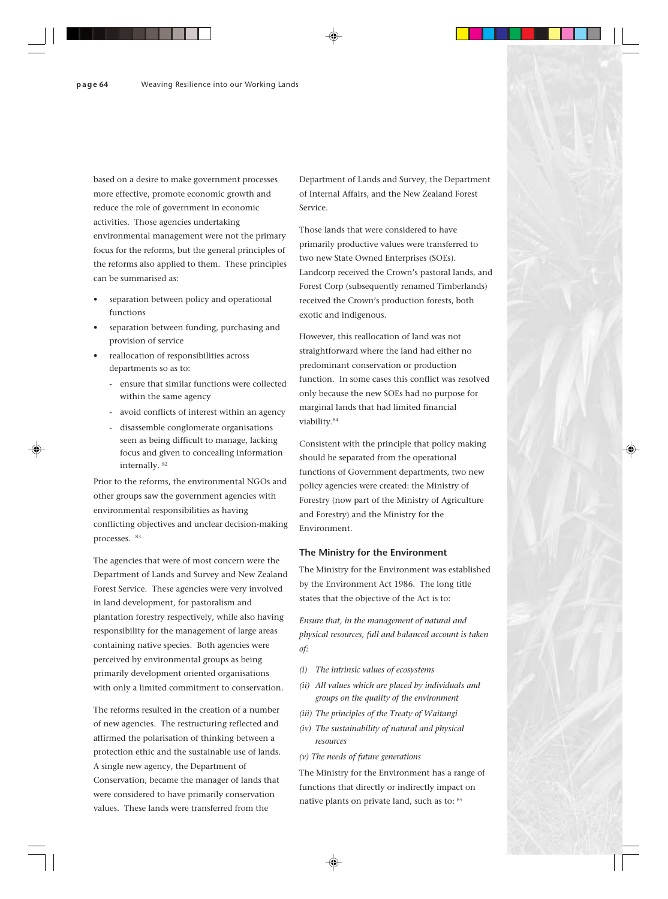based on a desire to make government processes more effective, promote economic growth and reduce the role of government in economic activities. Those agencies undertaking environmental management were not the primary focus for the reforms, but the general principles of the reforms also applied to them. These principles can be summarised as:

- separation between policy and operational functions
- separation between funding, purchasing and provision of service
- reallocation of responsibilities across departments so as to:
  - ensure that similar functions were collected within the same agency
  - avoid conflicts of interest within an agency
  - disassemble conglomerate organisations seen as being difficult to manage, lacking focus and given to concealing information internally. [82]

Prior to the reforms, the environmental NGOs and other groups saw the government agencies with environmental responsibilities as having conflicting objectives and unclear decision-making processes. [83]

The agencies that were of most concern were the Department of Lands and Survey and New Zealand Forest Service. These agencies were very involved in land development, for pastoralism and plantation forestry respectively, while also having responsibility for the management of large areas containing native species. Both agencies were perceived by environmental groups as being primarily development oriented organisations with only a limited commitment to conservation.

The reforms resulted in the creation of a number of new agencies. The restructuring reflected and affirmed the polarisation of thinking between a protection ethic and the sustainable use of lands. A single new agency, the Department of Conservation, became the manager of lands that were considered to have primarily conservation values. These lands were transferred from the Department of Lands and Survey, the Department of Internal Affairs, and the New Zealand Forest Service.

Those lands that were considered to have primarily productive values were transferred to two new State Owned Enterprises (SOEs). Landcorp received the Crown's pastoral lands, and Forest Corp (subsequently renamed Timberlands) received the Crown's production forests, both exotic and indigenous.

However, this reallocation of land was not straightforward where the land had either no predominant conservation or production function. In some cases this conflict was resolved only because the new SOEs had no purpose for marginal lands that had limited financial viability.[84]

Consistent with the principle that policy making should be separated from the operational functions of Government departments, two new policy agencies were created: the Ministry of Forestry (now part of the Ministry of Agriculture and Forestry) and the Ministry for the Environment.

### The Ministry for the Environment

The Ministry for the Environment was established by the Environment Act 1986. The long title states that the objective of the Act is to:

*Ensure that, in the management of natural and physical resources, full and balanced account is taken of:*

*(i) The intrinsic values of ecosystems*

*(ii) All values which are placed by individuals and groups on the quality of the environment*

*(iii) The principles of the Treaty of Waitangi*

*(iv) The sustainability of natural and physical resources*

*(v) The needs of future generations*

The Ministry for the Environment has a range of functions that directly or indirectly impact on native plants on private land, such as to: [85]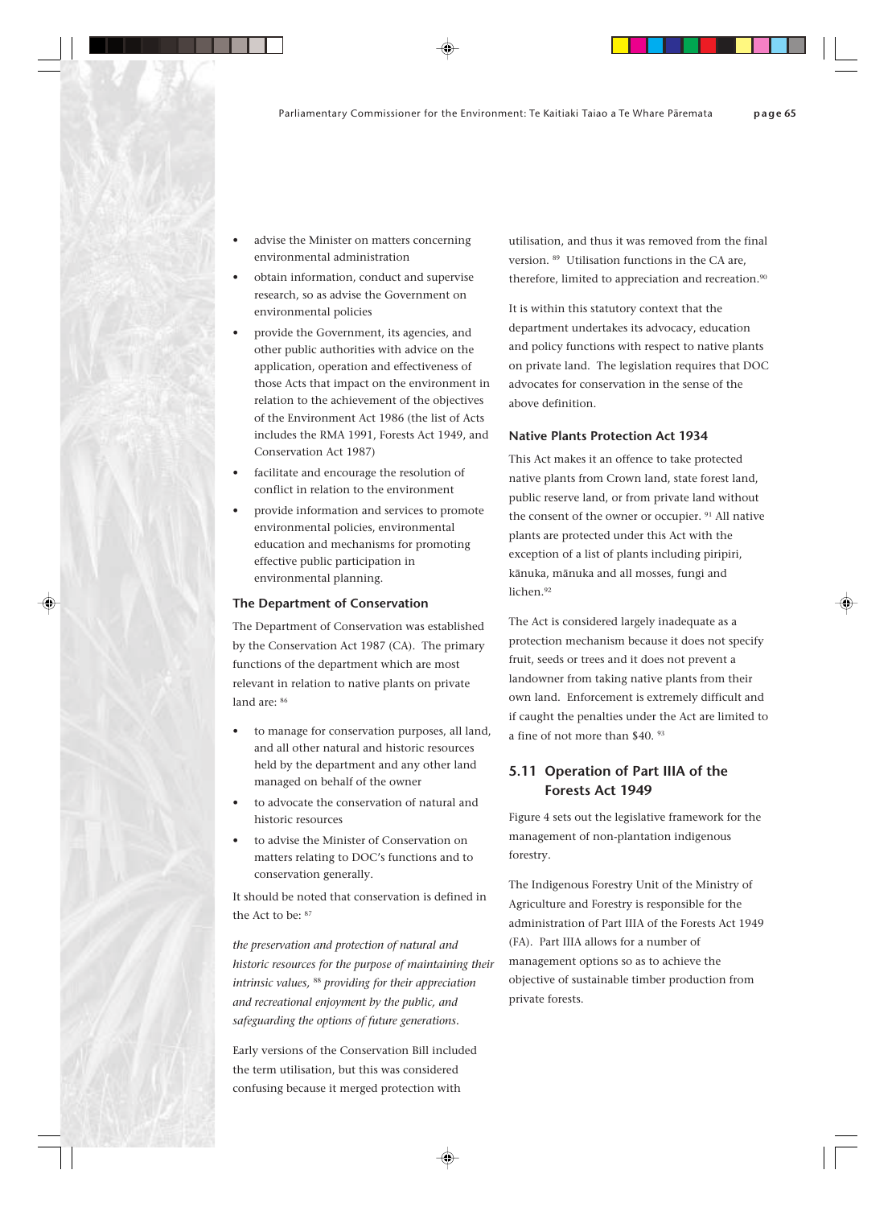- advise the Minister on matters concerning environmental administration
- obtain information, conduct and supervise research, so as advise the Government on environmental policies
- provide the Government, its agencies, and other public authorities with advice on the application, operation and effectiveness of those Acts that impact on the environment in relation to the achievement of the objectives of the Environment Act 1986 (the list of Acts includes the RMA 1991, Forests Act 1949, and Conservation Act 1987)
- facilitate and encourage the resolution of conflict in relation to the environment
- provide information and services to promote environmental policies, environmental education and mechanisms for promoting effective public participation in environmental planning.

### The Department of Conservation

The Department of Conservation was established by the Conservation Act 1987 (CA). The primary functions of the department which are most relevant in relation to native plants on private land are: [86]

- to manage for conservation purposes, all land, and all other natural and historic resources held by the department and any other land managed on behalf of the owner
- to advocate the conservation of natural and historic resources
- to advise the Minister of Conservation on matters relating to DOC's functions and to conservation generally.

It should be noted that conservation is defined in the Act to be: [87]

*the preservation and protection of natural and historic resources for the purpose of maintaining their intrinsic values,* [88] *providing for their appreciation and recreational enjoyment by the public, and safeguarding the options of future generations.*

Early versions of the Conservation Bill included the term utilisation, but this was considered confusing because it merged protection with utilisation, and thus it was removed from the final version. [89] Utilisation functions in the CA are, therefore, limited to appreciation and recreation.[90]

It is within this statutory context that the department undertakes its advocacy, education and policy functions with respect to native plants on private land. The legislation requires that DOC advocates for conservation in the sense of the above definition.

### Native Plants Protection Act 1934

This Act makes it an offence to take protected native plants from Crown land, state forest land, public reserve land, or from private land without the consent of the owner or occupier. [91] All native plants are protected under this Act with the exception of a list of plants including piripiri, kānuka, mānuka and all mosses, fungi and lichen.[92]

The Act is considered largely inadequate as a protection mechanism because it does not specify fruit, seeds or trees and it does not prevent a landowner from taking native plants from their own land. Enforcement is extremely difficult and if caught the penalties under the Act are limited to a fine of not more than $40. [93]

## 5.11 Operation of Part IIIA of the Forests Act 1949

Figure 4 sets out the legislative framework for the management of non-plantation indigenous forestry.

The Indigenous Forestry Unit of the Ministry of Agriculture and Forestry is responsible for the administration of Part IIIA of the Forests Act 1949 (FA). Part IIIA allows for a number of management options so as to achieve the objective of sustainable timber production from private forests.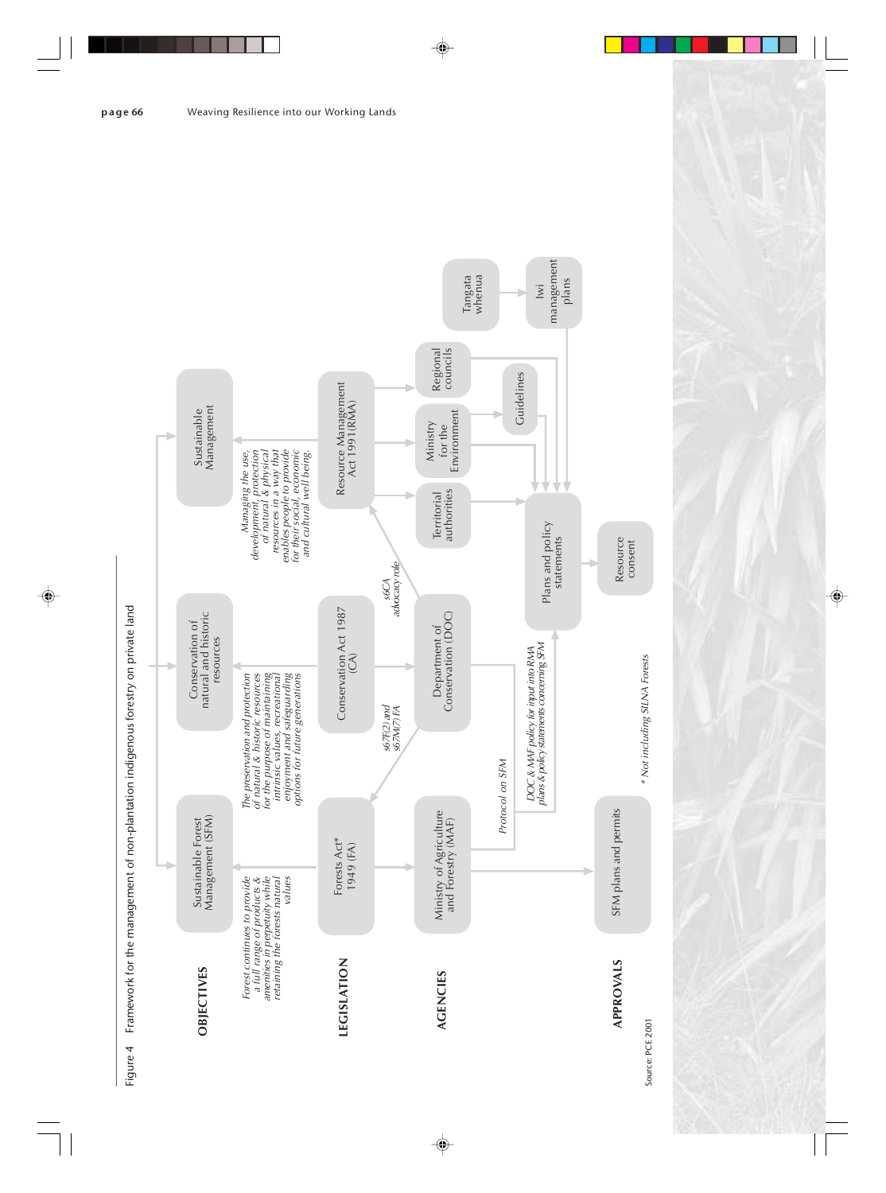Figure 4 Framework for the management of non-plantation indigenous forestry on private land

**OBJECTIVES**

**Sustainable Forest Management (SFM)**
*Forest continues to provide a full range of products & amenities in perpetuity while retaining the forests natural values*

**Conservation of natural and historic resources**
*The preservation and protection of natural & historic resources for the purpose of maintaining intrinsic values, recreational enjoyment and safeguarding options for future generations*

**Sustainable Management**
*Managing the use, development, protection of natural & physical resources in a way that enables people to provide for their social, economic and cultural well being.*

**LEGISLATION**

- Forests Act* 1949 (FA)
- Conservation Act 1987 (CA)
- Resource Management Act 1991 (RMA)

*s67F(2) and s67M(7) FA* (between Conservation Act/DOC and Forests Act)

*s6CA advocacy role* (between DOC and Resource Management Act)

**AGENCIES**

- Ministry of Agriculture and Forestry (MAF)
- Department of Conservation (DOC)
- Territorial authorities
- Ministry for the Environment
- Regional councils
- Guidelines
- Tangata whenua
- Iwi management plans

*Protocol on SFM* (between MAF and DOC)

*DOC & MAF policy for input into RMA plans & policy statements concerning SFM*

**APPROVALS**

- SFM plans and permits
- Plans and policy statements
- Resource consent

\* Not including SILNA Forests

Source: PCE 2001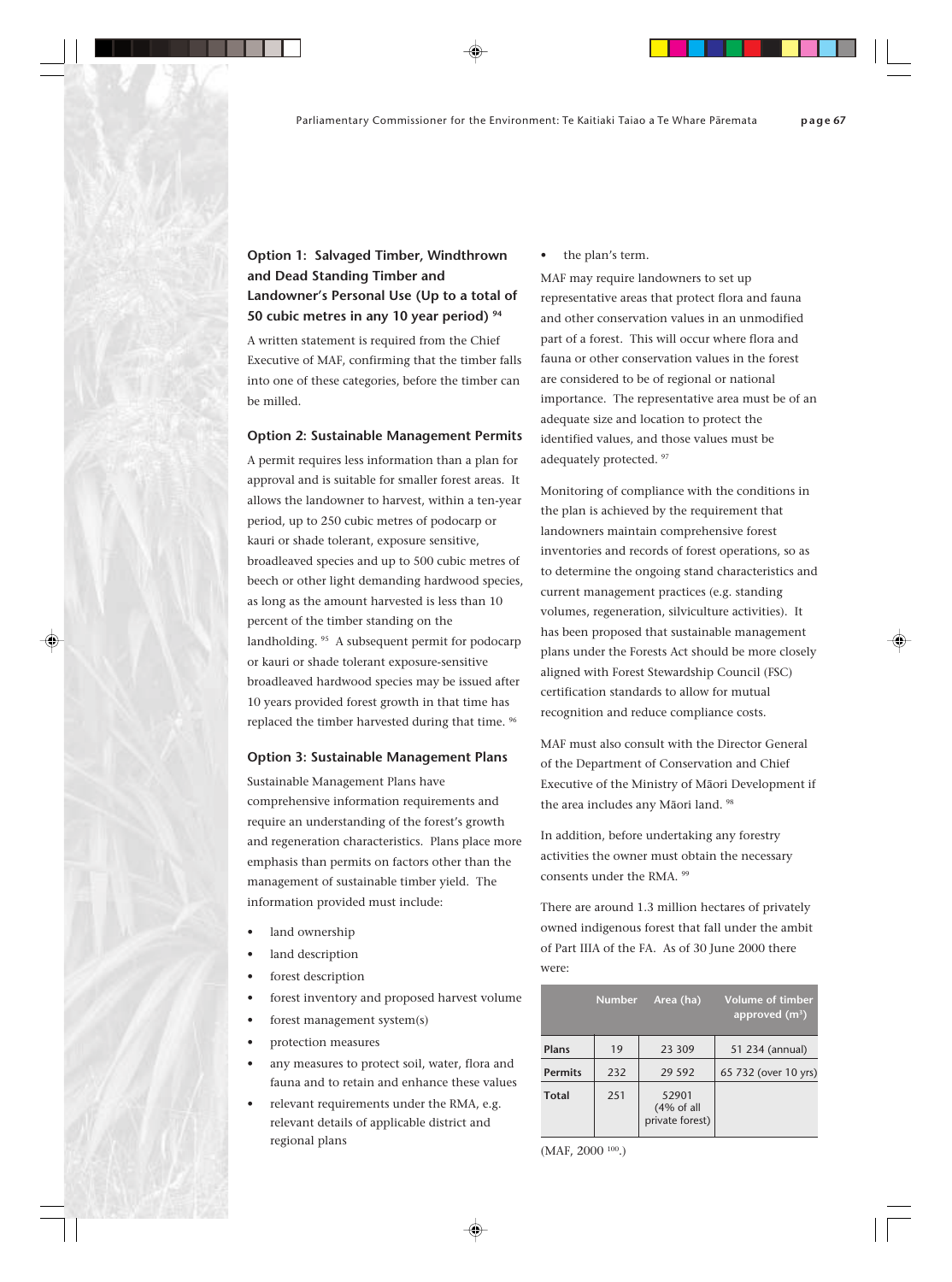### Option 1: Salvaged Timber, Windthrown and Dead Standing Timber and Landowner's Personal Use (Up to a total of 50 cubic metres in any 10 year period) [94]

A written statement is required from the Chief Executive of MAF, confirming that the timber falls into one of these categories, before the timber can be milled.

### Option 2: Sustainable Management Permits

A permit requires less information than a plan for approval and is suitable for smaller forest areas. It allows the landowner to harvest, within a ten-year period, up to 250 cubic metres of podocarp or kauri or shade tolerant, exposure sensitive, broadleaved species and up to 500 cubic metres of beech or other light demanding hardwood species, as long as the amount harvested is less than 10 percent of the timber standing on the landholding. [95] A subsequent permit for podocarp or kauri or shade tolerant exposure-sensitive broadleaved hardwood species may be issued after 10 years provided forest growth in that time has replaced the timber harvested during that time. [96]

### Option 3: Sustainable Management Plans

Sustainable Management Plans have comprehensive information requirements and require an understanding of the forest's growth and regeneration characteristics. Plans place more emphasis than permits on factors other than the management of sustainable timber yield. The information provided must include:

- land ownership
- land description
- forest description
- forest inventory and proposed harvest volume
- forest management system(s)
- protection measures
- any measures to protect soil, water, flora and fauna and to retain and enhance these values
- relevant requirements under the RMA, e.g. relevant details of applicable district and regional plans
- the plan's term.

MAF may require landowners to set up representative areas that protect flora and fauna and other conservation values in an unmodified part of a forest. This will occur where flora and fauna or other conservation values in the forest are considered to be of regional or national importance. The representative area must be of an adequate size and location to protect the identified values, and those values must be adequately protected. [97]

Monitoring of compliance with the conditions in the plan is achieved by the requirement that landowners maintain comprehensive forest inventories and records of forest operations, so as to determine the ongoing stand characteristics and current management practices (e.g. standing volumes, regeneration, silviculture activities). It has been proposed that sustainable management plans under the Forests Act should be more closely aligned with Forest Stewardship Council (FSC) certification standards to allow for mutual recognition and reduce compliance costs.

MAF must also consult with the Director General of the Department of Conservation and Chief Executive of the Ministry of Māori Development if the area includes any Māori land. [98]

In addition, before undertaking any forestry activities the owner must obtain the necessary consents under the RMA. [99]

There are around 1.3 million hectares of privately owned indigenous forest that fall under the ambit of Part IIIA of the FA. As of 30 June 2000 there were:

| | Number | Area (ha) | Volume of timber approved ($m^3$) |
|---|---|---|---|
| Plans | 19 | 23 309 | 51 234 (annual) |
| Permits | 232 | 29 592 | 65 732 (over 10 yrs) |
| Total | 251 | 52901 (4% of all private forest) | |

(MAF, 2000 [100].)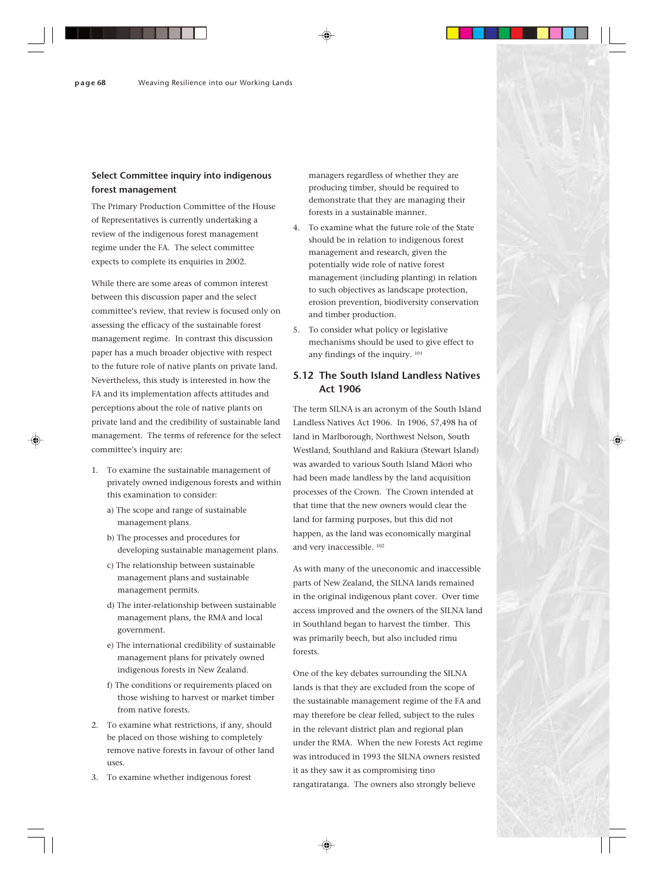### Select Committee inquiry into indigenous forest management

The Primary Production Committee of the House of Representatives is currently undertaking a review of the indigenous forest management regime under the FA. The select committee expects to complete its enquiries in 2002.

While there are some areas of common interest between this discussion paper and the select committee's review, that review is focused only on assessing the efficacy of the sustainable forest management regime. In contrast this discussion paper has a much broader objective with respect to the future role of native plants on private land. Nevertheless, this study is interested in how the FA and its implementation affects attitudes and perceptions about the role of native plants on private land and the credibility of sustainable land management. The terms of reference for the select committee's inquiry are:

1. To examine the sustainable management of privately owned indigenous forests and within this examination to consider:
   a) The scope and range of sustainable management plans.
   b) The processes and procedures for developing sustainable management plans.
   c) The relationship between sustainable management plans and sustainable management permits.
   d) The inter-relationship between sustainable management plans, the RMA and local government.
   e) The international credibility of sustainable management plans for privately owned indigenous forests in New Zealand.
   f) The conditions or requirements placed on those wishing to harvest or market timber from native forests.
2. To examine what restrictions, if any, should be placed on those wishing to completely remove native forests in favour of other land uses.
3. To examine whether indigenous forest managers regardless of whether they are producing timber, should be required to demonstrate that they are managing their forests in a sustainable manner.
4. To examine what the future role of the State should be in relation to indigenous forest management and research, given the potentially wide role of native forest management (including planting) in relation to such objectives as landscape protection, erosion prevention, biodiversity conservation and timber production.
5. To consider what policy or legislative mechanisms should be used to give effect to any findings of the inquiry. [101]

## 5.12 The South Island Landless Natives Act 1906

The term SILNA is an acronym of the South Island Landless Natives Act 1906. In 1906, 57,498 ha of land in Marlborough, Northwest Nelson, South Westland, Southland and Rakiura (Stewart Island) was awarded to various South Island Māori who had been made landless by the land acquisition processes of the Crown. The Crown intended at that time that the new owners would clear the land for farming purposes, but this did not happen, as the land was economically marginal and very inaccessible. [102]

As with many of the uneconomic and inaccessible parts of New Zealand, the SILNA lands remained in the original indigenous plant cover. Over time access improved and the owners of the SILNA land in Southland began to harvest the timber. This was primarily beech, but also included rimu forests.

One of the key debates surrounding the SILNA lands is that they are excluded from the scope of the sustainable management regime of the FA and may therefore be clear felled, subject to the rules in the relevant district plan and regional plan under the RMA. When the new Forests Act regime was introduced in 1993 the SILNA owners resisted it as they saw it as compromising tino rangatiratanga. The owners also strongly believe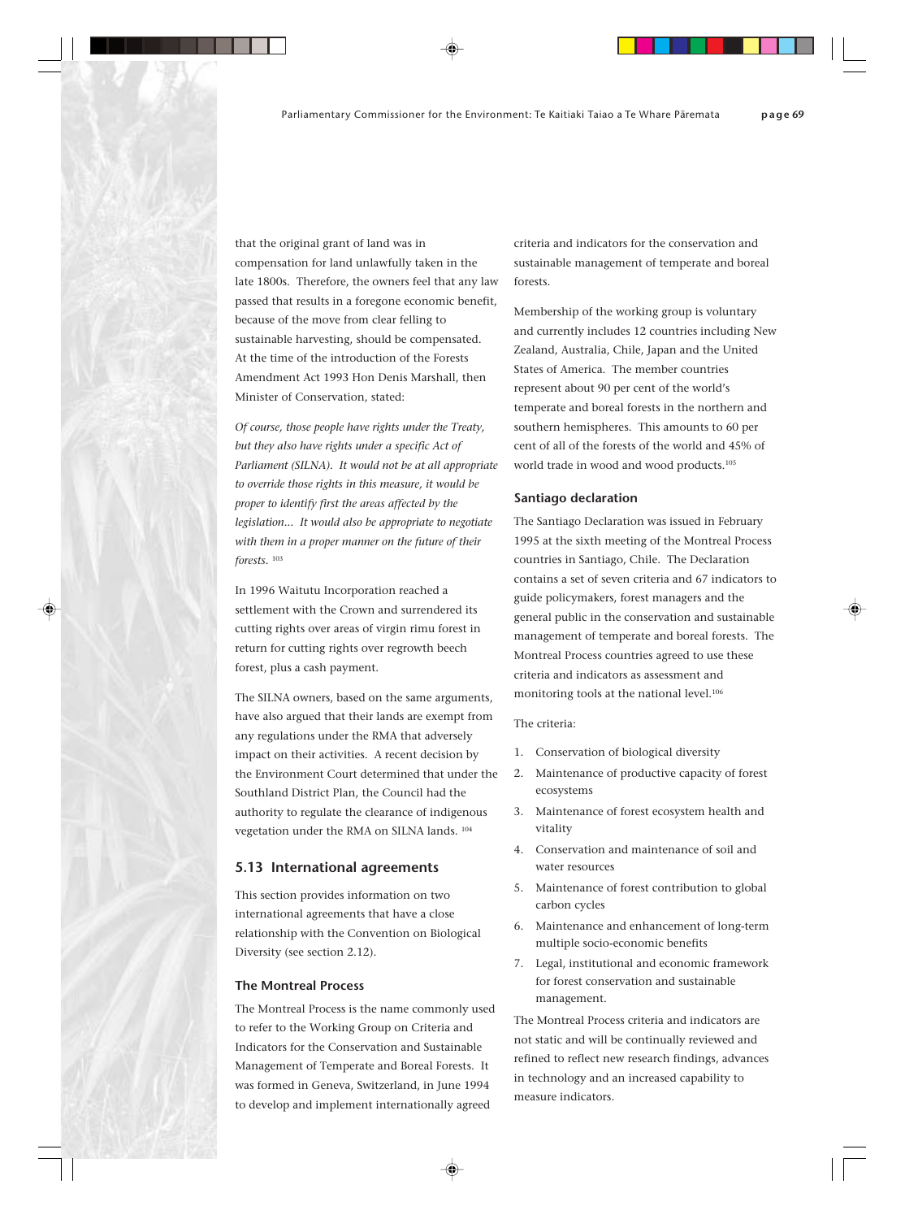that the original grant of land was in compensation for land unlawfully taken in the late 1800s. Therefore, the owners feel that any law passed that results in a foregone economic benefit, because of the move from clear felling to sustainable harvesting, should be compensated. At the time of the introduction of the Forests Amendment Act 1993 Hon Denis Marshall, then Minister of Conservation, stated:

*Of course, those people have rights under the Treaty, but they also have rights under a specific Act of Parliament (SILNA). It would not be at all appropriate to override those rights in this measure, it would be proper to identify first the areas affected by the legislation... It would also be appropriate to negotiate with them in a proper manner on the future of their forests.* [103]

In 1996 Waitutu Incorporation reached a settlement with the Crown and surrendered its cutting rights over areas of virgin rimu forest in return for cutting rights over regrowth beech forest, plus a cash payment.

The SILNA owners, based on the same arguments, have also argued that their lands are exempt from any regulations under the RMA that adversely impact on their activities. A recent decision by the Environment Court determined that under the Southland District Plan, the Council had the authority to regulate the clearance of indigenous vegetation under the RMA on SILNA lands. [104]

## 5.13 International agreements

This section provides information on two international agreements that have a close relationship with the Convention on Biological Diversity (see section 2.12).

### The Montreal Process

The Montreal Process is the name commonly used to refer to the Working Group on Criteria and Indicators for the Conservation and Sustainable Management of Temperate and Boreal Forests. It was formed in Geneva, Switzerland, in June 1994 to develop and implement internationally agreed criteria and indicators for the conservation and sustainable management of temperate and boreal forests.

Membership of the working group is voluntary and currently includes 12 countries including New Zealand, Australia, Chile, Japan and the United States of America. The member countries represent about 90 per cent of the world's temperate and boreal forests in the northern and southern hemispheres. This amounts to 60 per cent of all of the forests of the world and 45% of world trade in wood and wood products.[105]

### Santiago declaration

The Santiago Declaration was issued in February 1995 at the sixth meeting of the Montreal Process countries in Santiago, Chile. The Declaration contains a set of seven criteria and 67 indicators to guide policymakers, forest managers and the general public in the conservation and sustainable management of temperate and boreal forests. The Montreal Process countries agreed to use these criteria and indicators as assessment and monitoring tools at the national level.[106]

The criteria:

1. Conservation of biological diversity
2. Maintenance of productive capacity of forest ecosystems
3. Maintenance of forest ecosystem health and vitality
4. Conservation and maintenance of soil and water resources
5. Maintenance of forest contribution to global carbon cycles
6. Maintenance and enhancement of long-term multiple socio-economic benefits
7. Legal, institutional and economic framework for forest conservation and sustainable management.

The Montreal Process criteria and indicators are not static and will be continually reviewed and refined to reflect new research findings, advances in technology and an increased capability to measure indicators.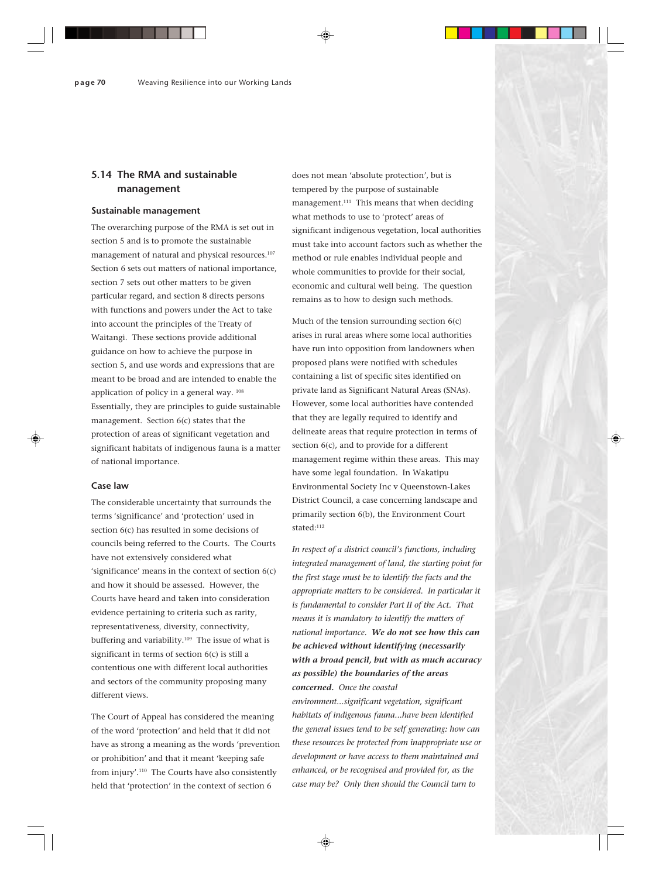## 5.14 The RMA and sustainable management

### Sustainable management

The overarching purpose of the RMA is set out in section 5 and is to promote the sustainable management of natural and physical resources.[107] Section 6 sets out matters of national importance, section 7 sets out other matters to be given particular regard, and section 8 directs persons with functions and powers under the Act to take into account the principles of the Treaty of Waitangi. These sections provide additional guidance on how to achieve the purpose in section 5, and use words and expressions that are meant to be broad and are intended to enable the application of policy in a general way. [108] Essentially, they are principles to guide sustainable management. Section 6(c) states that the protection of areas of significant vegetation and significant habitats of indigenous fauna is a matter of national importance.

### Case law

The considerable uncertainty that surrounds the terms 'significance' and 'protection' used in section 6(c) has resulted in some decisions of councils being referred to the Courts. The Courts have not extensively considered what 'significance' means in the context of section 6(c) and how it should be assessed. However, the Courts have heard and taken into consideration evidence pertaining to criteria such as rarity, representativeness, diversity, connectivity, buffering and variability.[109] The issue of what is significant in terms of section 6(c) is still a contentious one with different local authorities and sectors of the community proposing many different views.

The Court of Appeal has considered the meaning of the word 'protection' and held that it did not have as strong a meaning as the words 'prevention or prohibition' and that it meant 'keeping safe from injury'.[110] The Courts have also consistently held that 'protection' in the context of section 6 does not mean 'absolute protection', but is tempered by the purpose of sustainable management.[111] This means that when deciding what methods to use to 'protect' areas of significant indigenous vegetation, local authorities must take into account factors such as whether the method or rule enables individual people and whole communities to provide for their social, economic and cultural well being. The question remains as to how to design such methods.

Much of the tension surrounding section 6(c) arises in rural areas where some local authorities have run into opposition from landowners when proposed plans were notified with schedules containing a list of specific sites identified on private land as Significant Natural Areas (SNAs). However, some local authorities have contended that they are legally required to identify and delineate areas that require protection in terms of section 6(c), and to provide for a different management regime within these areas. This may have some legal foundation. In Wakatipu Environmental Society Inc v Queenstown-Lakes District Council, a case concerning landscape and primarily section 6(b), the Environment Court stated:[112]

*In respect of a district council's functions, including integrated management of land, the starting point for the first stage must be to identify the facts and the appropriate matters to be considered. In particular it is fundamental to consider Part II of the Act. That means it is mandatory to identify the matters of national importance.* ***We do not see how this can be achieved without identifying (necessarily with a broad pencil, but with as much accuracy as possible) the boundaries of the areas concerned.*** *Once the coastal environment...significant vegetation, significant habitats of indigenous fauna...have been identified the general issues tend to be self generating: how can these resources be protected from inappropriate use or development or have access to them maintained and enhanced, or be recognised and provided for, as the case may be? Only then should the Council turn to*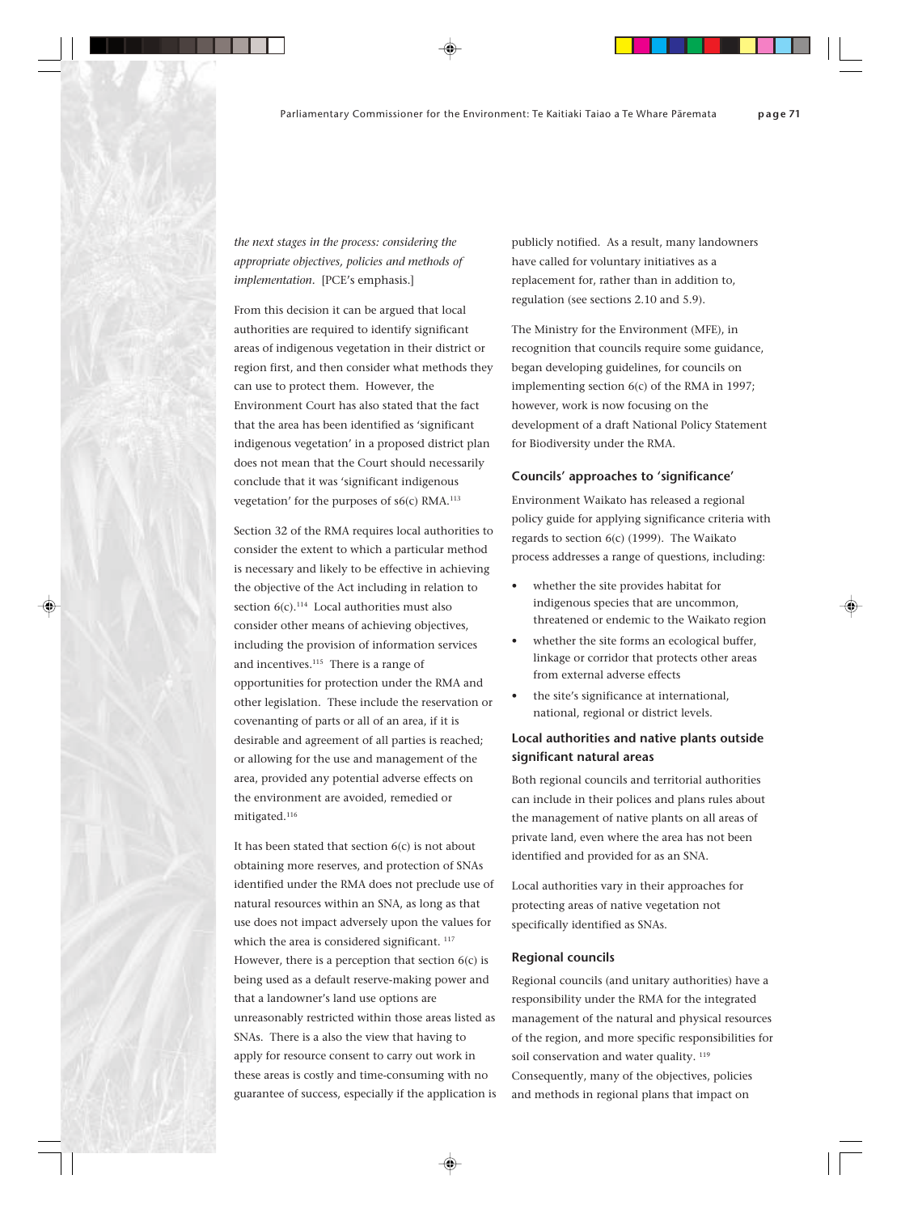*the next stages in the process: considering the appropriate objectives, policies and methods of implementation*. [PCE's emphasis.]

From this decision it can be argued that local authorities are required to identify significant areas of indigenous vegetation in their district or region first, and then consider what methods they can use to protect them. However, the Environment Court has also stated that the fact that the area has been identified as 'significant indigenous vegetation' in a proposed district plan does not mean that the Court should necessarily conclude that it was 'significant indigenous vegetation' for the purposes of s6(c) RMA.[113]

Section 32 of the RMA requires local authorities to consider the extent to which a particular method is necessary and likely to be effective in achieving the objective of the Act including in relation to section 6(c).[114] Local authorities must also consider other means of achieving objectives, including the provision of information services and incentives.[115] There is a range of opportunities for protection under the RMA and other legislation. These include the reservation or covenanting of parts or all of an area, if it is desirable and agreement of all parties is reached; or allowing for the use and management of the area, provided any potential adverse effects on the environment are avoided, remedied or mitigated.[116]

It has been stated that section 6(c) is not about obtaining more reserves, and protection of SNAs identified under the RMA does not preclude use of natural resources within an SNA, as long as that use does not impact adversely upon the values for which the area is considered significant.[117] However, there is a perception that section 6(c) is being used as a default reserve-making power and that a landowner's land use options are unreasonably restricted within those areas listed as SNAs. There is a also the view that having to apply for resource consent to carry out work in these areas is costly and time-consuming with no guarantee of success, especially if the application is publicly notified. As a result, many landowners have called for voluntary initiatives as a replacement for, rather than in addition to, regulation (see sections 2.10 and 5.9).

The Ministry for the Environment (MFE), in recognition that councils require some guidance, began developing guidelines, for councils on implementing section 6(c) of the RMA in 1997; however, work is now focusing on the development of a draft National Policy Statement for Biodiversity under the RMA.

### Councils' approaches to 'significance'

Environment Waikato has released a regional policy guide for applying significance criteria with regards to section 6(c) (1999). The Waikato process addresses a range of questions, including:

- whether the site provides habitat for indigenous species that are uncommon, threatened or endemic to the Waikato region
- whether the site forms an ecological buffer, linkage or corridor that protects other areas from external adverse effects
- the site's significance at international, national, regional or district levels.

### Local authorities and native plants outside significant natural areas

Both regional councils and territorial authorities can include in their polices and plans rules about the management of native plants on all areas of private land, even where the area has not been identified and provided for as an SNA.

Local authorities vary in their approaches for protecting areas of native vegetation not specifically identified as SNAs.

### Regional councils

Regional councils (and unitary authorities) have a responsibility under the RMA for the integrated management of the natural and physical resources of the region, and more specific responsibilities for soil conservation and water quality.[119] Consequently, many of the objectives, policies and methods in regional plans that impact on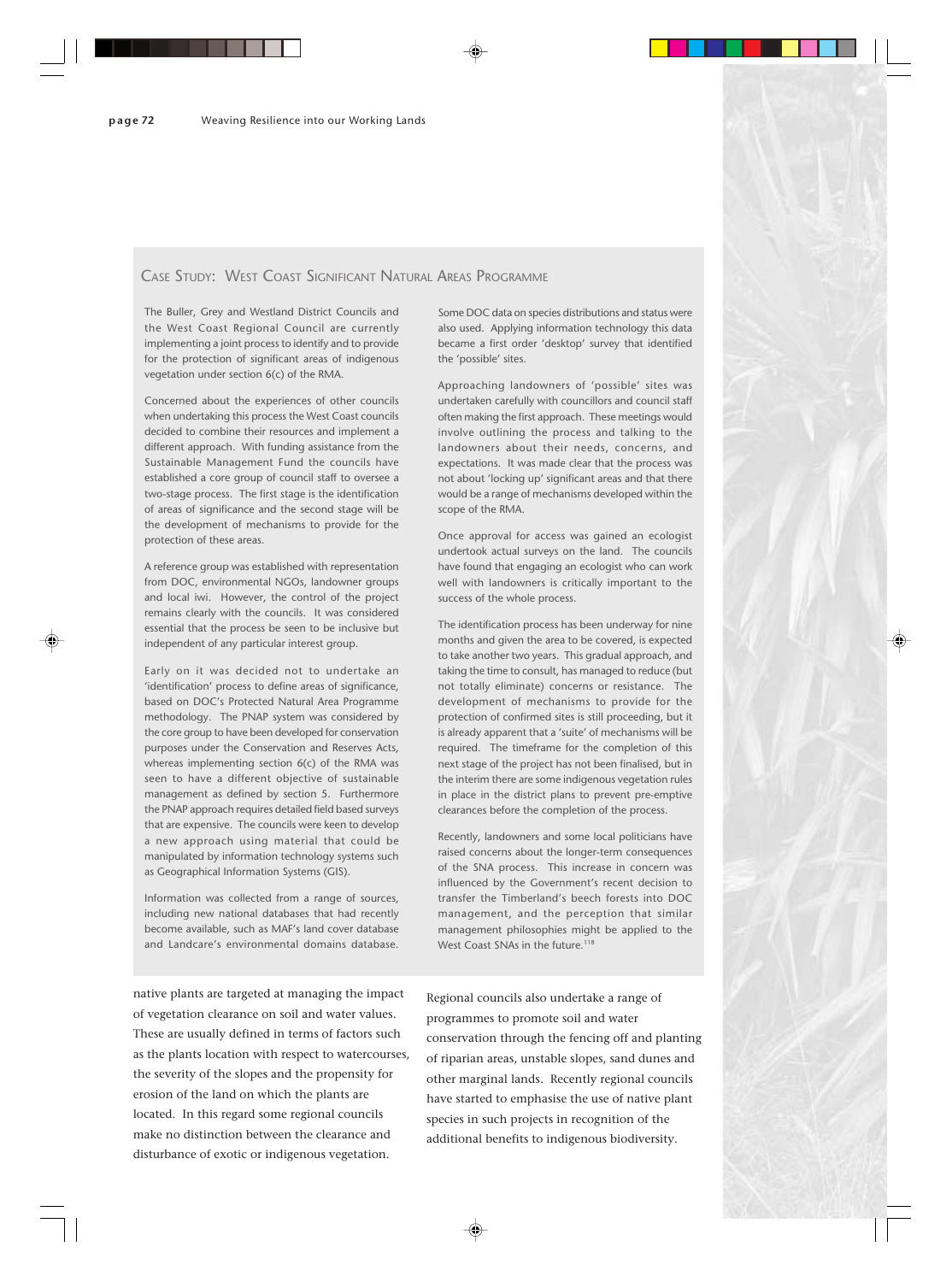## Case Study: West Coast Significant Natural Areas Programme

The Buller, Grey and Westland District Councils and the West Coast Regional Council are currently implementing a joint process to identify and to provide for the protection of significant areas of indigenous vegetation under section 6(c) of the RMA.

Concerned about the experiences of other councils when undertaking this process the West Coast councils decided to combine their resources and implement a different approach. With funding assistance from the Sustainable Management Fund the councils have established a core group of council staff to oversee a two-stage process. The first stage is the identification of areas of significance and the second stage will be the development of mechanisms to provide for the protection of these areas.

A reference group was established with representation from DOC, environmental NGOs, landowner groups and local iwi. However, the control of the project remains clearly with the councils. It was considered essential that the process be seen to be inclusive but independent of any particular interest group.

Early on it was decided not to undertake an 'identification' process to define areas of significance, based on DOC's Protected Natural Area Programme methodology. The PNAP system was considered by the core group to have been developed for conservation purposes under the Conservation and Reserves Acts, whereas implementing section 6(c) of the RMA was seen to have a different objective of sustainable management as defined by section 5. Furthermore the PNAP approach requires detailed field based surveys that are expensive. The councils were keen to develop a new approach using material that could be manipulated by information technology systems such as Geographical Information Systems (GIS).

Information was collected from a range of sources, including new national databases that had recently become available, such as MAF's land cover database and Landcare's environmental domains database. Some DOC data on species distributions and status were also used. Applying information technology this data became a first order 'desktop' survey that identified the 'possible' sites.

Approaching landowners of 'possible' sites was undertaken carefully with councillors and council staff often making the first approach. These meetings would involve outlining the process and talking to the landowners about their needs, concerns, and expectations. It was made clear that the process was not about 'locking up' significant areas and that there would be a range of mechanisms developed within the scope of the RMA.

Once approval for access was gained an ecologist undertook actual surveys on the land. The councils have found that engaging an ecologist who can work well with landowners is critically important to the success of the whole process.

The identification process has been underway for nine months and given the area to be covered, is expected to take another two years. This gradual approach, and taking the time to consult, has managed to reduce (but not totally eliminate) concerns or resistance. The development of mechanisms to provide for the protection of confirmed sites is still proceeding, but it is already apparent that a 'suite' of mechanisms will be required. The timeframe for the completion of this next stage of the project has not been finalised, but in the interim there are some indigenous vegetation rules in place in the district plans to prevent pre-emptive clearances before the completion of the process.

Recently, landowners and some local politicians have raised concerns about the longer-term consequences of the SNA process. This increase in concern was influenced by the Government's recent decision to transfer the Timberland's beech forests into DOC management, and the perception that similar management philosophies might be applied to the West Coast SNAs in the future.[118]

---

native plants are targeted at managing the impact of vegetation clearance on soil and water values. These are usually defined in terms of factors such as the plants location with respect to watercourses, the severity of the slopes and the propensity for erosion of the land on which the plants are located. In this regard some regional councils make no distinction between the clearance and disturbance of exotic or indigenous vegetation.

Regional councils also undertake a range of programmes to promote soil and water conservation through the fencing off and planting of riparian areas, unstable slopes, sand dunes and other marginal lands. Recently regional councils have started to emphasise the use of native plant species in such projects in recognition of the additional benefits to indigenous biodiversity.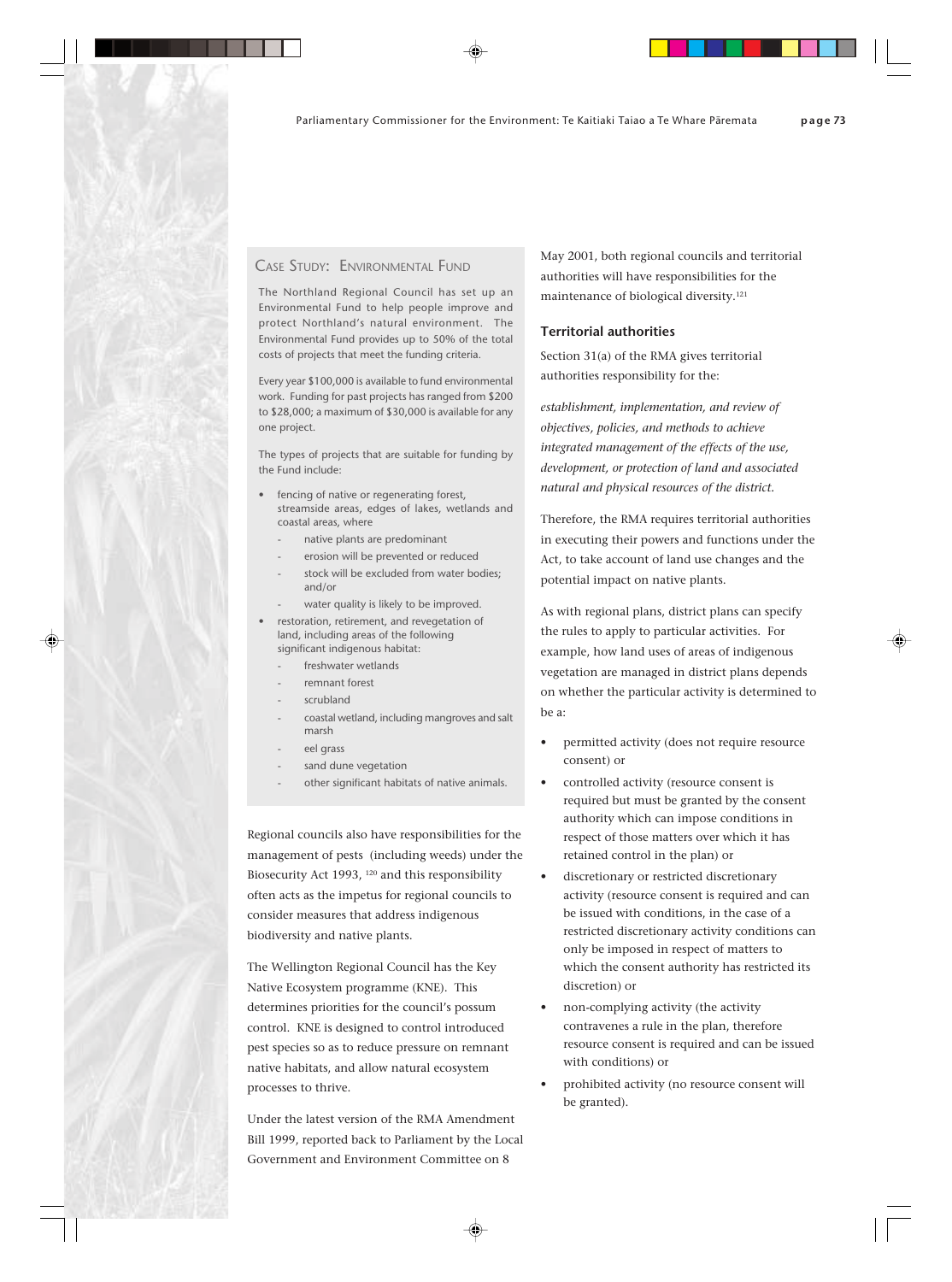### Case Study: Environmental Fund

The Northland Regional Council has set up an Environmental Fund to help people improve and protect Northland's natural environment. The Environmental Fund provides up to 50% of the total costs of projects that meet the funding criteria.

Every year $100,000 is available to fund environmental work. Funding for past projects has ranged from $200 to $28,000; a maximum of $30,000 is available for any one project.

The types of projects that are suitable for funding by the Fund include:

- fencing of native or regenerating forest, streamside areas, edges of lakes, wetlands and coastal areas, where
  - native plants are predominant
  - erosion will be prevented or reduced
  - stock will be excluded from water bodies; and/or
  - water quality is likely to be improved.
- restoration, retirement, and revegetation of land, including areas of the following significant indigenous habitat:
  - freshwater wetlands
  - remnant forest
  - scrubland
  - coastal wetland, including mangroves and salt marsh
  - eel grass
  - sand dune vegetation
  - other significant habitats of native animals.

Regional councils also have responsibilities for the management of pests (including weeds) under the Biosecurity Act 1993, [120] and this responsibility often acts as the impetus for regional councils to consider measures that address indigenous biodiversity and native plants.

The Wellington Regional Council has the Key Native Ecosystem programme (KNE). This determines priorities for the council's possum control. KNE is designed to control introduced pest species so as to reduce pressure on remnant native habitats, and allow natural ecosystem processes to thrive.

Under the latest version of the RMA Amendment Bill 1999, reported back to Parliament by the Local Government and Environment Committee on 8 May 2001, both regional councils and territorial authorities will have responsibilities for the maintenance of biological diversity.[121]

### Territorial authorities

Section 31(a) of the RMA gives territorial authorities responsibility for the:

*establishment, implementation, and review of objectives, policies, and methods to achieve integrated management of the effects of the use, development, or protection of land and associated natural and physical resources of the district.*

Therefore, the RMA requires territorial authorities in executing their powers and functions under the Act, to take account of land use changes and the potential impact on native plants.

As with regional plans, district plans can specify the rules to apply to particular activities. For example, how land uses of areas of indigenous vegetation are managed in district plans depends on whether the particular activity is determined to be a:

- permitted activity (does not require resource consent) or
- controlled activity (resource consent is required but must be granted by the consent authority which can impose conditions in respect of those matters over which it has retained control in the plan) or
- discretionary or restricted discretionary activity (resource consent is required and can be issued with conditions, in the case of a restricted discretionary activity conditions can only be imposed in respect of matters to which the consent authority has restricted its discretion) or
- non-complying activity (the activity contravenes a rule in the plan, therefore resource consent is required and can be issued with conditions) or
- prohibited activity (no resource consent will be granted).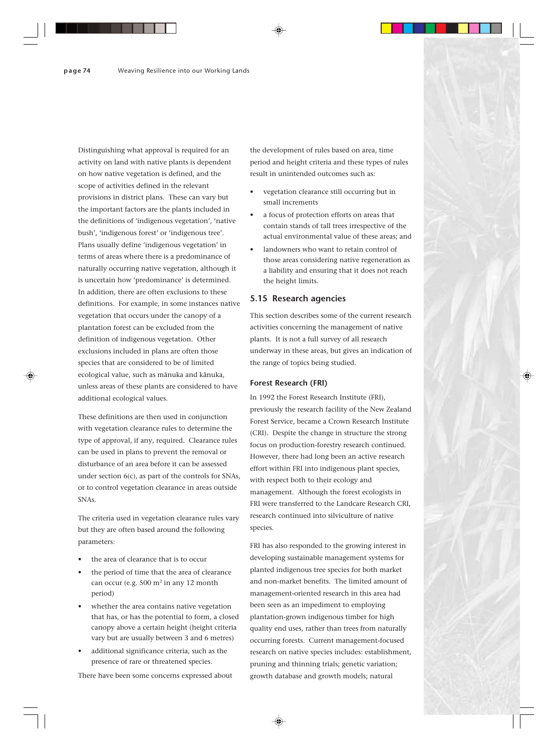Distinguishing what approval is required for an activity on land with native plants is dependent on how native vegetation is defined, and the scope of activities defined in the relevant provisions in district plans. These can vary but the important factors are the plants included in the definitions of 'indigenous vegetation', 'native bush', 'indigenous forest' or 'indigenous tree'. Plans usually define 'indigenous vegetation' in terms of areas where there is a predominance of naturally occurring native vegetation, although it is uncertain how 'predominance' is determined. In addition, there are often exclusions to these definitions. For example, in some instances native vegetation that occurs under the canopy of a plantation forest can be excluded from the definition of indigenous vegetation. Other exclusions included in plans are often those species that are considered to be of limited ecological value, such as mānuka and kānuka, unless areas of these plants are considered to have additional ecological values.

These definitions are then used in conjunction with vegetation clearance rules to determine the type of approval, if any, required. Clearance rules can be used in plans to prevent the removal or disturbance of an area before it can be assessed under section 6(c), as part of the controls for SNAs, or to control vegetation clearance in areas outside SNAs.

The criteria used in vegetation clearance rules vary but they are often based around the following parameters:

- the area of clearance that is to occur
- the period of time that the area of clearance can occur (e.g. 500 $m^2$ in any 12 month period)
- whether the area contains native vegetation that has, or has the potential to form, a closed canopy above a certain height (height criteria vary but are usually between 3 and 6 metres)
- additional significance criteria, such as the presence of rare or threatened species.

There have been some concerns expressed about the development of rules based on area, time period and height criteria and these types of rules result in unintended outcomes such as:

- vegetation clearance still occurring but in small increments
- a focus of protection efforts on areas that contain stands of tall trees irrespective of the actual environmental value of these areas; and
- landowners who want to retain control of those areas considering native regeneration as a liability and ensuring that it does not reach the height limits.

## 5.15 Research agencies

This section describes some of the current research activities concerning the management of native plants. It is not a full survey of all research underway in these areas, but gives an indication of the range of topics being studied.

### Forest Research (FRI)

In 1992 the Forest Research Institute (FRI), previously the research facility of the New Zealand Forest Service, became a Crown Research Institute (CRI). Despite the change in structure the strong focus on production-forestry research continued. However, there had long been an active research effort within FRI into indigenous plant species, with respect both to their ecology and management. Although the forest ecologists in FRI were transferred to the Landcare Research CRI, research continued into silviculture of native species.

FRI has also responded to the growing interest in developing sustainable management systems for planted indigenous tree species for both market and non-market benefits. The limited amount of management-oriented research in this area had been seen as an impediment to employing plantation-grown indigenous timber for high quality end uses, rather than trees from naturally occurring forests. Current management-focused research on native species includes: establishment, pruning and thinning trials; genetic variation; growth database and growth models; natural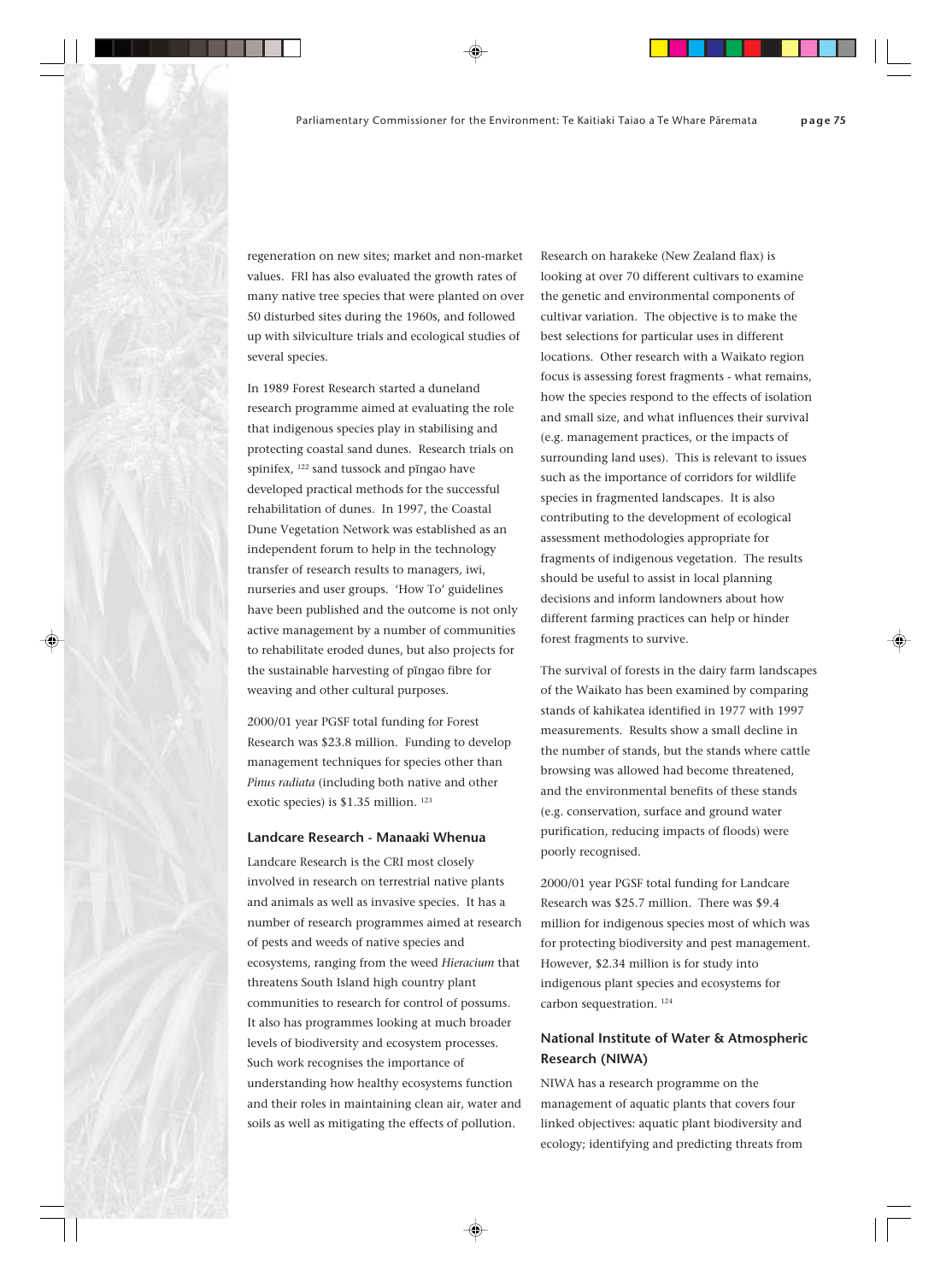regeneration on new sites; market and non-market values. FRI has also evaluated the growth rates of many native tree species that were planted on over 50 disturbed sites during the 1960s, and followed up with silviculture trials and ecological studies of several species.

In 1989 Forest Research started a duneland research programme aimed at evaluating the role that indigenous species play in stabilising and protecting coastal sand dunes. Research trials on spinifex, [122] sand tussock and pīngao have developed practical methods for the successful rehabilitation of dunes. In 1997, the Coastal Dune Vegetation Network was established as an independent forum to help in the technology transfer of research results to managers, iwi, nurseries and user groups. 'How To' guidelines have been published and the outcome is not only active management by a number of communities to rehabilitate eroded dunes, but also projects for the sustainable harvesting of pīngao fibre for weaving and other cultural purposes.

2000/01 year PGSF total funding for Forest Research was $23.8 million. Funding to develop management techniques for species other than *Pinus radiata* (including both native and other exotic species) is $1.35 million. [123]

### Landcare Research - Manaaki Whenua

Landcare Research is the CRI most closely involved in research on terrestrial native plants and animals as well as invasive species. It has a number of research programmes aimed at research of pests and weeds of native species and ecosystems, ranging from the weed *Hieracium* that threatens South Island high country plant communities to research for control of possums. It also has programmes looking at much broader levels of biodiversity and ecosystem processes. Such work recognises the importance of understanding how healthy ecosystems function and their roles in maintaining clean air, water and soils as well as mitigating the effects of pollution.

Research on harakeke (New Zealand flax) is looking at over 70 different cultivars to examine the genetic and environmental components of cultivar variation. The objective is to make the best selections for particular uses in different locations. Other research with a Waikato region focus is assessing forest fragments - what remains, how the species respond to the effects of isolation and small size, and what influences their survival (e.g. management practices, or the impacts of surrounding land uses). This is relevant to issues such as the importance of corridors for wildlife species in fragmented landscapes. It is also contributing to the development of ecological assessment methodologies appropriate for fragments of indigenous vegetation. The results should be useful to assist in local planning decisions and inform landowners about how different farming practices can help or hinder forest fragments to survive.

The survival of forests in the dairy farm landscapes of the Waikato has been examined by comparing stands of kahikatea identified in 1977 with 1997 measurements. Results show a small decline in the number of stands, but the stands where cattle browsing was allowed had become threatened, and the environmental benefits of these stands (e.g. conservation, surface and ground water purification, reducing impacts of floods) were poorly recognised.

2000/01 year PGSF total funding for Landcare Research was $25.7 million. There was $9.4 million for indigenous species most of which was for protecting biodiversity and pest management. However, $2.34 million is for study into indigenous plant species and ecosystems for carbon sequestration. [124]

### National Institute of Water & Atmospheric Research (NIWA)

NIWA has a research programme on the management of aquatic plants that covers four linked objectives: aquatic plant biodiversity and ecology; identifying and predicting threats from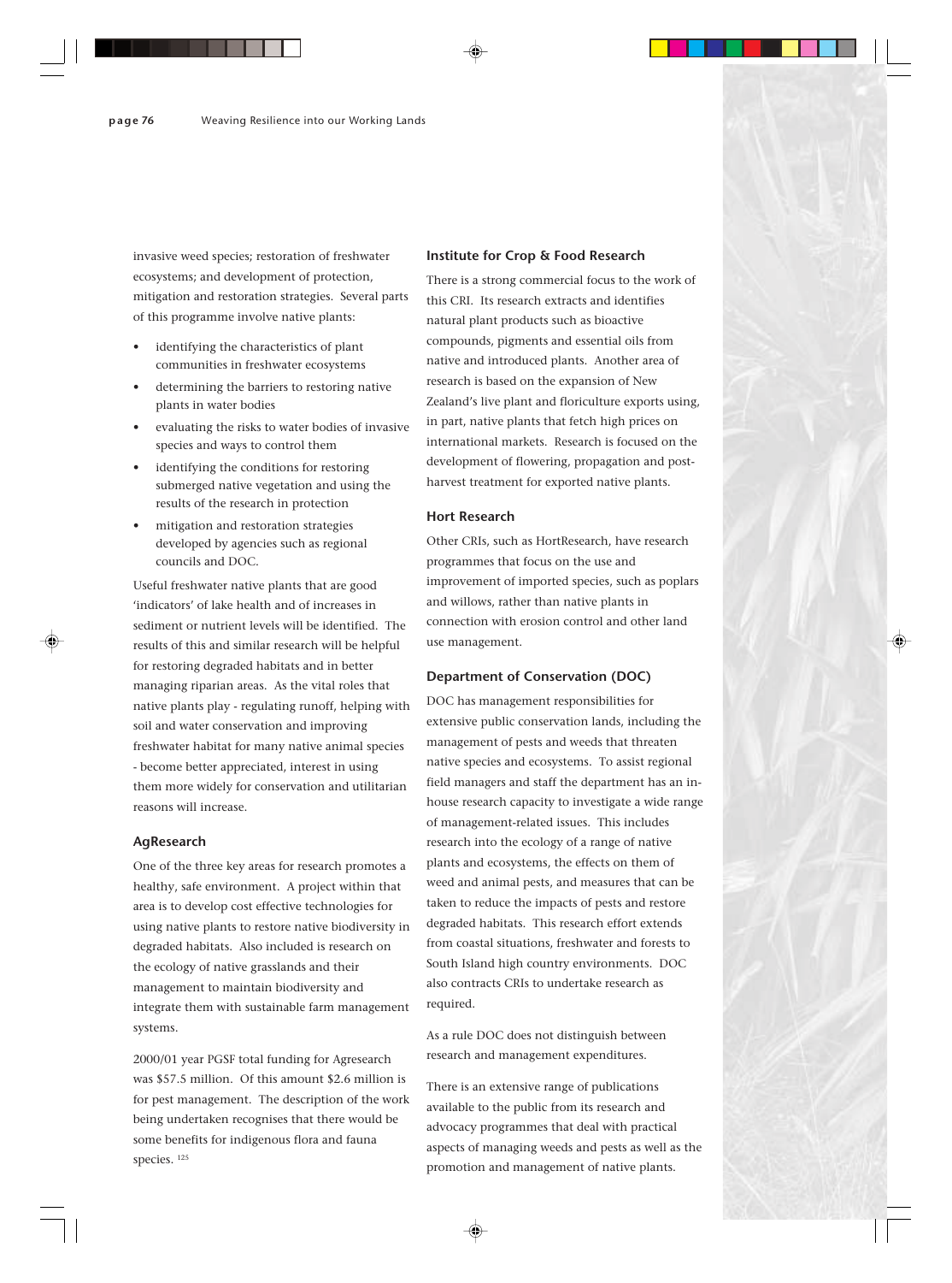invasive weed species; restoration of freshwater ecosystems; and development of protection, mitigation and restoration strategies. Several parts of this programme involve native plants:

- identifying the characteristics of plant communities in freshwater ecosystems
- determining the barriers to restoring native plants in water bodies
- evaluating the risks to water bodies of invasive species and ways to control them
- identifying the conditions for restoring submerged native vegetation and using the results of the research in protection
- mitigation and restoration strategies developed by agencies such as regional councils and DOC.

Useful freshwater native plants that are good 'indicators' of lake health and of increases in sediment or nutrient levels will be identified. The results of this and similar research will be helpful for restoring degraded habitats and in better managing riparian areas. As the vital roles that native plants play - regulating runoff, helping with soil and water conservation and improving freshwater habitat for many native animal species - become better appreciated, interest in using them more widely for conservation and utilitarian reasons will increase.

### AgResearch

One of the three key areas for research promotes a healthy, safe environment. A project within that area is to develop cost effective technologies for using native plants to restore native biodiversity in degraded habitats. Also included is research on the ecology of native grasslands and their management to maintain biodiversity and integrate them with sustainable farm management systems.

2000/01 year PGSF total funding for Agresearch was $57.5 million. Of this amount $2.6 million is for pest management. The description of the work being undertaken recognises that there would be some benefits for indigenous flora and fauna species. [125]

### Institute for Crop & Food Research

There is a strong commercial focus to the work of this CRI. Its research extracts and identifies natural plant products such as bioactive compounds, pigments and essential oils from native and introduced plants. Another area of research is based on the expansion of New Zealand's live plant and floriculture exports using, in part, native plants that fetch high prices on international markets. Research is focused on the development of flowering, propagation and post-harvest treatment for exported native plants.

### Hort Research

Other CRIs, such as HortResearch, have research programmes that focus on the use and improvement of imported species, such as poplars and willows, rather than native plants in connection with erosion control and other land use management.

### Department of Conservation (DOC)

DOC has management responsibilities for extensive public conservation lands, including the management of pests and weeds that threaten native species and ecosystems. To assist regional field managers and staff the department has an in-house research capacity to investigate a wide range of management-related issues. This includes research into the ecology of a range of native plants and ecosystems, the effects on them of weed and animal pests, and measures that can be taken to reduce the impacts of pests and restore degraded habitats. This research effort extends from coastal situations, freshwater and forests to South Island high country environments. DOC also contracts CRIs to undertake research as required.

As a rule DOC does not distinguish between research and management expenditures.

There is an extensive range of publications available to the public from its research and advocacy programmes that deal with practical aspects of managing weeds and pests as well as the promotion and management of native plants.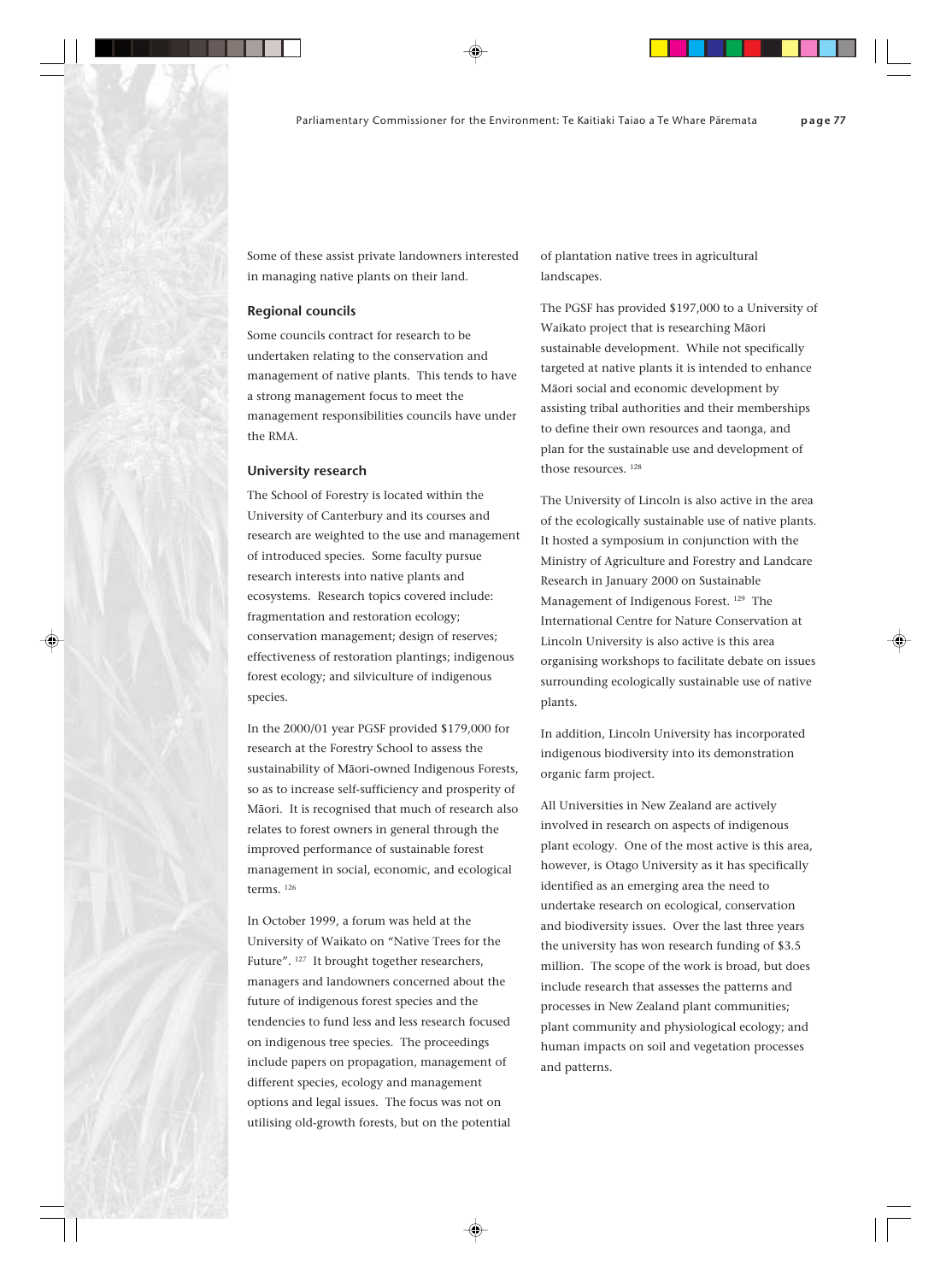Some of these assist private landowners interested in managing native plants on their land.

### Regional councils

Some councils contract for research to be undertaken relating to the conservation and management of native plants. This tends to have a strong management focus to meet the management responsibilities councils have under the RMA.

### University research

The School of Forestry is located within the University of Canterbury and its courses and research are weighted to the use and management of introduced species. Some faculty pursue research interests into native plants and ecosystems. Research topics covered include: fragmentation and restoration ecology; conservation management; design of reserves; effectiveness of restoration plantings; indigenous forest ecology; and silviculture of indigenous species.

In the 2000/01 year PGSF provided $179,000 for research at the Forestry School to assess the sustainability of Māori-owned Indigenous Forests, so as to increase self-sufficiency and prosperity of Māori. It is recognised that much of research also relates to forest owners in general through the improved performance of sustainable forest management in social, economic, and ecological terms. [126]

In October 1999, a forum was held at the University of Waikato on "Native Trees for the Future". [127] It brought together researchers, managers and landowners concerned about the future of indigenous forest species and the tendencies to fund less and less research focused on indigenous tree species. The proceedings include papers on propagation, management of different species, ecology and management options and legal issues. The focus was not on utilising old-growth forests, but on the potential of plantation native trees in agricultural landscapes.

The PGSF has provided $197,000 to a University of Waikato project that is researching Māori sustainable development. While not specifically targeted at native plants it is intended to enhance Māori social and economic development by assisting tribal authorities and their memberships to define their own resources and taonga, and plan for the sustainable use and development of those resources. [128]

The University of Lincoln is also active in the area of the ecologically sustainable use of native plants. It hosted a symposium in conjunction with the Ministry of Agriculture and Forestry and Landcare Research in January 2000 on Sustainable Management of Indigenous Forest. [129] The International Centre for Nature Conservation at Lincoln University is also active is this area organising workshops to facilitate debate on issues surrounding ecologically sustainable use of native plants.

In addition, Lincoln University has incorporated indigenous biodiversity into its demonstration organic farm project.

All Universities in New Zealand are actively involved in research on aspects of indigenous plant ecology. One of the most active is this area, however, is Otago University as it has specifically identified as an emerging area the need to undertake research on ecological, conservation and biodiversity issues. Over the last three years the university has won research funding of $3.5 million. The scope of the work is broad, but does include research that assesses the patterns and processes in New Zealand plant communities; plant community and physiological ecology; and human impacts on soil and vegetation processes and patterns.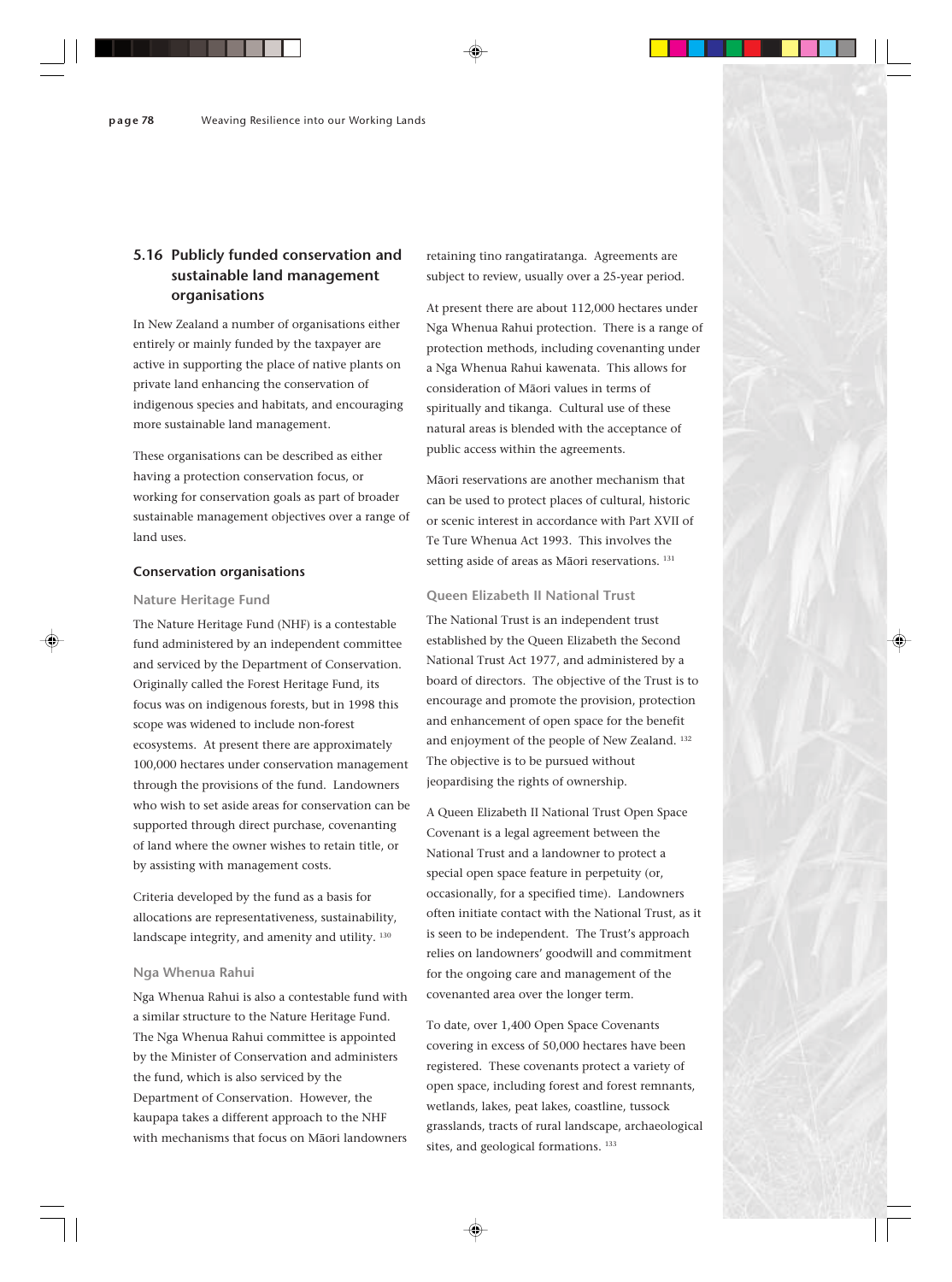## 5.16 Publicly funded conservation and sustainable land management organisations

In New Zealand a number of organisations either entirely or mainly funded by the taxpayer are active in supporting the place of native plants on private land enhancing the conservation of indigenous species and habitats, and encouraging more sustainable land management.

These organisations can be described as either having a protection conservation focus, or working for conservation goals as part of broader sustainable management objectives over a range of land uses.

### Conservation organisations

#### Nature Heritage Fund

The Nature Heritage Fund (NHF) is a contestable fund administered by an independent committee and serviced by the Department of Conservation. Originally called the Forest Heritage Fund, its focus was on indigenous forests, but in 1998 this scope was widened to include non-forest ecosystems. At present there are approximately 100,000 hectares under conservation management through the provisions of the fund. Landowners who wish to set aside areas for conservation can be supported through direct purchase, covenanting of land where the owner wishes to retain title, or by assisting with management costs.

Criteria developed by the fund as a basis for allocations are representativeness, sustainability, landscape integrity, and amenity and utility. [130]

#### Nga Whenua Rahui

Nga Whenua Rahui is also a contestable fund with a similar structure to the Nature Heritage Fund. The Nga Whenua Rahui committee is appointed by the Minister of Conservation and administers the fund, which is also serviced by the Department of Conservation. However, the kaupapa takes a different approach to the NHF with mechanisms that focus on Māori landowners retaining tino rangatiratanga. Agreements are subject to review, usually over a 25-year period.

At present there are about 112,000 hectares under Nga Whenua Rahui protection. There is a range of protection methods, including covenanting under a Nga Whenua Rahui kawenata. This allows for consideration of Māori values in terms of spiritually and tikanga. Cultural use of these natural areas is blended with the acceptance of public access within the agreements.

Māori reservations are another mechanism that can be used to protect places of cultural, historic or scenic interest in accordance with Part XVII of Te Ture Whenua Act 1993. This involves the setting aside of areas as Māori reservations. [131]

#### Queen Elizabeth II National Trust

The National Trust is an independent trust established by the Queen Elizabeth the Second National Trust Act 1977, and administered by a board of directors. The objective of the Trust is to encourage and promote the provision, protection and enhancement of open space for the benefit and enjoyment of the people of New Zealand. [132] The objective is to be pursued without jeopardising the rights of ownership.

A Queen Elizabeth II National Trust Open Space Covenant is a legal agreement between the National Trust and a landowner to protect a special open space feature in perpetuity (or, occasionally, for a specified time). Landowners often initiate contact with the National Trust, as it is seen to be independent. The Trust's approach relies on landowners' goodwill and commitment for the ongoing care and management of the covenanted area over the longer term.

To date, over 1,400 Open Space Covenants covering in excess of 50,000 hectares have been registered. These covenants protect a variety of open space, including forest and forest remnants, wetlands, lakes, peat lakes, coastline, tussock grasslands, tracts of rural landscape, archaeological sites, and geological formations. [133]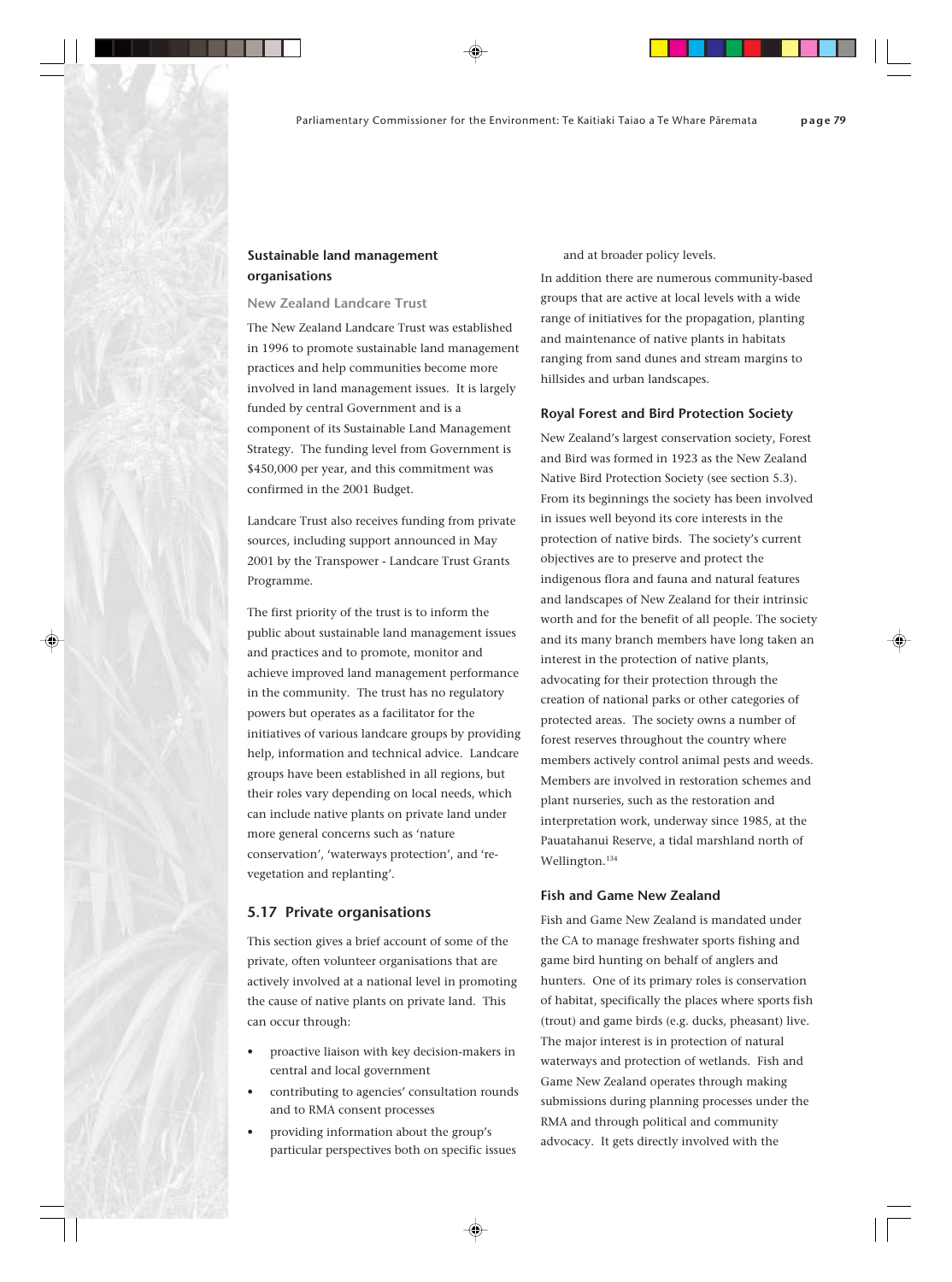### Sustainable land management organisations

#### New Zealand Landcare Trust

The New Zealand Landcare Trust was established in 1996 to promote sustainable land management practices and help communities become more involved in land management issues. It is largely funded by central Government and is a component of its Sustainable Land Management Strategy. The funding level from Government is $450,000 per year, and this commitment was confirmed in the 2001 Budget.

Landcare Trust also receives funding from private sources, including support announced in May 2001 by the Transpower - Landcare Trust Grants Programme.

The first priority of the trust is to inform the public about sustainable land management issues and practices and to promote, monitor and achieve improved land management performance in the community. The trust has no regulatory powers but operates as a facilitator for the initiatives of various landcare groups by providing help, information and technical advice. Landcare groups have been established in all regions, but their roles vary depending on local needs, which can include native plants on private land under more general concerns such as 'nature conservation', 'waterways protection', and 're-vegetation and replanting'.

## 5.17 Private organisations

This section gives a brief account of some of the private, often volunteer organisations that are actively involved at a national level in promoting the cause of native plants on private land. This can occur through:

- proactive liaison with key decision-makers in central and local government
- contributing to agencies' consultation rounds and to RMA consent processes
- providing information about the group's particular perspectives both on specific issues and at broader policy levels.

In addition there are numerous community-based groups that are active at local levels with a wide range of initiatives for the propagation, planting and maintenance of native plants in habitats ranging from sand dunes and stream margins to hillsides and urban landscapes.

### Royal Forest and Bird Protection Society

New Zealand's largest conservation society, Forest and Bird was formed in 1923 as the New Zealand Native Bird Protection Society (see section 5.3). From its beginnings the society has been involved in issues well beyond its core interests in the protection of native birds. The society's current objectives are to preserve and protect the indigenous flora and fauna and natural features and landscapes of New Zealand for their intrinsic worth and for the benefit of all people. The society and its many branch members have long taken an interest in the protection of native plants, advocating for their protection through the creation of national parks or other categories of protected areas. The society owns a number of forest reserves throughout the country where members actively control animal pests and weeds. Members are involved in restoration schemes and plant nurseries, such as the restoration and interpretation work, underway since 1985, at the Pauatahanui Reserve, a tidal marshland north of Wellington.[134]

### Fish and Game New Zealand

Fish and Game New Zealand is mandated under the CA to manage freshwater sports fishing and game bird hunting on behalf of anglers and hunters. One of its primary roles is conservation of habitat, specifically the places where sports fish (trout) and game birds (e.g. ducks, pheasant) live. The major interest is in protection of natural waterways and protection of wetlands. Fish and Game New Zealand operates through making submissions during planning processes under the RMA and through political and community advocacy. It gets directly involved with the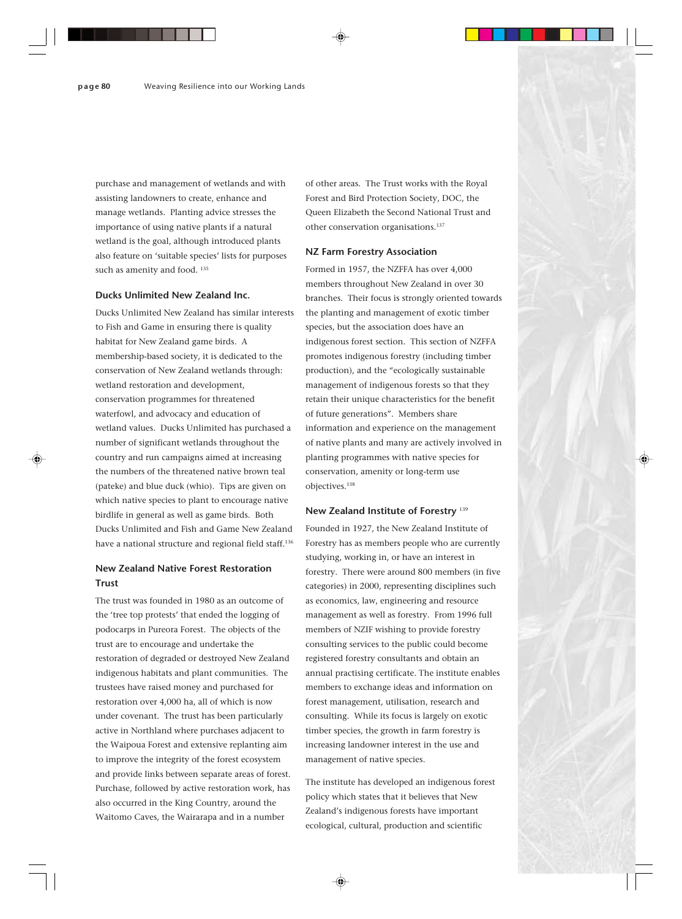purchase and management of wetlands and with assisting landowners to create, enhance and manage wetlands. Planting advice stresses the importance of using native plants if a natural wetland is the goal, although introduced plants also feature on 'suitable species' lists for purposes such as amenity and food. [135]

### Ducks Unlimited New Zealand Inc.

Ducks Unlimited New Zealand has similar interests to Fish and Game in ensuring there is quality habitat for New Zealand game birds. A membership-based society, it is dedicated to the conservation of New Zealand wetlands through: wetland restoration and development, conservation programmes for threatened waterfowl, and advocacy and education of wetland values. Ducks Unlimited has purchased a number of significant wetlands throughout the country and run campaigns aimed at increasing the numbers of the threatened native brown teal (pateke) and blue duck (whio). Tips are given on which native species to plant to encourage native birdlife in general as well as game birds. Both Ducks Unlimited and Fish and Game New Zealand have a national structure and regional field staff.[136]

### New Zealand Native Forest Restoration Trust

The trust was founded in 1980 as an outcome of the 'tree top protests' that ended the logging of podocarps in Pureora Forest. The objects of the trust are to encourage and undertake the restoration of degraded or destroyed New Zealand indigenous habitats and plant communities. The trustees have raised money and purchased for restoration over 4,000 ha, all of which is now under covenant. The trust has been particularly active in Northland where purchases adjacent to the Waipoua Forest and extensive replanting aim to improve the integrity of the forest ecosystem and provide links between separate areas of forest. Purchase, followed by active restoration work, has also occurred in the King Country, around the Waitomo Caves, the Wairarapa and in a number of other areas. The Trust works with the Royal Forest and Bird Protection Society, DOC, the Queen Elizabeth the Second National Trust and other conservation organisations.[137]

### NZ Farm Forestry Association

Formed in 1957, the NZFFA has over 4,000 members throughout New Zealand in over 30 branches. Their focus is strongly oriented towards the planting and management of exotic timber species, but the association does have an indigenous forest section. This section of NZFFA promotes indigenous forestry (including timber production), and the "ecologically sustainable management of indigenous forests so that they retain their unique characteristics for the benefit of future generations". Members share information and experience on the management of native plants and many are actively involved in planting programmes with native species for conservation, amenity or long-term use objectives.[138]

### New Zealand Institute of Forestry [139]

Founded in 1927, the New Zealand Institute of Forestry has as members people who are currently studying, working in, or have an interest in forestry. There were around 800 members (in five categories) in 2000, representing disciplines such as economics, law, engineering and resource management as well as forestry. From 1996 full members of NZIF wishing to provide forestry consulting services to the public could become registered forestry consultants and obtain an annual practising certificate. The institute enables members to exchange ideas and information on forest management, utilisation, research and consulting. While its focus is largely on exotic timber species, the growth in farm forestry is increasing landowner interest in the use and management of native species.

The institute has developed an indigenous forest policy which states that it believes that New Zealand's indigenous forests have important ecological, cultural, production and scientific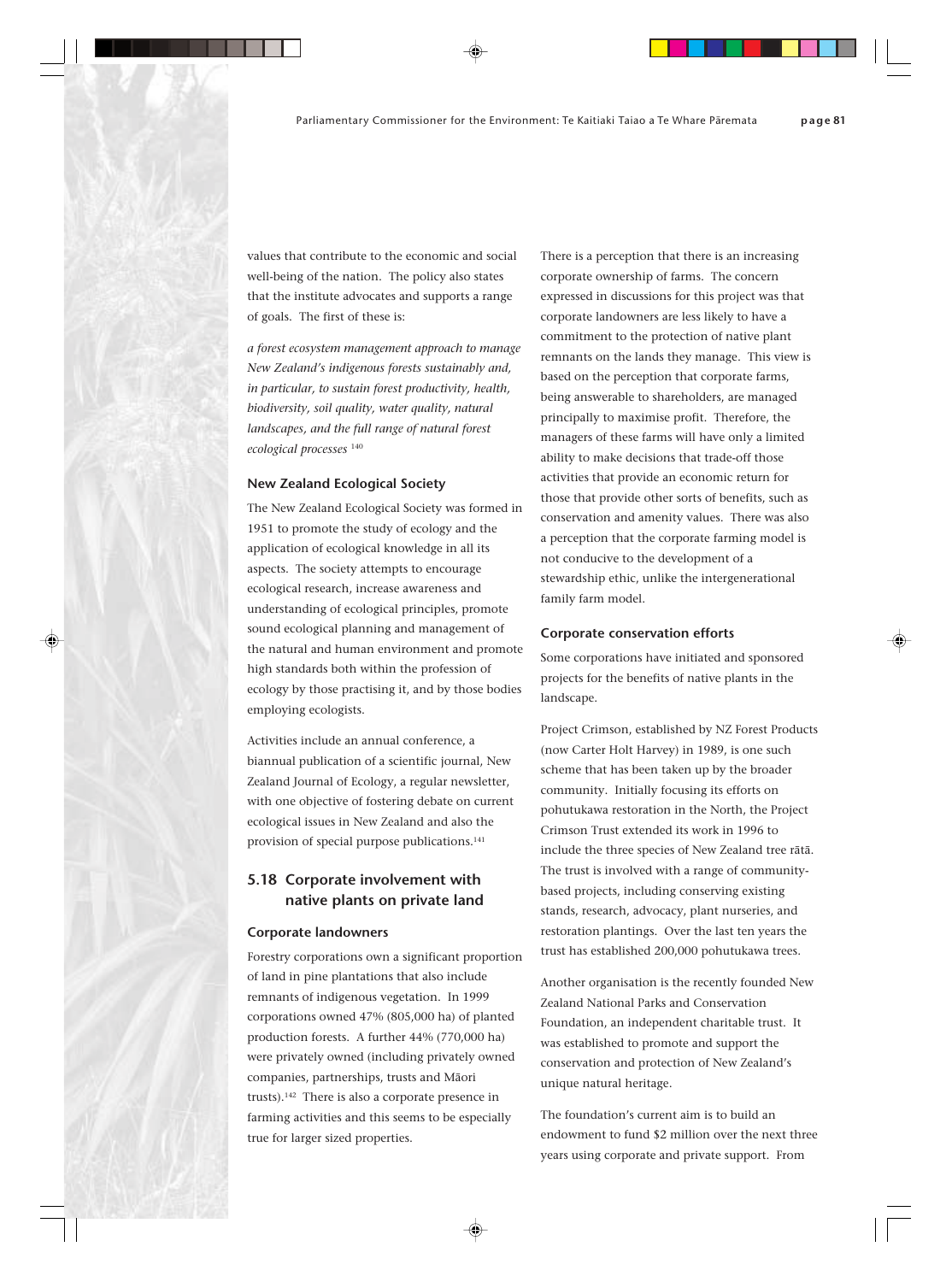values that contribute to the economic and social well-being of the nation. The policy also states that the institute advocates and supports a range of goals. The first of these is:

*a forest ecosystem management approach to manage New Zealand's indigenous forests sustainably and, in particular, to sustain forest productivity, health, biodiversity, soil quality, water quality, natural landscapes, and the full range of natural forest ecological processes* [140]

### New Zealand Ecological Society

The New Zealand Ecological Society was formed in 1951 to promote the study of ecology and the application of ecological knowledge in all its aspects. The society attempts to encourage ecological research, increase awareness and understanding of ecological principles, promote sound ecological planning and management of the natural and human environment and promote high standards both within the profession of ecology by those practising it, and by those bodies employing ecologists.

Activities include an annual conference, a biannual publication of a scientific journal, New Zealand Journal of Ecology, a regular newsletter, with one objective of fostering debate on current ecological issues in New Zealand and also the provision of special purpose publications.[141]

## 5.18 Corporate involvement with native plants on private land

### Corporate landowners

Forestry corporations own a significant proportion of land in pine plantations that also include remnants of indigenous vegetation. In 1999 corporations owned 47% (805,000 ha) of planted production forests. A further 44% (770,000 ha) were privately owned (including privately owned companies, partnerships, trusts and Māori trusts).[142] There is also a corporate presence in farming activities and this seems to be especially true for larger sized properties.

There is a perception that there is an increasing corporate ownership of farms. The concern expressed in discussions for this project was that corporate landowners are less likely to have a commitment to the protection of native plant remnants on the lands they manage. This view is based on the perception that corporate farms, being answerable to shareholders, are managed principally to maximise profit. Therefore, the managers of these farms will have only a limited ability to make decisions that trade-off those activities that provide an economic return for those that provide other sorts of benefits, such as conservation and amenity values. There was also a perception that the corporate farming model is not conducive to the development of a stewardship ethic, unlike the intergenerational family farm model.

### Corporate conservation efforts

Some corporations have initiated and sponsored projects for the benefits of native plants in the landscape.

Project Crimson, established by NZ Forest Products (now Carter Holt Harvey) in 1989, is one such scheme that has been taken up by the broader community. Initially focusing its efforts on pohutukawa restoration in the North, the Project Crimson Trust extended its work in 1996 to include the three species of New Zealand tree rātā. The trust is involved with a range of community-based projects, including conserving existing stands, research, advocacy, plant nurseries, and restoration plantings. Over the last ten years the trust has established 200,000 pohutukawa trees.

Another organisation is the recently founded New Zealand National Parks and Conservation Foundation, an independent charitable trust. It was established to promote and support the conservation and protection of New Zealand's unique natural heritage.

The foundation's current aim is to build an endowment to fund $2 million over the next three years using corporate and private support. From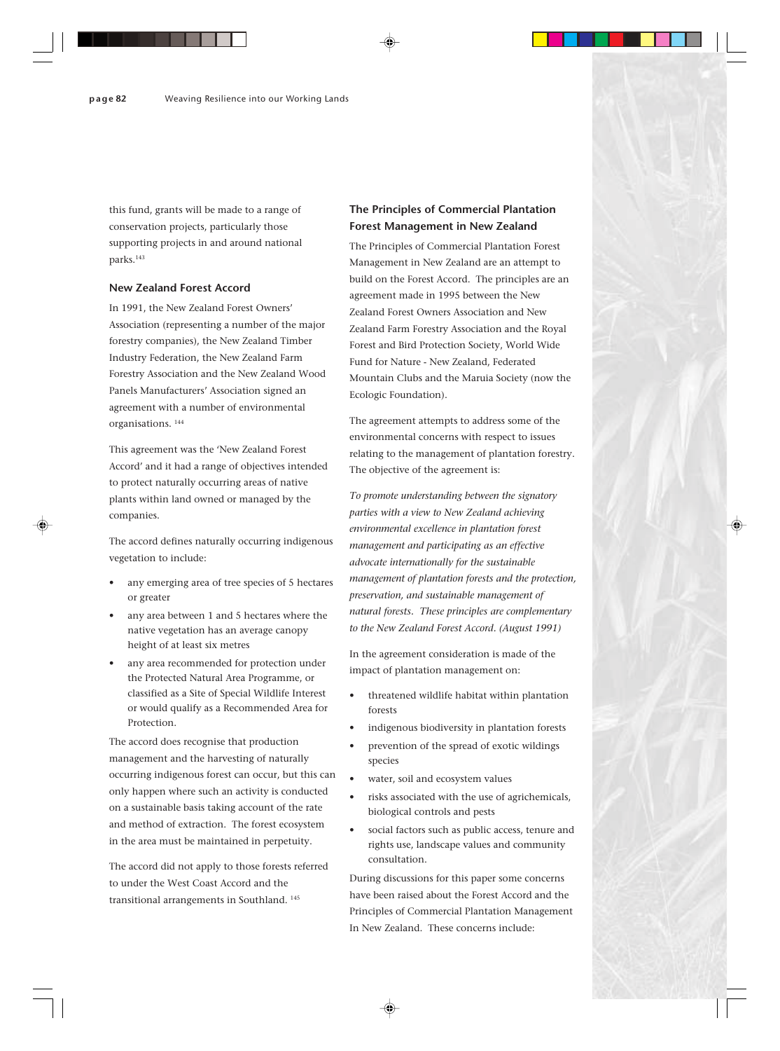this fund, grants will be made to a range of conservation projects, particularly those supporting projects in and around national parks.[143]

### New Zealand Forest Accord

In 1991, the New Zealand Forest Owners' Association (representing a number of the major forestry companies), the New Zealand Timber Industry Federation, the New Zealand Farm Forestry Association and the New Zealand Wood Panels Manufacturers' Association signed an agreement with a number of environmental organisations. [144]

This agreement was the 'New Zealand Forest Accord' and it had a range of objectives intended to protect naturally occurring areas of native plants within land owned or managed by the companies.

The accord defines naturally occurring indigenous vegetation to include:

- any emerging area of tree species of 5 hectares or greater
- any area between 1 and 5 hectares where the native vegetation has an average canopy height of at least six metres
- any area recommended for protection under the Protected Natural Area Programme, or classified as a Site of Special Wildlife Interest or would qualify as a Recommended Area for Protection.

The accord does recognise that production management and the harvesting of naturally occurring indigenous forest can occur, but this can only happen where such an activity is conducted on a sustainable basis taking account of the rate and method of extraction. The forest ecosystem in the area must be maintained in perpetuity.

The accord did not apply to those forests referred to under the West Coast Accord and the transitional arrangements in Southland. [145]

### The Principles of Commercial Plantation Forest Management in New Zealand

The Principles of Commercial Plantation Forest Management in New Zealand are an attempt to build on the Forest Accord. The principles are an agreement made in 1995 between the New Zealand Forest Owners Association and New Zealand Farm Forestry Association and the Royal Forest and Bird Protection Society, World Wide Fund for Nature - New Zealand, Federated Mountain Clubs and the Maruia Society (now the Ecologic Foundation).

The agreement attempts to address some of the environmental concerns with respect to issues relating to the management of plantation forestry. The objective of the agreement is:

*To promote understanding between the signatory parties with a view to New Zealand achieving environmental excellence in plantation forest management and participating as an effective advocate internationally for the sustainable management of plantation forests and the protection, preservation, and sustainable management of natural forests. These principles are complementary to the New Zealand Forest Accord. (August 1991)*

In the agreement consideration is made of the impact of plantation management on:

- threatened wildlife habitat within plantation forests
- indigenous biodiversity in plantation forests
- prevention of the spread of exotic wildings species
- water, soil and ecosystem values
- risks associated with the use of agrichemicals, biological controls and pests
- social factors such as public access, tenure and rights use, landscape values and community consultation.

During discussions for this paper some concerns have been raised about the Forest Accord and the Principles of Commercial Plantation Management In New Zealand. These concerns include: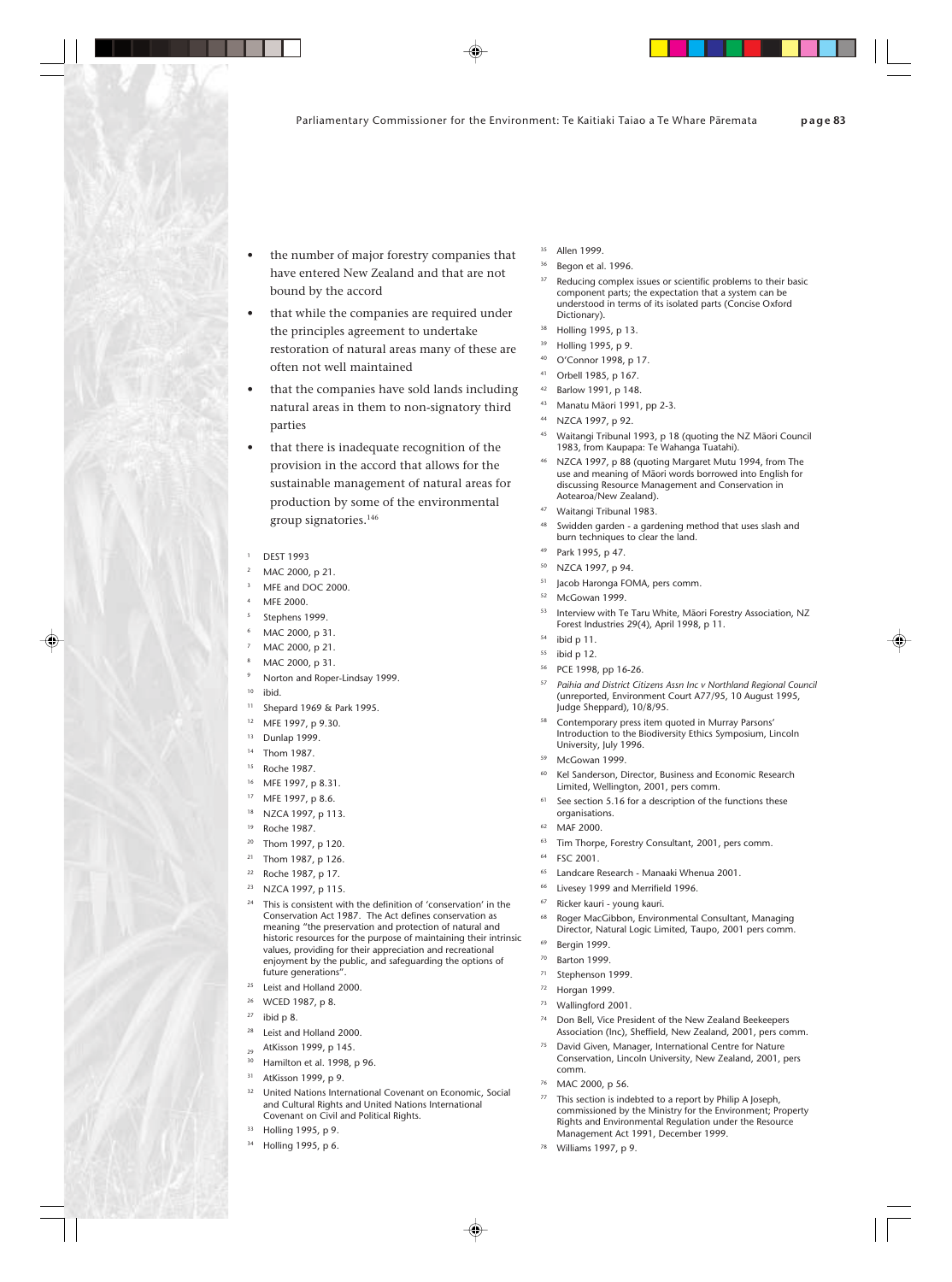- the number of major forestry companies that have entered New Zealand and that are not bound by the accord
- that while the companies are required under the principles agreement to undertake restoration of natural areas many of these are often not well maintained
- that the companies have sold lands including natural areas in them to non-signatory third parties
- that there is inadequate recognition of the provision in the accord that allows for the sustainable management of natural areas for production by some of the environmental group signatories.[146]

1. DEST 1993
2. MAC 2000, p 21.
3. MFE and DOC 2000.
4. MFE 2000.
5. Stephens 1999.
6. MAC 2000, p 31.
7. MAC 2000, p 21.
8. MAC 2000, p 31.
9. Norton and Roper-Lindsay 1999.
10. ibid.
11. Shepard 1969 & Park 1995.
12. MFE 1997, p 9.30.
13. Dunlap 1999.
14. Thom 1987.
15. Roche 1987.
16. MFE 1997, p 8.31.
17. MFE 1997, p 8.6.
18. NZCA 1997, p 113.
19. Roche 1987.
20. Thom 1997, p 120.
21. Thom 1987, p 126.
22. Roche 1987, p 17.
23. NZCA 1997, p 115.
24. This is consistent with the definition of 'conservation' in the Conservation Act 1987. The Act defines conservation as meaning "the preservation and protection of natural and historic resources for the purpose of maintaining their intrinsic values, providing for their appreciation and recreational enjoyment by the public, and safeguarding the options of future generations".
25. Leist and Holland 2000.
26. WCED 1987, p 8.
27. ibid p 8.
28. Leist and Holland 2000.
29. AtKisson 1999, p 145.
30. Hamilton et al. 1998, p 96.
31. AtKisson 1999, p 9.
32. United Nations International Covenant on Economic, Social and Cultural Rights and United Nations International Covenant on Civil and Political Rights.
33. Holling 1995, p 9.
34. Holling 1995, p 6.
35. Allen 1999.
36. Begon et al. 1996.
37. Reducing complex issues or scientific problems to their basic component parts; the expectation that a system can be understood in terms of its isolated parts (Concise Oxford Dictionary).
38. Holling 1995, p 13.
39. Holling 1995, p 9.
40. O'Connor 1998, p 17.
41. Orbell 1985, p 167.
42. Barlow 1991, p 148.
43. Manatu Māori 1991, pp 2-3.
44. NZCA 1997, p 92.
45. Waitangi Tribunal 1993, p 18 (quoting the NZ Māori Council 1983, from Kaupapa: Te Wahanga Tuatahi).
46. NZCA 1997, p 88 (quoting Margaret Mutu 1994, from The use and meaning of Māori words borrowed into English for discussing Resource Management and Conservation in Aotearoa/New Zealand).
47. Waitangi Tribunal 1983.
48. Swidden garden - a gardening method that uses slash and burn techniques to clear the land.
49. Park 1995, p 47.
50. NZCA 1997, p 94.
51. Jacob Haronga FOMA, pers comm.
52. McGowan 1999.
53. Interview with Te Taru White, Māori Forestry Association, NZ Forest Industries 29(4), April 1998, p 11.
54. ibid p 11.
55. ibid p 12.
56. PCE 1998, pp 16-26.
57. *Paihia and District Citizens Assn Inc v Northland Regional Council* (unreported, Environment Court A77/95, 10 August 1995, Judge Sheppard), 10/8/95.
58. Contemporary press item quoted in Murray Parsons' Introduction to the Biodiversity Ethics Symposium, Lincoln University, July 1996.
59. McGowan 1999.
60. Kel Sanderson, Director, Business and Economic Research Limited, Wellington, 2001, pers comm.
61. See section 5.16 for a description of the functions these organisations.
62. MAF 2000.
63. Tim Thorpe, Forestry Consultant, 2001, pers comm.
64. FSC 2001.
65. Landcare Research - Manaaki Whenua 2001.
66. Livesey 1999 and Merrifield 1996.
67. Ricker kauri - young kauri.
68. Roger MacGibbon, Environmental Consultant, Managing Director, Natural Logic Limited, Taupo, 2001 pers comm.
69. Bergin 1999.
70. Barton 1999.
71. Stephenson 1999.
72. Horgan 1999.
73. Wallingford 2001.
74. Don Bell, Vice President of the New Zealand Beekeepers Association (Inc), Sheffield, New Zealand, 2001, pers comm.
75. David Given, Manager, International Centre for Nature Conservation, Lincoln University, New Zealand, 2001, pers comm.
76. MAC 2000, p 56.
77. This section is indebted to a report by Philip A Joseph, commissioned by the Ministry for the Environment; Property Rights and Environmental Regulation under the Resource Management Act 1991, December 1999.
78. Williams 1997, p 9.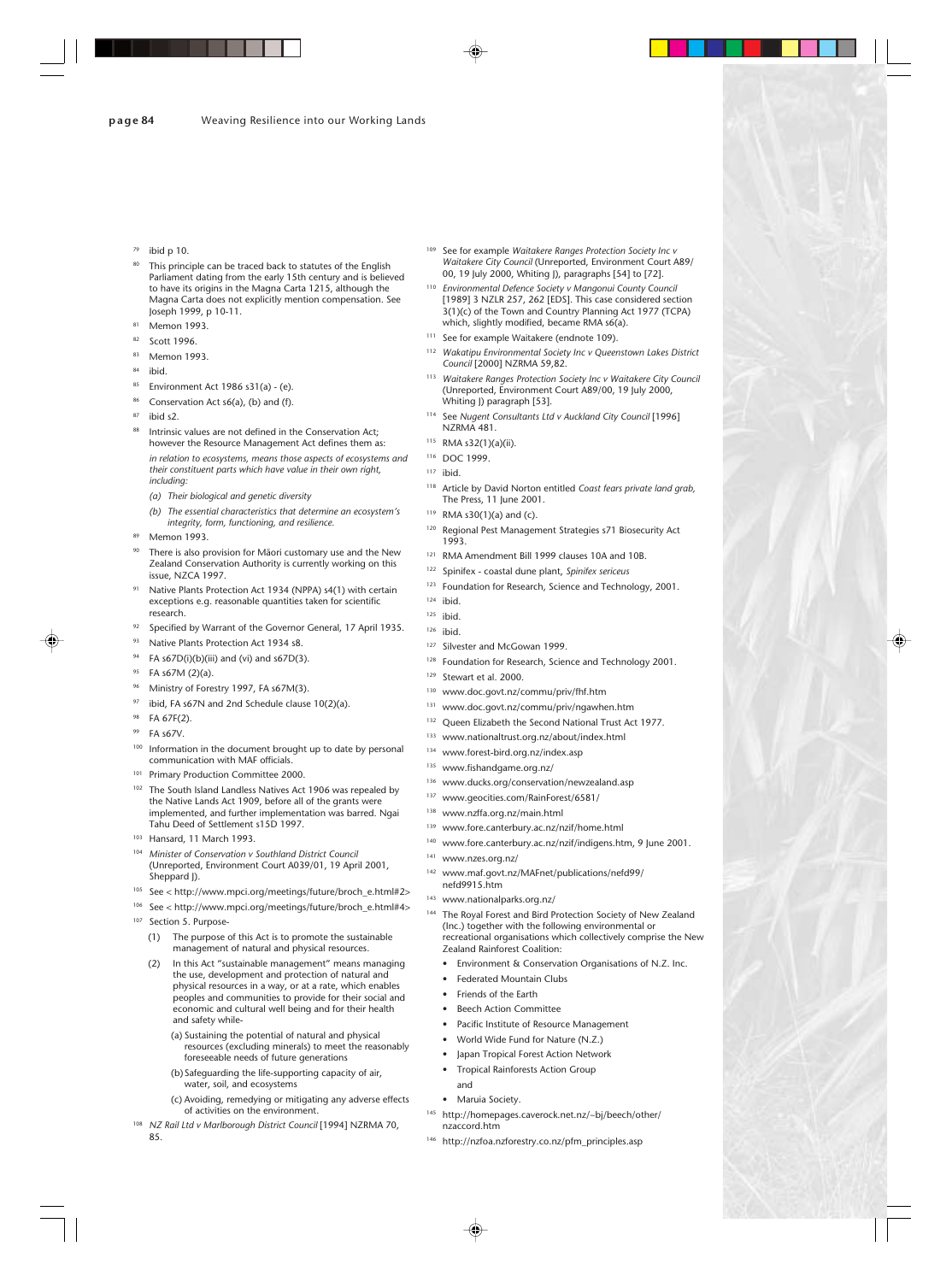79 ibid p 10.

80 This principle can be traced back to statutes of the English Parliament dating from the early 15th century and is believed to have its origins in the Magna Carta 1215, although the Magna Carta does not explicitly mention compensation. See Joseph 1999, p 10-11.

81 Memon 1993.

82 Scott 1996.

83 Memon 1993.

84 ibid.

85 Environment Act 1986 s31(a) - (e).

86 Conservation Act s6(a), (b) and (f).

87 ibid s2.

88 Intrinsic values are not defined in the Conservation Act; however the Resource Management Act defines them as:

*in relation to ecosystems, means those aspects of ecosystems and their constituent parts which have value in their own right, including:*

*(a) Their biological and genetic diversity*

*(b) The essential characteristics that determine an ecosystem's integrity, form, functioning, and resilience.*

89 Memon 1993.

90 There is also provision for Māori customary use and the New Zealand Conservation Authority is currently working on this issue, NZCA 1997.

91 Native Plants Protection Act 1934 (NPPA) s4(1) with certain exceptions e.g. reasonable quantities taken for scientific research.

92 Specified by Warrant of the Governor General, 17 April 1935.

93 Native Plants Protection Act 1934 s8.

94 FA s67D(i)(b)(iii) and (vi) and s67D(3).

95 FA s67M (2)(a).

96 Ministry of Forestry 1997, FA s67M(3).

97 ibid, FA s67N and 2nd Schedule clause 10(2)(a).

98 FA 67F(2).

99 FA s67V.

100 Information in the document brought up to date by personal communication with MAF officials.

101 Primary Production Committee 2000.

102 The South Island Landless Natives Act 1906 was repealed by the Native Lands Act 1909, before all of the grants were implemented, and further implementation was barred. Ngai Tahu Deed of Settlement s15D 1997.

103 Hansard, 11 March 1993.

104 *Minister of Conservation v Southland District Council* (Unreported, Environment Court A039/01, 19 April 2001, Sheppard J).

105 See < http://www.mpci.org/meetings/future/broch_e.html#2>

106 See < http://www.mpci.org/meetings/future/broch_e.html#4>

107 Section 5. Purpose-

(1) The purpose of this Act is to promote the sustainable management of natural and physical resources.

(2) In this Act "sustainable management" means managing the use, development and protection of natural and physical resources in a way, or at a rate, which enables peoples and communities to provide for their social and economic and cultural well being and for their health and safety while-

(a) Sustaining the potential of natural and physical resources (excluding minerals) to meet the reasonably foreseeable needs of future generations

(b) Safeguarding the life-supporting capacity of air, water, soil, and ecosystems

(c) Avoiding, remedying or mitigating any adverse effects of activities on the environment.

108 *NZ Rail Ltd v Marlborough District Council* [1994] NZRMA 70, 85.

109 See for example *Waitakere Ranges Protection Society Inc v Waitakere City Council* (Unreported, Environment Court A89/00, 19 July 2000, Whiting J), paragraphs [54] to [72].

110 *Environmental Defence Society v Mangonui County Council* [1989] 3 NZLR 257, 262 [EDS]. This case considered section 3(1)(c) of the Town and Country Planning Act 1977 (TCPA) which, slightly modified, became RMA s6(a).

111 See for example Waitakere (endnote 109).

112 *Wakatipu Environmental Society Inc v Queenstown Lakes District Council* [2000] NZRMA 59,82.

113 *Waitakere Ranges Protection Society Inc v Waitakere City Council* (Unreported, Environment Court A89/00, 19 July 2000, Whiting J) paragraph [53].

114 See *Nugent Consultants Ltd v Auckland City Council* [1996] NZRMA 481.

115 RMA s32(1)(a)(ii).

116 DOC 1999.

117 ibid.

118 Article by David Norton entitled *Coast fears private land grab,* The Press, 11 June 2001.

119 RMA s30(1)(a) and (c).

120 Regional Pest Management Strategies s71 Biosecurity Act 1993.

121 RMA Amendment Bill 1999 clauses 10A and 10B.

122 Spinifex - coastal dune plant, *Spinifex sericeus*

123 Foundation for Research, Science and Technology, 2001.

124 ibid.

125 ibid.

126 ibid.

127 Silvester and McGowan 1999.

128 Foundation for Research, Science and Technology 2001.

129 Stewart et al. 2000.

130 www.doc.govt.nz/commu/priv/fhf.htm

131 www.doc.govt.nz/commu/priv/ngawhen.htm

132 Queen Elizabeth the Second National Trust Act 1977.

133 www.nationaltrust.org.nz/about/index.html

134 www.forest-bird.org.nz/index.asp

135 www.fishandgame.org.nz/

136 www.ducks.org/conservation/newzealand.asp

137 www.geocities.com/RainForest/6581/

138 www.nzffa.org.nz/main.html

139 www.fore.canterbury.ac.nz/nzif/home.html

140 www.fore.canterbury.ac.nz/nzif/indigens.htm, 9 June 2001.

141 www.nzes.org.nz/

142 www.maf.govt.nz/MAFnet/publications/nefd99/nefd9915.htm

143 www.nationalparks.org.nz/

144 The Royal Forest and Bird Protection Society of New Zealand (Inc.) together with the following environmental or recreational organisations which collectively comprise the New Zealand Rainforest Coalition:

- Environment & Conservation Organisations of N.Z. Inc.
- Federated Mountain Clubs
- Friends of the Earth
- Beech Action Committee
- Pacific Institute of Resource Management
- World Wide Fund for Nature (N.Z.)
- Japan Tropical Forest Action Network
- Tropical Rainforests Action Group

and

- Maruia Society.

145 http://homepages.caverock.net.nz/~bj/beech/other/nzaccord.htm

146 http://nzfoa.nzforestry.co.nz/pfm_principles.asp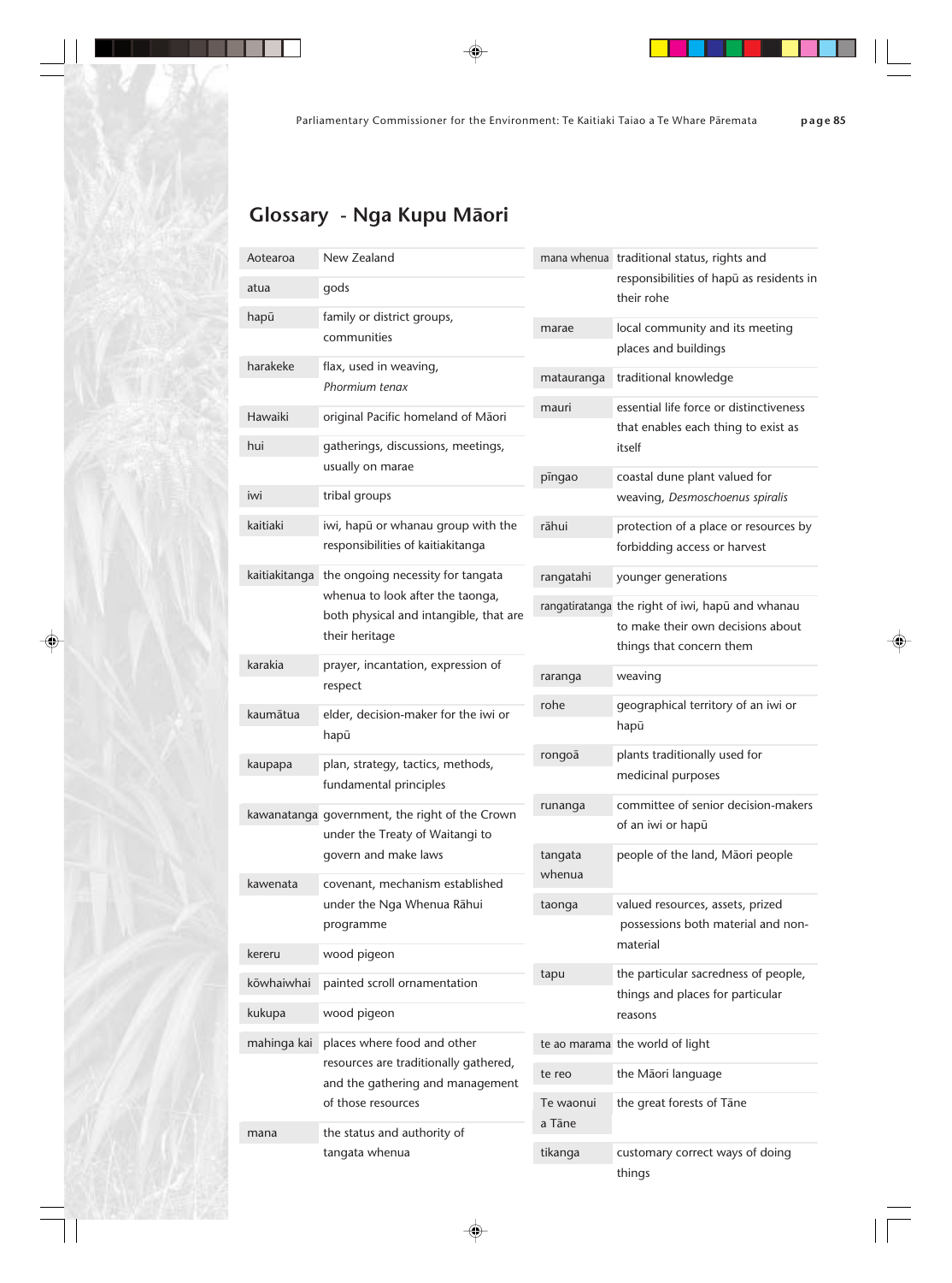## Glossary - Nga Kupu Māori

| | |
|---|---|
| Aotearoa | New Zealand |
| atua | gods |
| hapū | family or district groups, communities |
| harakeke | flax, used in weaving, *Phormium tenax* |
| Hawaiki | original Pacific homeland of Māori |
| hui | gatherings, discussions, meetings, usually on marae |
| iwi | tribal groups |
| kaitiaki | iwi, hapū or whanau group with the responsibilities of kaitiakitanga |
| kaitiakitanga | the ongoing necessity for tangata whenua to look after the taonga, both physical and intangible, that are their heritage |
| karakia | prayer, incantation, expression of respect |
| kaumātua | elder, decision-maker for the iwi or hapū |
| kaupapa | plan, strategy, tactics, methods, fundamental principles |
| kawanatanga | government, the right of the Crown under the Treaty of Waitangi to govern and make laws |
| kawenata | covenant, mechanism established under the Nga Whenua Rāhui programme |
| kereru | wood pigeon |
| kōwhaiwhai | painted scroll ornamentation |
| kukupa | wood pigeon |
| mahinga kai | places where food and other resources are traditionally gathered, and the gathering and management of those resources |
| mana | the status and authority of tangata whenua |
| mana whenua | traditional status, rights and responsibilities of hapū as residents in their rohe |
| marae | local community and its meeting places and buildings |
| matauranga | traditional knowledge |
| mauri | essential life force or distinctiveness that enables each thing to exist as itself |
| pīngao | coastal dune plant valued for weaving, *Desmoschoenus spiralis* |
| rāhui | protection of a place or resources by forbidding access or harvest |
| rangatahi | younger generations |
| rangatiratanga | the right of iwi, hapū and whanau to make their own decisions about things that concern them |
| raranga | weaving |
| rohe | geographical territory of an iwi or hapū |
| rongoā | plants traditionally used for medicinal purposes |
| runanga | committee of senior decision-makers of an iwi or hapū |
| tangata whenua | people of the land, Māori people |
| taonga | valued resources, assets, prized possessions both material and non-material |
| tapu | the particular sacredness of people, things and places for particular reasons |
| te ao marama | the world of light |
| te reo | the Māori language |
| Te waonui a Tāne | the great forests of Tāne |
| tikanga | customary correct ways of doing things |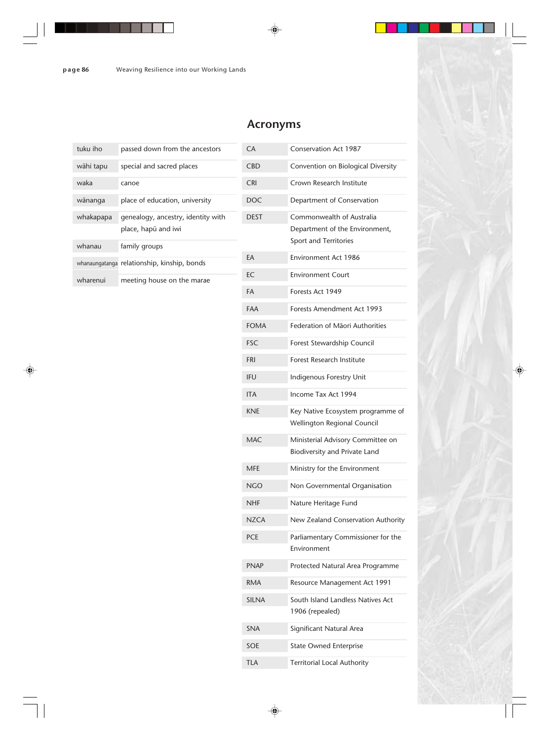| | |
|---|---|
| tuku iho | passed down from the ancestors |
| wāhi tapu | special and sacred places |
| waka | canoe |
| wānanga | place of education, university |
| whakapapa | genealogy, ancestry, identity with place, hapū and iwi |
| whanau | family groups |
| whanaungatanga | relationship, kinship, bonds |
| wharenui | meeting house on the marae |

## Acronyms

| | |
|---|---|
| CA | Conservation Act 1987 |
| CBD | Convention on Biological Diversity |
| CRI | Crown Research Institute |
| DOC | Department of Conservation |
| DEST | Commonwealth of Australia Department of the Environment, Sport and Territories |
| EA | Environment Act 1986 |
| EC | Environment Court |
| FA | Forests Act 1949 |
| FAA | Forests Amendment Act 1993 |
| FOMA | Federation of Māori Authorities |
| FSC | Forest Stewardship Council |
| FRI | Forest Research Institute |
| IFU | Indigenous Forestry Unit |
| ITA | Income Tax Act 1994 |
| KNE | Key Native Ecosystem programme of Wellington Regional Council |
| MAC | Ministerial Advisory Committee on Biodiversity and Private Land |
| MFE | Ministry for the Environment |
| NGO | Non Governmental Organisation |
| NHF | Nature Heritage Fund |
| NZCA | New Zealand Conservation Authority |
| PCE | Parliamentary Commissioner for the Environment |
| PNAP | Protected Natural Area Programme |
| RMA | Resource Management Act 1991 |
| SILNA | South Island Landless Natives Act 1906 (repealed) |
| SNA | Significant Natural Area |
| SOE | State Owned Enterprise |
| TLA | Territorial Local Authority |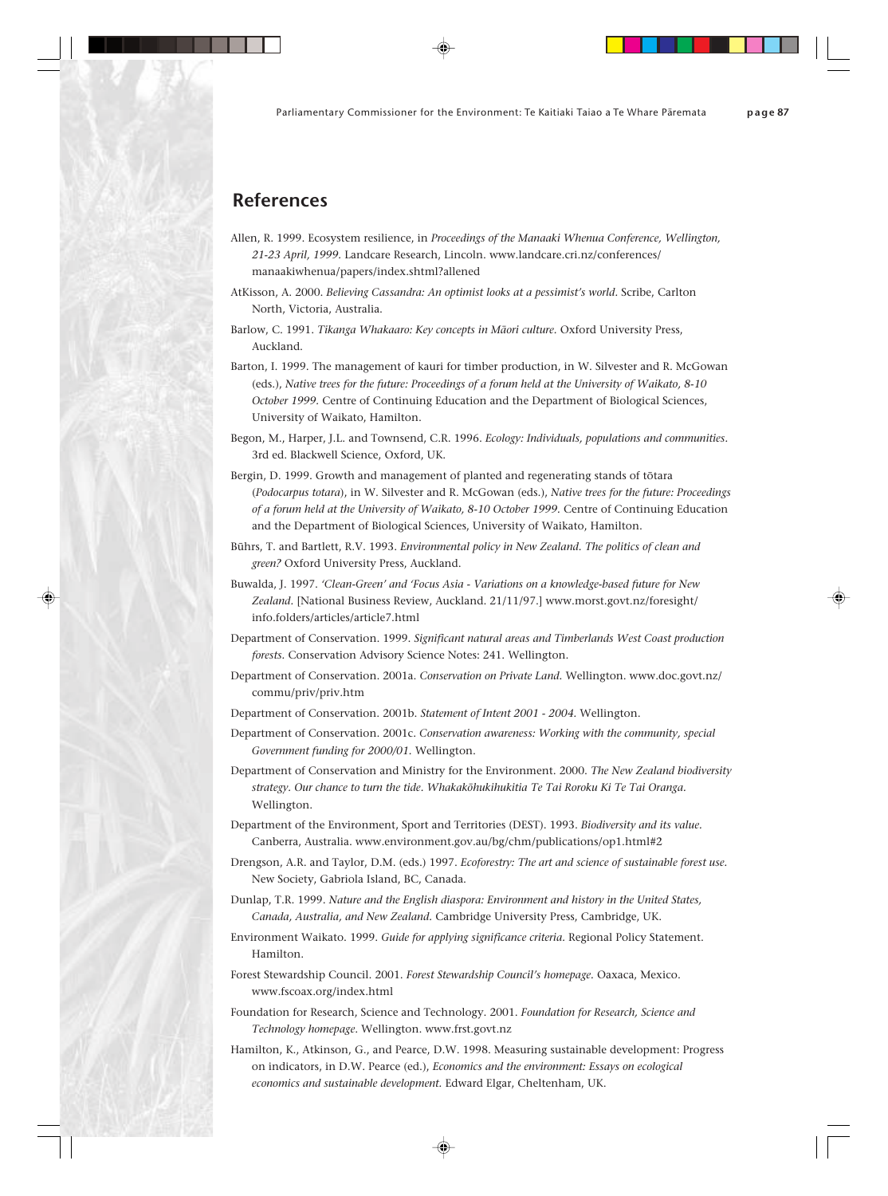## References

Allen, R. 1999. Ecosystem resilience, in *Proceedings of the Manaaki Whenua Conference, Wellington, 21-23 April, 1999.* Landcare Research, Lincoln. www.landcare.cri.nz/conferences/manaakiwhenua/papers/index.shtml?allened

AtKisson, A. 2000. *Believing Cassandra: An optimist looks at a pessimist's world.* Scribe, Carlton North, Victoria, Australia.

Barlow, C. 1991. *Tikanga Whakaaro: Key concepts in Māori culture.* Oxford University Press, Auckland.

Barton, I. 1999. The management of kauri for timber production, in W. Silvester and R. McGowan (eds.), *Native trees for the future: Proceedings of a forum held at the University of Waikato, 8-10 October 1999.* Centre of Continuing Education and the Department of Biological Sciences, University of Waikato, Hamilton.

Begon, M., Harper, J.L. and Townsend, C.R. 1996. *Ecology: Individuals, populations and communities.* 3rd ed. Blackwell Science, Oxford, UK.

Bergin, D. 1999. Growth and management of planted and regenerating stands of tōtara (*Podocarpus totara*), in W. Silvester and R. McGowan (eds.), *Native trees for the future: Proceedings of a forum held at the University of Waikato, 8-10 October 1999.* Centre of Continuing Education and the Department of Biological Sciences, University of Waikato, Hamilton.

Būhrs, T. and Bartlett, R.V. 1993. *Environmental policy in New Zealand. The politics of clean and green?* Oxford University Press, Auckland.

Buwalda, J. 1997. *'Clean-Green' and 'Focus Asia - Variations on a knowledge-based future for New Zealand.* [National Business Review, Auckland. 21/11/97.] www.morst.govt.nz/foresight/info.folders/articles/article7.html

Department of Conservation. 1999. *Significant natural areas and Timberlands West Coast production forests.* Conservation Advisory Science Notes: 241. Wellington.

Department of Conservation. 2001a. *Conservation on Private Land.* Wellington. www.doc.govt.nz/commu/priv/priv.htm

Department of Conservation. 2001b. *Statement of Intent 2001 - 2004.* Wellington.

Department of Conservation. 2001c. *Conservation awareness: Working with the community, special Government funding for 2000/01.* Wellington.

Department of Conservation and Ministry for the Environment. 2000. *The New Zealand biodiversity strategy. Our chance to turn the tide. Whakakōhukihukitia Te Tai Roroku Ki Te Tai Oranga.* Wellington.

Department of the Environment, Sport and Territories (DEST). 1993. *Biodiversity and its value.* Canberra, Australia. www.environment.gov.au/bg/chm/publications/op1.html#2

Drengson, A.R. and Taylor, D.M. (eds.) 1997. *Ecoforestry: The art and science of sustainable forest use.* New Society, Gabriola Island, BC, Canada.

Dunlap, T.R. 1999. *Nature and the English diaspora: Environment and history in the United States, Canada, Australia, and New Zealand.* Cambridge University Press, Cambridge, UK.

Environment Waikato. 1999. *Guide for applying significance criteria.* Regional Policy Statement. Hamilton.

Forest Stewardship Council. 2001. *Forest Stewardship Council's homepage.* Oaxaca, Mexico. www.fscoax.org/index.html

Foundation for Research, Science and Technology. 2001. *Foundation for Research, Science and Technology homepage.* Wellington. www.frst.govt.nz

Hamilton, K., Atkinson, G., and Pearce, D.W. 1998. Measuring sustainable development: Progress on indicators, in D.W. Pearce (ed.), *Economics and the environment: Essays on ecological economics and sustainable development.* Edward Elgar, Cheltenham, UK.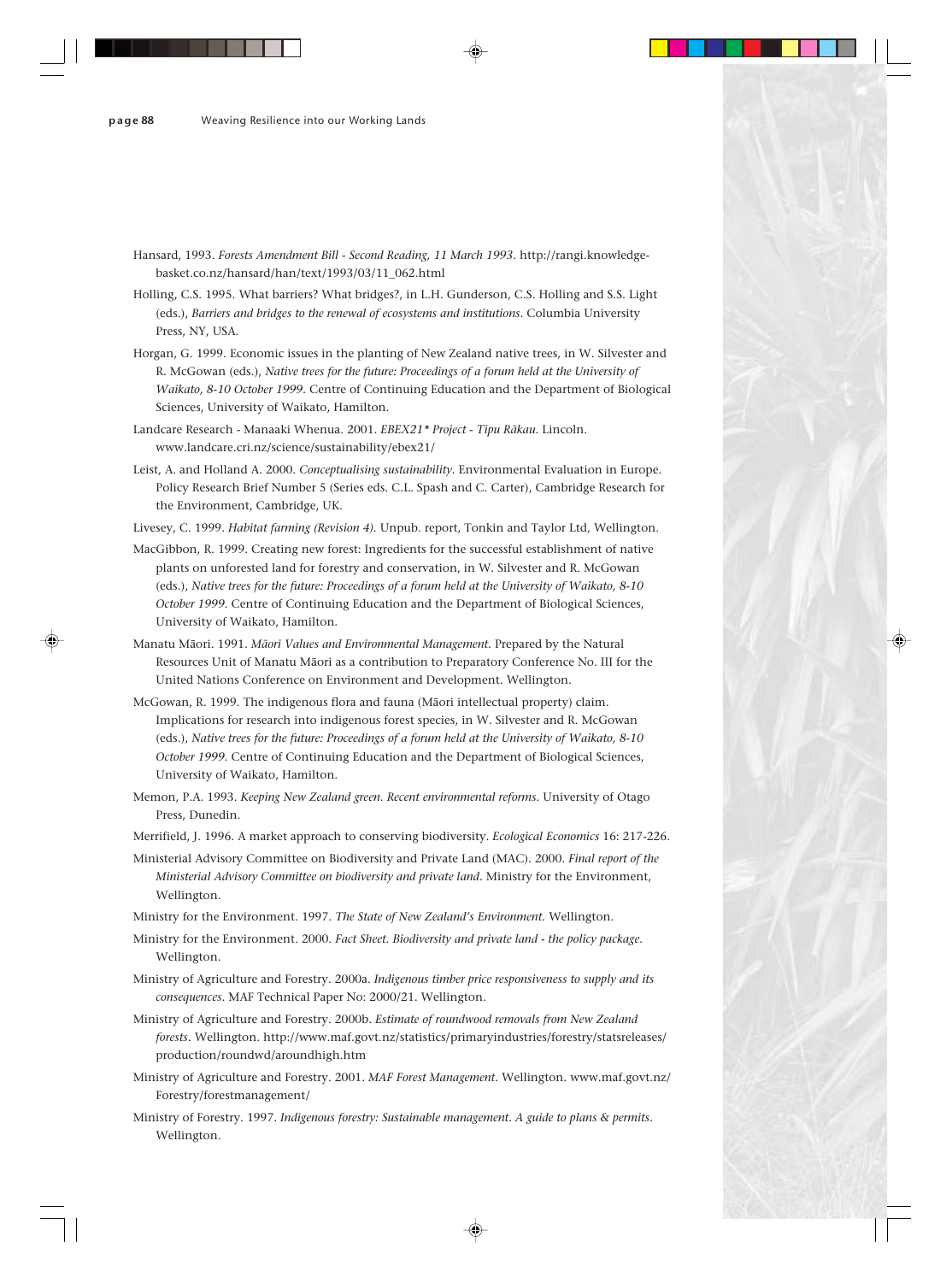Hansard, 1993. *Forests Amendment Bill - Second Reading, 11 March 1993*. http://rangi.knowledge-basket.co.nz/hansard/han/text/1993/03/11_062.html

Holling, C.S. 1995. What barriers? What bridges?, in L.H. Gunderson, C.S. Holling and S.S. Light (eds.), *Barriers and bridges to the renewal of ecosystems and institutions*. Columbia University Press, NY, USA.

Horgan, G. 1999. Economic issues in the planting of New Zealand native trees, in W. Silvester and R. McGowan (eds.), *Native trees for the future: Proceedings of a forum held at the University of Waikato, 8-10 October 1999*. Centre of Continuing Education and the Department of Biological Sciences, University of Waikato, Hamilton.

Landcare Research - Manaaki Whenua. 2001. *EBEX21* Project - Tipu Rākau*. Lincoln. www.landcare.cri.nz/science/sustainability/ebex21/

Leist, A. and Holland A. 2000. *Conceptualising sustainability*. Environmental Evaluation in Europe. Policy Research Brief Number 5 (Series eds. C.L. Spash and C. Carter), Cambridge Research for the Environment, Cambridge, UK.

Livesey, C. 1999. *Habitat farming (Revision 4)*. Unpub. report, Tonkin and Taylor Ltd, Wellington.

MacGibbon, R. 1999. Creating new forest: Ingredients for the successful establishment of native plants on unforested land for forestry and conservation, in W. Silvester and R. McGowan (eds.), *Native trees for the future: Proceedings of a forum held at the University of Waikato, 8-10 October 1999*. Centre of Continuing Education and the Department of Biological Sciences, University of Waikato, Hamilton.

Manatu Māori. 1991. *Māori Values and Environmental Management*. Prepared by the Natural Resources Unit of Manatu Māori as a contribution to Preparatory Conference No. III for the United Nations Conference on Environment and Development. Wellington.

McGowan, R. 1999. The indigenous flora and fauna (Māori intellectual property) claim. Implications for research into indigenous forest species, in W. Silvester and R. McGowan (eds.), *Native trees for the future: Proceedings of a forum held at the University of Waikato, 8-10 October 1999*. Centre of Continuing Education and the Department of Biological Sciences, University of Waikato, Hamilton.

Memon, P.A. 1993. *Keeping New Zealand green. Recent environmental reforms*. University of Otago Press, Dunedin.

Merrifield, J. 1996. A market approach to conserving biodiversity. *Ecological Economics* 16: 217-226.

Ministerial Advisory Committee on Biodiversity and Private Land (MAC). 2000. *Final report of the Ministerial Advisory Committee on biodiversity and private land*. Ministry for the Environment, Wellington.

Ministry for the Environment. 1997. *The State of New Zealand's Environment*. Wellington.

Ministry for the Environment. 2000. *Fact Sheet. Biodiversity and private land - the policy package*. Wellington.

Ministry of Agriculture and Forestry. 2000a. *Indigenous timber price responsiveness to supply and its consequences*. MAF Technical Paper No: 2000/21. Wellington.

Ministry of Agriculture and Forestry. 2000b. *Estimate of roundwood removals from New Zealand forests*. Wellington. http://www.maf.govt.nz/statistics/primaryindustries/forestry/statsreleases/production/roundwd/aroundhigh.htm

Ministry of Agriculture and Forestry. 2001. *MAF Forest Management*. Wellington. www.maf.govt.nz/Forestry/forestmanagement/

Ministry of Forestry. 1997. *Indigenous forestry: Sustainable management. A guide to plans & permits*. Wellington.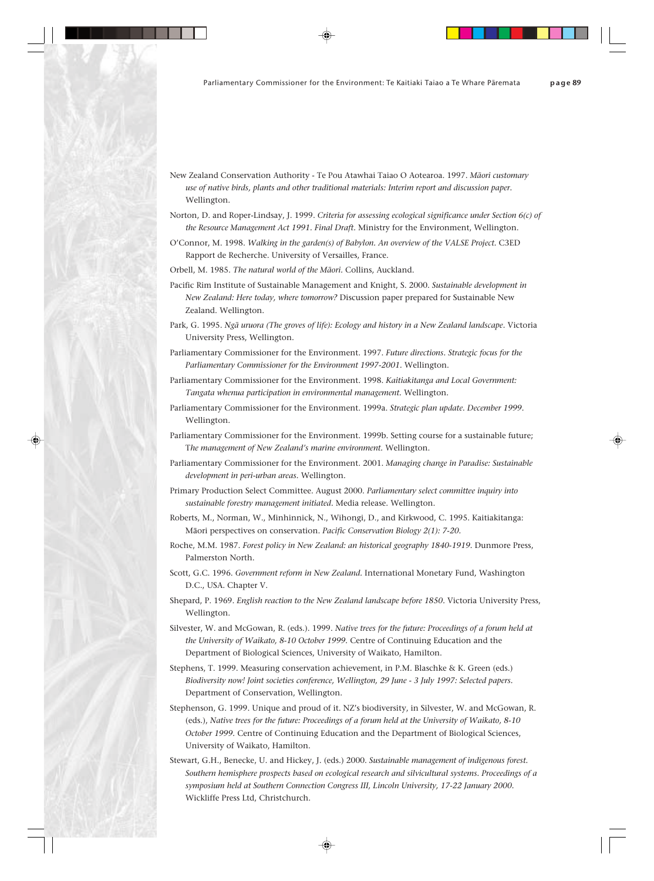New Zealand Conservation Authority - Te Pou Atawhai Taiao O Aotearoa. 1997. *Māori customary use of native birds, plants and other traditional materials: Interim report and discussion paper*. Wellington.

Norton, D. and Roper-Lindsay, J. 1999. *Criteria for assessing ecological significance under Section 6(c) of the Resource Management Act 1991. Final Draft.* Ministry for the Environment, Wellington.

O'Connor, M. 1998. *Walking in the garden(s) of Babylon. An overview of the VALSE Project.* C3ED Rapport de Recherche. University of Versailles, France.

Orbell, M. 1985. *The natural world of the Māori*. Collins, Auckland.

Pacific Rim Institute of Sustainable Management and Knight, S. 2000. *Sustainable development in New Zealand: Here today, where tomorrow?* Discussion paper prepared for Sustainable New Zealand. Wellington.

Park, G. 1995. *Ngā uruora (The groves of life): Ecology and history in a New Zealand landscape*. Victoria University Press, Wellington.

Parliamentary Commissioner for the Environment. 1997. *Future directions. Strategic focus for the Parliamentary Commissioner for the Environment 1997-2001*. Wellington.

Parliamentary Commissioner for the Environment. 1998. *Kaitiakitanga and Local Government: Tangata whenua participation in environmental management.* Wellington.

Parliamentary Commissioner for the Environment. 1999a. *Strategic plan update. December 1999.* Wellington.

Parliamentary Commissioner for the Environment. 1999b. Setting course for a sustainable future; T*he management of New Zealand's marine environment.* Wellington.

Parliamentary Commissioner for the Environment. 2001. *Managing change in Paradise: Sustainable development in peri-urban areas.* Wellington.

Primary Production Select Committee. August 2000. *Parliamentary select committee inquiry into sustainable forestry management initiated*. Media release. Wellington.

Roberts, M., Norman, W., Minhinnick, N., Wihongi, D., and Kirkwood, C. 1995. Kaitiakitanga: Māori perspectives on conservation. *Pacific Conservation Biology 2(1): 7-20.*

Roche, M.M. 1987. *Forest policy in New Zealand: an historical geography 1840-1919.* Dunmore Press, Palmerston North.

Scott, G.C. 1996. *Government reform in New Zealand.* International Monetary Fund, Washington D.C., USA. Chapter V.

Shepard, P. 1969. *English reaction to the New Zealand landscape before 1850.* Victoria University Press, Wellington.

Silvester, W. and McGowan, R. (eds.). 1999. *Native trees for the future: Proceedings of a forum held at the University of Waikato, 8-10 October 1999.* Centre of Continuing Education and the Department of Biological Sciences, University of Waikato, Hamilton.

Stephens, T. 1999. Measuring conservation achievement, in P.M. Blaschke & K. Green (eds.) *Biodiversity now! Joint societies conference, Wellington, 29 June - 3 July 1997: Selected papers.* Department of Conservation, Wellington.

Stephenson, G. 1999. Unique and proud of it. NZ's biodiversity, in Silvester, W. and McGowan, R. (eds.), *Native trees for the future: Proceedings of a forum held at the University of Waikato, 8-10 October 1999.* Centre of Continuing Education and the Department of Biological Sciences, University of Waikato, Hamilton.

Stewart, G.H., Benecke, U. and Hickey, J. (eds.) 2000. *Sustainable management of indigenous forest. Southern hemisphere prospects based on ecological research and silvicultural systems. Proceedings of a symposium held at Southern Connection Congress III, Lincoln University, 17-22 January 2000.* Wickliffe Press Ltd, Christchurch.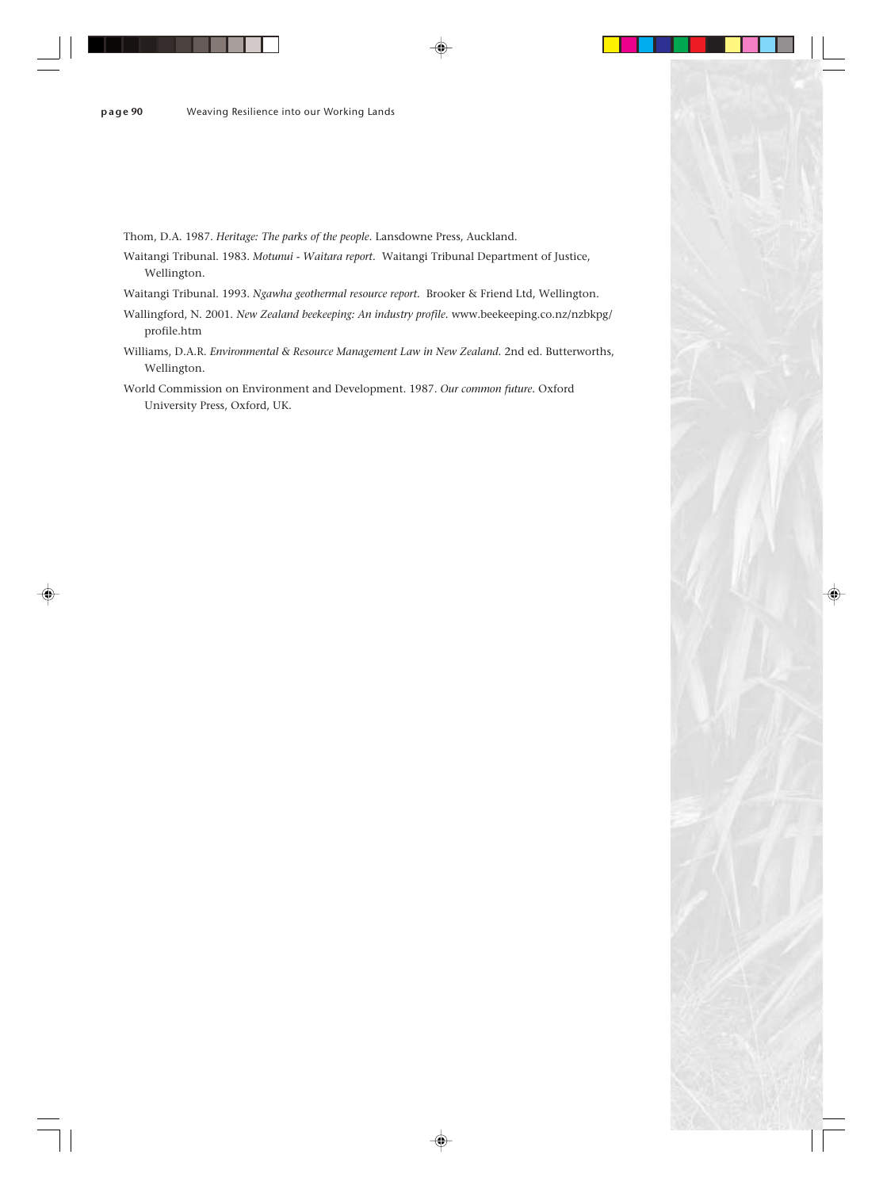Thom, D.A. 1987. *Heritage: The parks of the people*. Lansdowne Press, Auckland.

Waitangi Tribunal. 1983. *Motunui - Waitara report*. Waitangi Tribunal Department of Justice, Wellington.

Waitangi Tribunal. 1993. *Ngawha geothermal resource report.* Brooker & Friend Ltd, Wellington.

Wallingford, N. 2001. *New Zealand beekeeping: An industry profile*. www.beekeeping.co.nz/nzbkpg/profile.htm

Williams, D.A.R. *Environmental & Resource Management Law in New Zealand*. 2nd ed. Butterworths, Wellington.

World Commission on Environment and Development. 1987. *Our common future*. Oxford University Press, Oxford, UK.